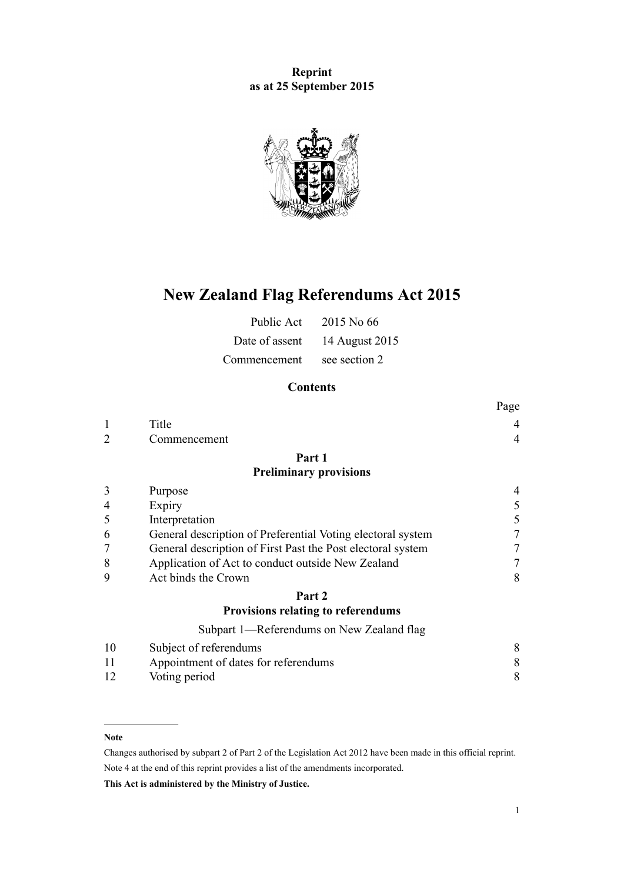**Reprint**
**as at 25 September 2015**

# New Zealand Flag Referendums Act 2015

| | |
|---|---|
| Public Act | 2015 No 66 |
| Date of assent | 14 August 2015 |
| Commencement | see section 2 |

## Contents

| | | Page |
|---|---|---|
| 1 | Title | 4 |
| 2 | Commencement | 4 |
| | **Part 1** | |
| | **Preliminary provisions** | |
| 3 | Purpose | 4 |
| 4 | Expiry | 5 |
| 5 | Interpretation | 5 |
| 6 | General description of Preferential Voting electoral system | 7 |
| 7 | General description of First Past the Post electoral system | 7 |
| 8 | Application of Act to conduct outside New Zealand | 7 |
| 9 | Act binds the Crown | 8 |
| | **Part 2** | |
| | **Provisions relating to referendums** | |
| | Subpart 1—Referendums on New Zealand flag | |
| 10 | Subject of referendums | 8 |
| 11 | Appointment of dates for referendums | 8 |
| 12 | Voting period | 8 |

---

**Note**

Changes authorised by subpart 2 of Part 2 of the Legislation Act 2012 have been made in this official reprint.

Note 4 at the end of this reprint provides a list of the amendments incorporated.

**This Act is administered by the Ministry of Justice.**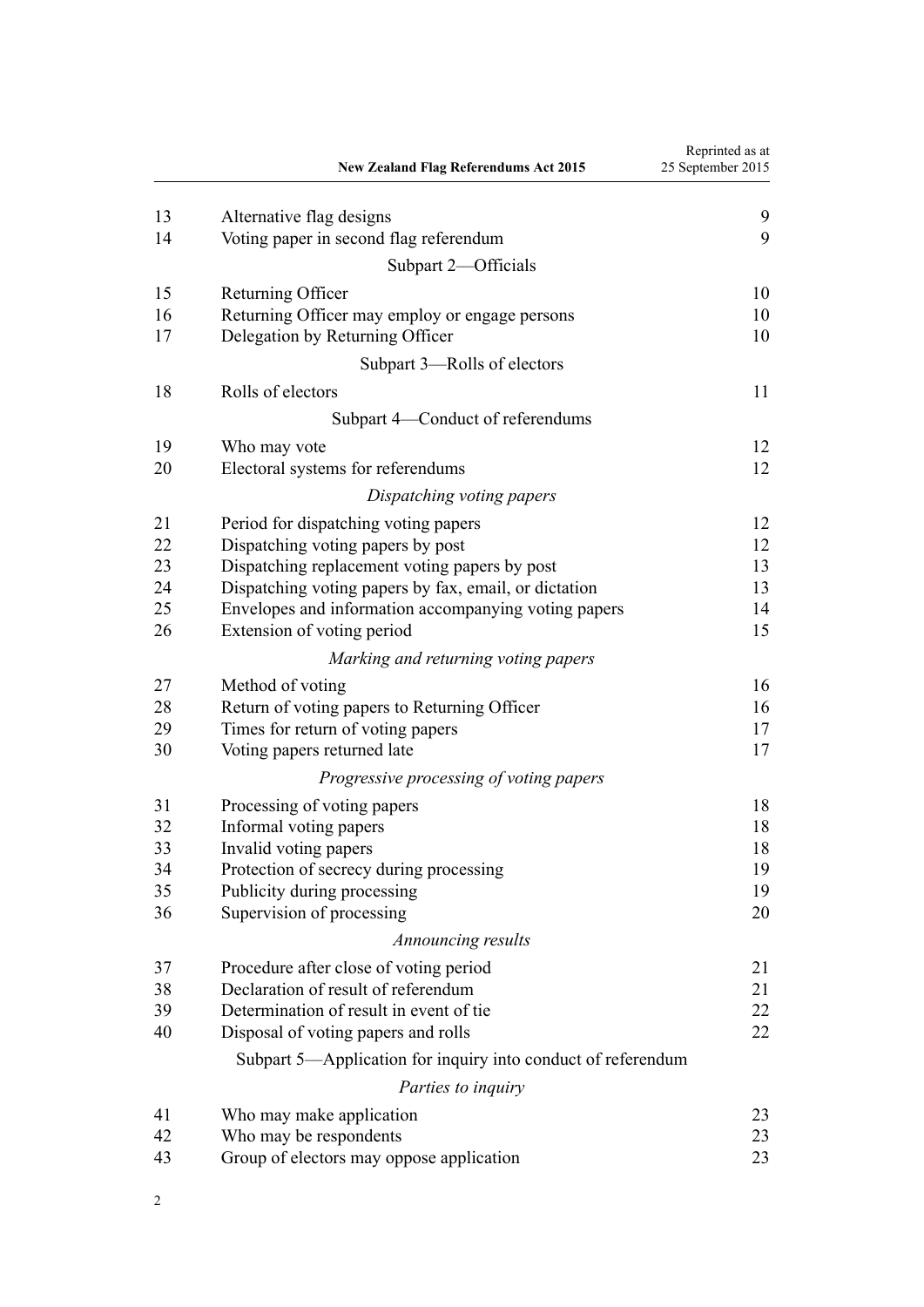| | | |
|---|---|---|
| 13 | Alternative flag designs | 9 |
| 14 | Voting paper in second flag referendum | 9 |
| | Subpart 2—Officials | |
| 15 | Returning Officer | 10 |
| 16 | Returning Officer may employ or engage persons | 10 |
| 17 | Delegation by Returning Officer | 10 |
| | Subpart 3—Rolls of electors | |
| 18 | Rolls of electors | 11 |
| | Subpart 4—Conduct of referendums | |
| 19 | Who may vote | 12 |
| 20 | Electoral systems for referendums | 12 |
| | *Dispatching voting papers* | |
| 21 | Period for dispatching voting papers | 12 |
| 22 | Dispatching voting papers by post | 12 |
| 23 | Dispatching replacement voting papers by post | 13 |
| 24 | Dispatching voting papers by fax, email, or dictation | 13 |
| 25 | Envelopes and information accompanying voting papers | 14 |
| 26 | Extension of voting period | 15 |
| | *Marking and returning voting papers* | |
| 27 | Method of voting | 16 |
| 28 | Return of voting papers to Returning Officer | 16 |
| 29 | Times for return of voting papers | 17 |
| 30 | Voting papers returned late | 17 |
| | *Progressive processing of voting papers* | |
| 31 | Processing of voting papers | 18 |
| 32 | Informal voting papers | 18 |
| 33 | Invalid voting papers | 18 |
| 34 | Protection of secrecy during processing | 19 |
| 35 | Publicity during processing | 19 |
| 36 | Supervision of processing | 20 |
| | *Announcing results* | |
| 37 | Procedure after close of voting period | 21 |
| 38 | Declaration of result of referendum | 21 |
| 39 | Determination of result in event of tie | 22 |
| 40 | Disposal of voting papers and rolls | 22 |
| | Subpart 5—Application for inquiry into conduct of referendum | |
| | *Parties to inquiry* | |
| 41 | Who may make application | 23 |
| 42 | Who may be respondents | 23 |
| 43 | Group of electors may oppose application | 23 |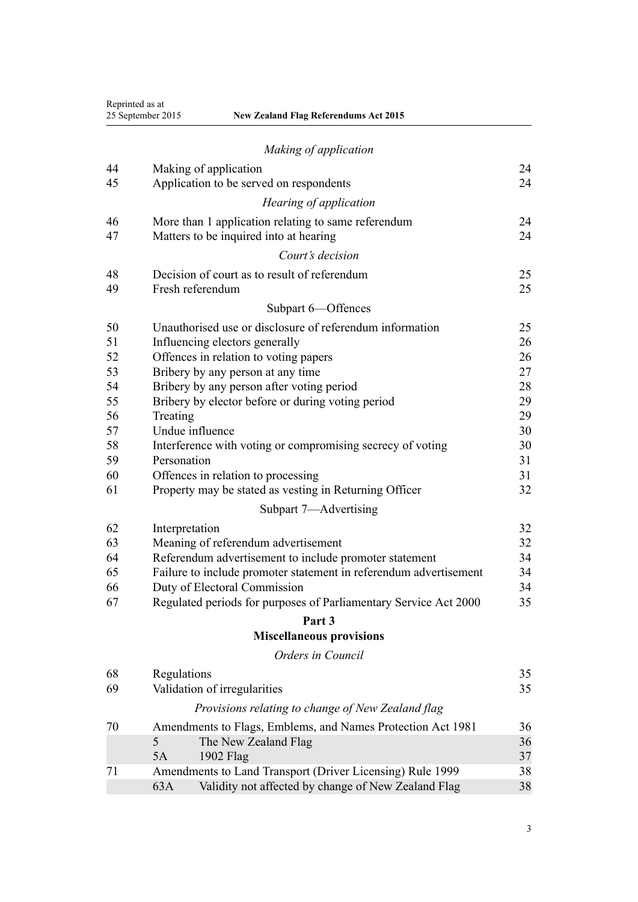*Making of application*

| | | |
|---|---|---|
| 44 | Making of application | 24 |
| 45 | Application to be served on respondents | 24 |

*Hearing of application*

| | | |
|---|---|---|
| 46 | More than 1 application relating to same referendum | 24 |
| 47 | Matters to be inquired into at hearing | 24 |

*Court's decision*

| | | |
|---|---|---|
| 48 | Decision of court as to result of referendum | 25 |
| 49 | Fresh referendum | 25 |

Subpart 6—Offences

| | | |
|---|---|---|
| 50 | Unauthorised use or disclosure of referendum information | 25 |
| 51 | Influencing electors generally | 26 |
| 52 | Offences in relation to voting papers | 26 |
| 53 | Bribery by any person at any time | 27 |
| 54 | Bribery by any person after voting period | 28 |
| 55 | Bribery by elector before or during voting period | 29 |
| 56 | Treating | 29 |
| 57 | Undue influence | 30 |
| 58 | Interference with voting or compromising secrecy of voting | 30 |
| 59 | Personation | 31 |
| 60 | Offences in relation to processing | 31 |
| 61 | Property may be stated as vesting in Returning Officer | 32 |

Subpart 7—Advertising

| | | |
|---|---|---|
| 62 | Interpretation | 32 |
| 63 | Meaning of referendum advertisement | 32 |
| 64 | Referendum advertisement to include promoter statement | 34 |
| 65 | Failure to include promoter statement in referendum advertisement | 34 |
| 66 | Duty of Electoral Commission | 34 |
| 67 | Regulated periods for purposes of Parliamentary Service Act 2000 | 35 |

**Part 3**
**Miscellaneous provisions**

*Orders in Council*

| | | |
|---|---|---|
| 68 | Regulations | 35 |
| 69 | Validation of irregularities | 35 |

*Provisions relating to change of New Zealand flag*

| | | |
|---|---|---|
| 70 | Amendments to Flags, Emblems, and Names Protection Act 1981 | 36 |
| | 5 The New Zealand Flag | 36 |
| | 5A 1902 Flag | 37 |
| 71 | Amendments to Land Transport (Driver Licensing) Rule 1999 | 38 |
| | 63A Validity not affected by change of New Zealand Flag | 38 |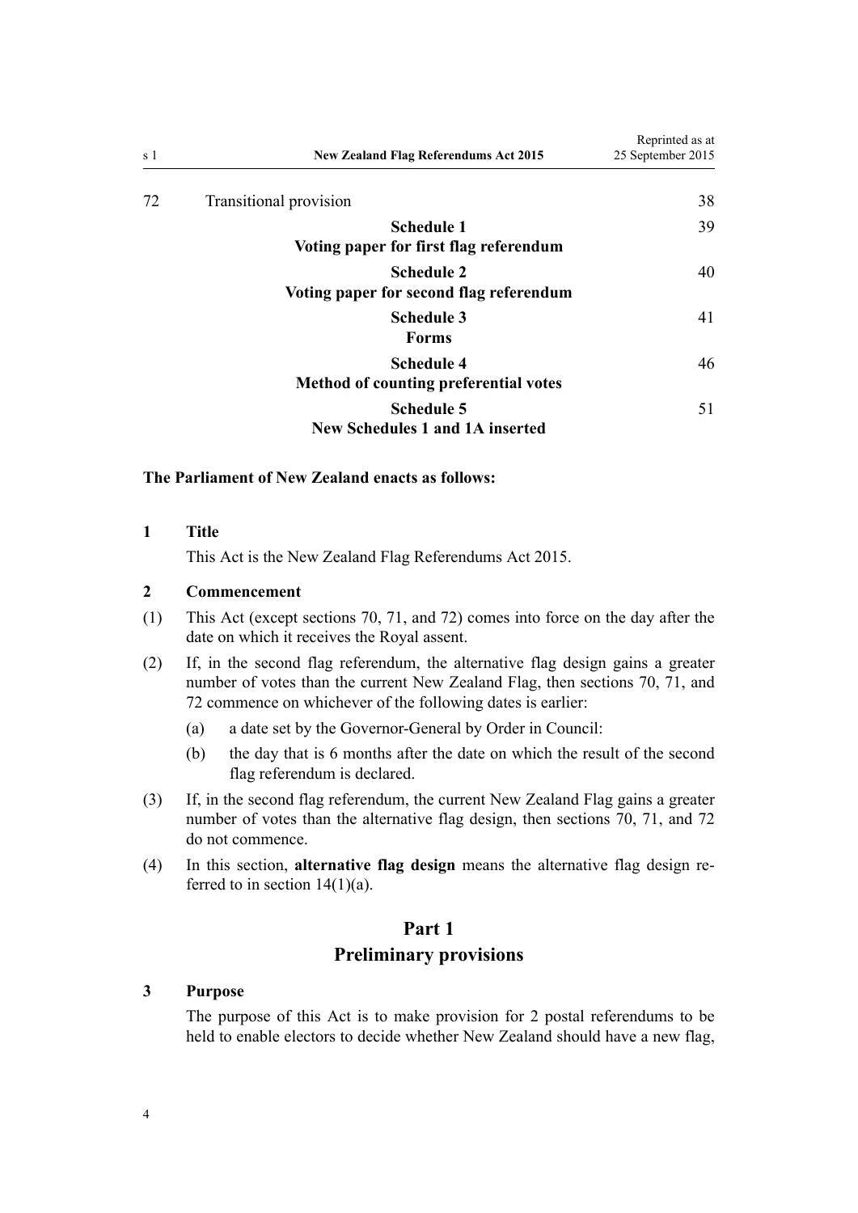| | | |
|---|---|---|
| 72 | Transitional provision | 38 |
| | **Schedule 1** **Voting paper for first flag referendum** | 39 |
| | **Schedule 2** **Voting paper for second flag referendum** | 40 |
| | **Schedule 3** **Forms** | 41 |
| | **Schedule 4** **Method of counting preferential votes** | 46 |
| | **Schedule 5** **New Schedules 1 and 1A inserted** | 51 |

**The Parliament of New Zealand enacts as follows:**

### 1 Title

This Act is the New Zealand Flag Referendums Act 2015.

### 2 Commencement

(1) This Act (except sections 70, 71, and 72) comes into force on the day after the date on which it receives the Royal assent.

(2) If, in the second flag referendum, the alternative flag design gains a greater number of votes than the current New Zealand Flag, then sections 70, 71, and 72 commence on whichever of the following dates is earlier:

- (a) a date set by the Governor-General by Order in Council:
- (b) the day that is 6 months after the date on which the result of the second flag referendum is declared.

(3) If, in the second flag referendum, the current New Zealand Flag gains a greater number of votes than the alternative flag design, then sections 70, 71, and 72 do not commence.

(4) In this section, **alternative flag design** means the alternative flag design referred to in section 14(1)(a).

## Part 1
## Preliminary provisions

### 3 Purpose

The purpose of this Act is to make provision for 2 postal referendums to be held to enable electors to decide whether New Zealand should have a new flag,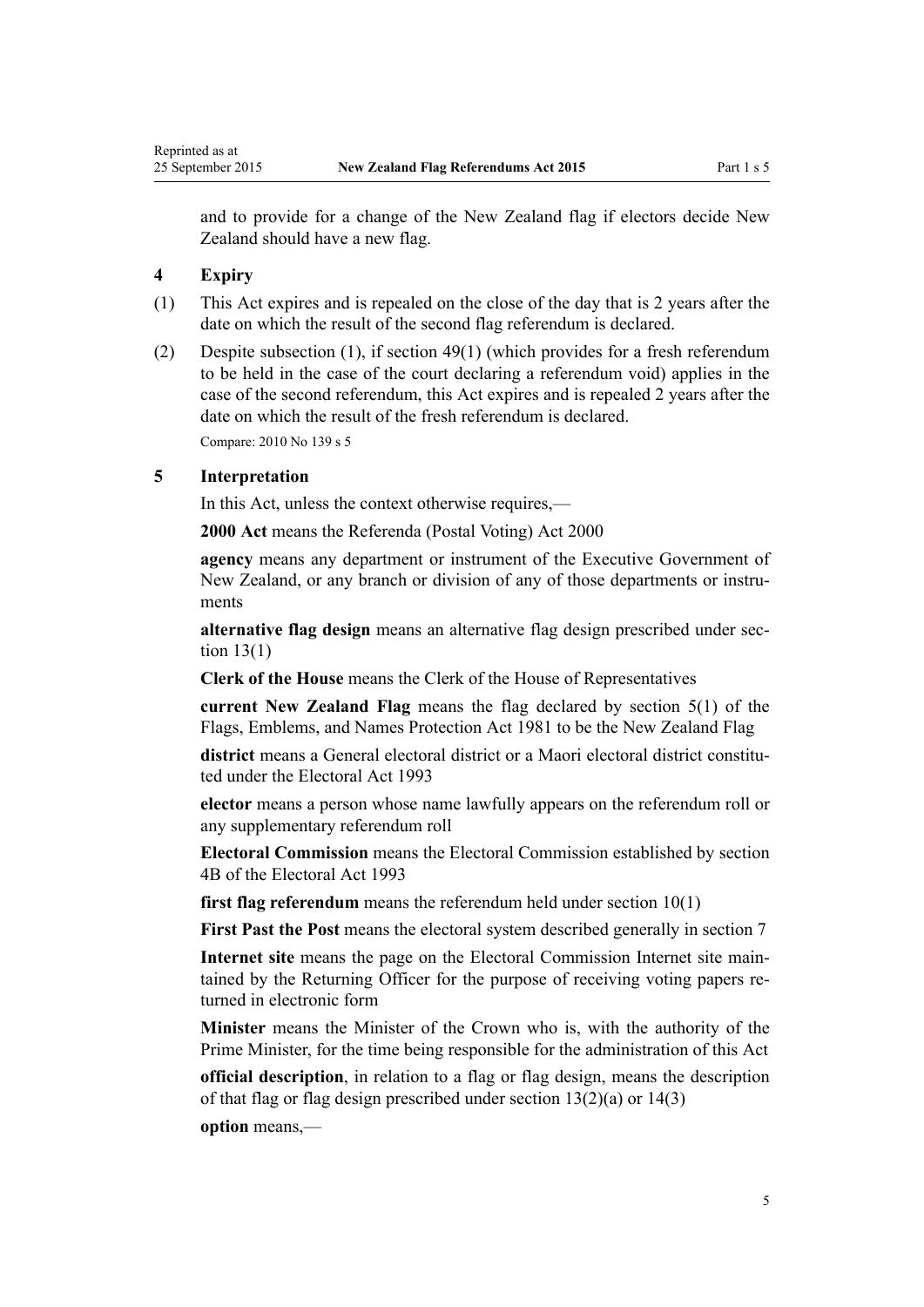and to provide for a change of the New Zealand flag if electors decide New Zealand should have a new flag.

### 4 Expiry

(1) This Act expires and is repealed on the close of the day that is 2 years after the date on which the result of the second flag referendum is declared.

(2) Despite subsection (1), if section 49(1) (which provides for a fresh referendum to be held in the case of the court declaring a referendum void) applies in the case of the second referendum, this Act expires and is repealed 2 years after the date on which the result of the fresh referendum is declared.

Compare: 2010 No 139 s 5

### 5 Interpretation

In this Act, unless the context otherwise requires,—

**2000 Act** means the Referenda (Postal Voting) Act 2000

**agency** means any department or instrument of the Executive Government of New Zealand, or any branch or division of any of those departments or instruments

**alternative flag design** means an alternative flag design prescribed under section 13(1)

**Clerk of the House** means the Clerk of the House of Representatives

**current New Zealand Flag** means the flag declared by section 5(1) of the Flags, Emblems, and Names Protection Act 1981 to be the New Zealand Flag

**district** means a General electoral district or a Maori electoral district constituted under the Electoral Act 1993

**elector** means a person whose name lawfully appears on the referendum roll or any supplementary referendum roll

**Electoral Commission** means the Electoral Commission established by section 4B of the Electoral Act 1993

**first flag referendum** means the referendum held under section 10(1)

**First Past the Post** means the electoral system described generally in section 7

**Internet site** means the page on the Electoral Commission Internet site maintained by the Returning Officer for the purpose of receiving voting papers returned in electronic form

**Minister** means the Minister of the Crown who is, with the authority of the Prime Minister, for the time being responsible for the administration of this Act

**official description**, in relation to a flag or flag design, means the description of that flag or flag design prescribed under section 13(2)(a) or 14(3)

**option** means,—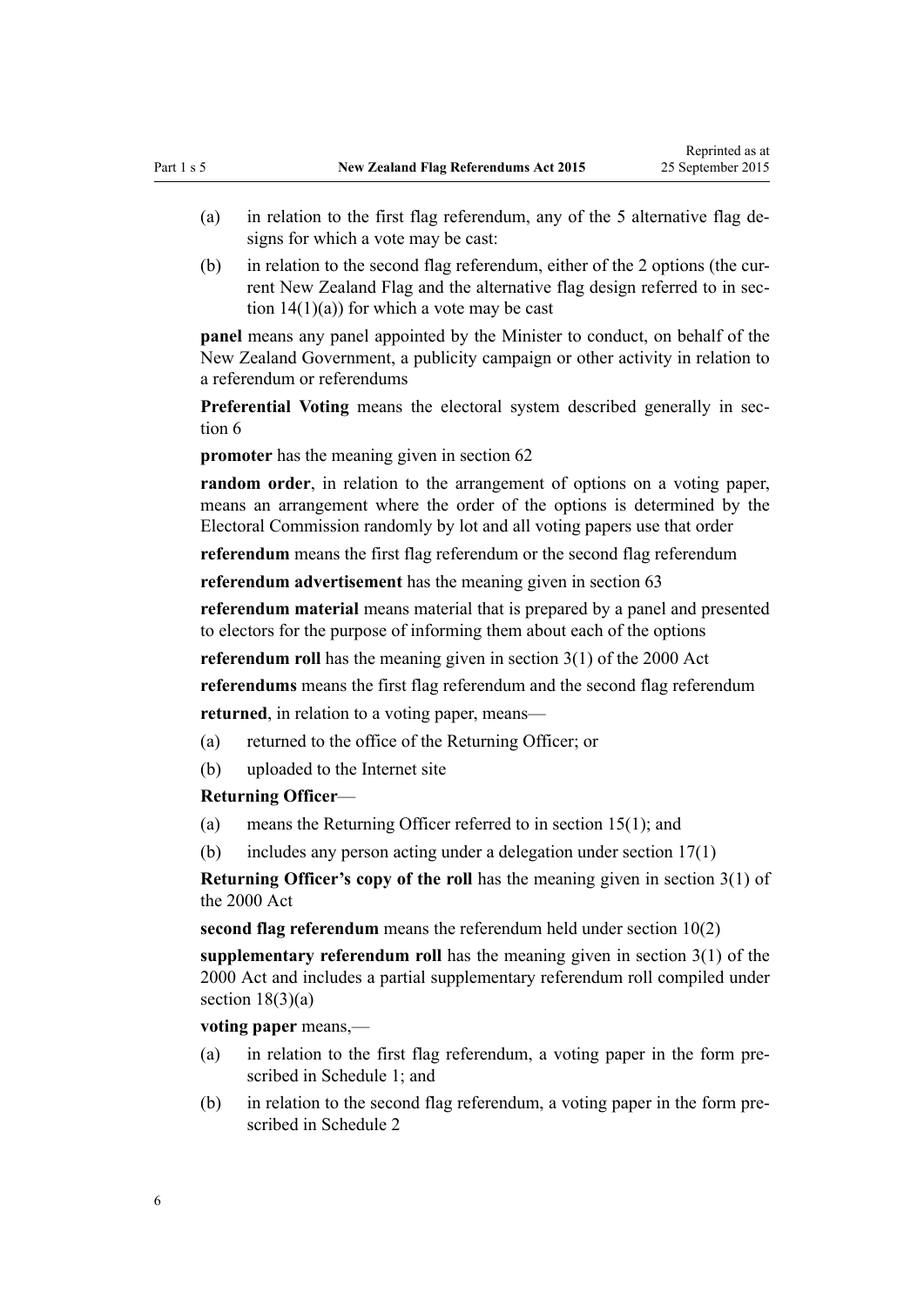(a) in relation to the first flag referendum, any of the 5 alternative flag designs for which a vote may be cast:

(b) in relation to the second flag referendum, either of the 2 options (the current New Zealand Flag and the alternative flag design referred to in section 14(1)(a)) for which a vote may be cast

**panel** means any panel appointed by the Minister to conduct, on behalf of the New Zealand Government, a publicity campaign or other activity in relation to a referendum or referendums

**Preferential Voting** means the electoral system described generally in section 6

**promoter** has the meaning given in section 62

**random order**, in relation to the arrangement of options on a voting paper, means an arrangement where the order of the options is determined by the Electoral Commission randomly by lot and all voting papers use that order

**referendum** means the first flag referendum or the second flag referendum

**referendum advertisement** has the meaning given in section 63

**referendum material** means material that is prepared by a panel and presented to electors for the purpose of informing them about each of the options

**referendum roll** has the meaning given in section 3(1) of the 2000 Act

**referendums** means the first flag referendum and the second flag referendum

**returned**, in relation to a voting paper, means—

(a) returned to the office of the Returning Officer; or

(b) uploaded to the Internet site

**Returning Officer**—

(a) means the Returning Officer referred to in section 15(1); and

(b) includes any person acting under a delegation under section 17(1)

**Returning Officer's copy of the roll** has the meaning given in section 3(1) of the 2000 Act

**second flag referendum** means the referendum held under section 10(2)

**supplementary referendum roll** has the meaning given in section 3(1) of the 2000 Act and includes a partial supplementary referendum roll compiled under section 18(3)(a)

**voting paper** means,—

(a) in relation to the first flag referendum, a voting paper in the form prescribed in Schedule 1; and

(b) in relation to the second flag referendum, a voting paper in the form prescribed in Schedule 2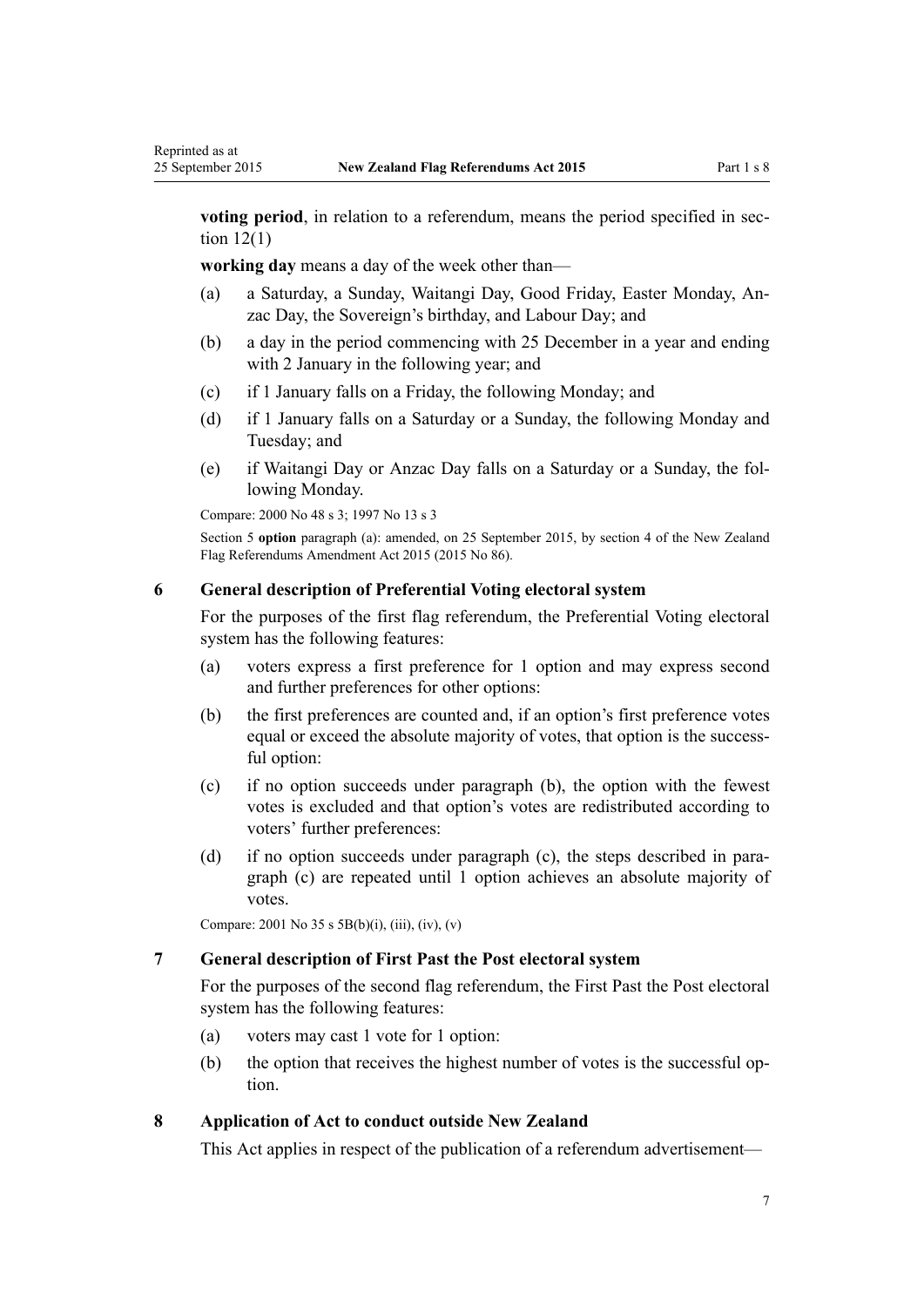**voting period**, in relation to a referendum, means the period specified in section 12(1)

**working day** means a day of the week other than—

(a) a Saturday, a Sunday, Waitangi Day, Good Friday, Easter Monday, Anzac Day, the Sovereign's birthday, and Labour Day; and

(b) a day in the period commencing with 25 December in a year and ending with 2 January in the following year; and

(c) if 1 January falls on a Friday, the following Monday; and

(d) if 1 January falls on a Saturday or a Sunday, the following Monday and Tuesday; and

(e) if Waitangi Day or Anzac Day falls on a Saturday or a Sunday, the following Monday.

Compare: 2000 No 48 s 3; 1997 No 13 s 3

Section 5 **option** paragraph (a): amended, on 25 September 2015, by section 4 of the New Zealand Flag Referendums Amendment Act 2015 (2015 No 86).

### 6 General description of Preferential Voting electoral system

For the purposes of the first flag referendum, the Preferential Voting electoral system has the following features:

(a) voters express a first preference for 1 option and may express second and further preferences for other options:

(b) the first preferences are counted and, if an option's first preference votes equal or exceed the absolute majority of votes, that option is the successful option:

(c) if no option succeeds under paragraph (b), the option with the fewest votes is excluded and that option's votes are redistributed according to voters' further preferences:

(d) if no option succeeds under paragraph (c), the steps described in paragraph (c) are repeated until 1 option achieves an absolute majority of votes.

Compare: 2001 No 35 s 5B(b)(i), (iii), (iv), (v)

### 7 General description of First Past the Post electoral system

For the purposes of the second flag referendum, the First Past the Post electoral system has the following features:

(a) voters may cast 1 vote for 1 option:

(b) the option that receives the highest number of votes is the successful option.

### 8 Application of Act to conduct outside New Zealand

This Act applies in respect of the publication of a referendum advertisement—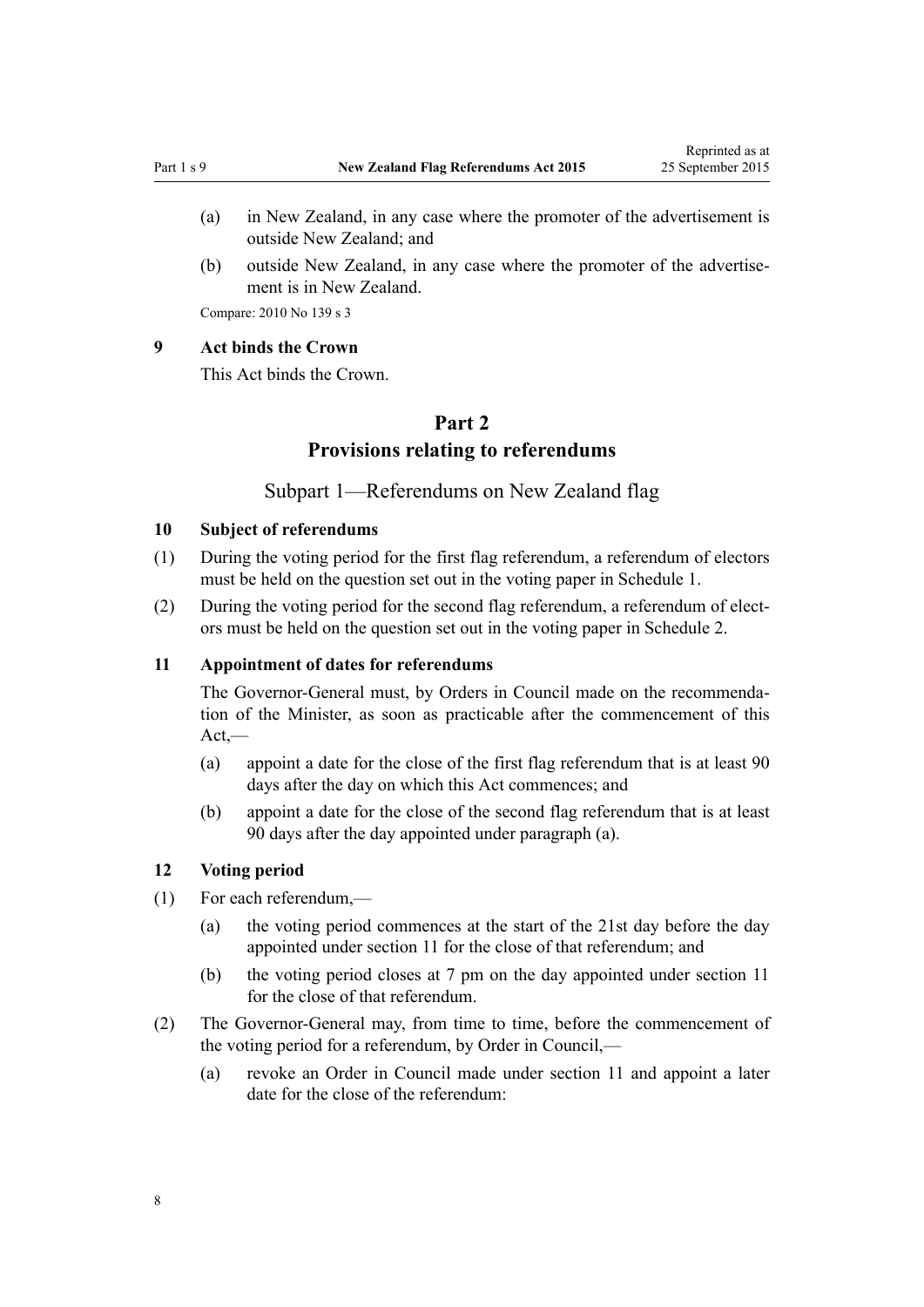(a) in New Zealand, in any case where the promoter of the advertisement is outside New Zealand; and

(b) outside New Zealand, in any case where the promoter of the advertisement is in New Zealand.

Compare: 2010 No 139 s 3

### 9 Act binds the Crown

This Act binds the Crown.

## Part 2
## Provisions relating to referendums

### Subpart 1—Referendums on New Zealand flag

### 10 Subject of referendums

(1) During the voting period for the first flag referendum, a referendum of electors must be held on the question set out in the voting paper in Schedule 1.

(2) During the voting period for the second flag referendum, a referendum of electors must be held on the question set out in the voting paper in Schedule 2.

### 11 Appointment of dates for referendums

The Governor-General must, by Orders in Council made on the recommendation of the Minister, as soon as practicable after the commencement of this Act,—

(a) appoint a date for the close of the first flag referendum that is at least 90 days after the day on which this Act commences; and

(b) appoint a date for the close of the second flag referendum that is at least 90 days after the day appointed under paragraph (a).

### 12 Voting period

(1) For each referendum,—

(a) the voting period commences at the start of the 21st day before the day appointed under section 11 for the close of that referendum; and

(b) the voting period closes at 7 pm on the day appointed under section 11 for the close of that referendum.

(2) The Governor-General may, from time to time, before the commencement of the voting period for a referendum, by Order in Council,—

(a) revoke an Order in Council made under section 11 and appoint a later date for the close of the referendum: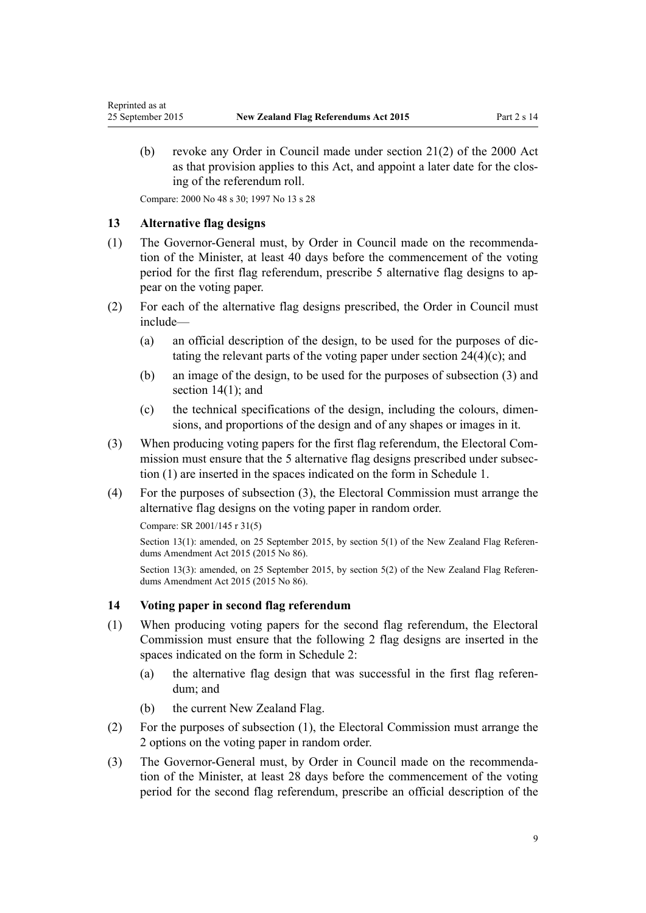(b) revoke any Order in Council made under section 21(2) of the 2000 Act as that provision applies to this Act, and appoint a later date for the closing of the referendum roll.

Compare: 2000 No 48 s 30; 1997 No 13 s 28

### 13 Alternative flag designs

(1) The Governor-General must, by Order in Council made on the recommendation of the Minister, at least 40 days before the commencement of the voting period for the first flag referendum, prescribe 5 alternative flag designs to appear on the voting paper.

(2) For each of the alternative flag designs prescribed, the Order in Council must include—

(a) an official description of the design, to be used for the purposes of dictating the relevant parts of the voting paper under section 24(4)(c); and

(b) an image of the design, to be used for the purposes of subsection (3) and section 14(1); and

(c) the technical specifications of the design, including the colours, dimensions, and proportions of the design and of any shapes or images in it.

(3) When producing voting papers for the first flag referendum, the Electoral Commission must ensure that the 5 alternative flag designs prescribed under subsection (1) are inserted in the spaces indicated on the form in Schedule 1.

(4) For the purposes of subsection (3), the Electoral Commission must arrange the alternative flag designs on the voting paper in random order.

Compare: SR 2001/145 r 31(5)

Section 13(1): amended, on 25 September 2015, by section 5(1) of the New Zealand Flag Referendums Amendment Act 2015 (2015 No 86).

Section 13(3): amended, on 25 September 2015, by section 5(2) of the New Zealand Flag Referendums Amendment Act 2015 (2015 No 86).

### 14 Voting paper in second flag referendum

(1) When producing voting papers for the second flag referendum, the Electoral Commission must ensure that the following 2 flag designs are inserted in the spaces indicated on the form in Schedule 2:

(a) the alternative flag design that was successful in the first flag referendum; and

(b) the current New Zealand Flag.

(2) For the purposes of subsection (1), the Electoral Commission must arrange the 2 options on the voting paper in random order.

(3) The Governor-General must, by Order in Council made on the recommendation of the Minister, at least 28 days before the commencement of the voting period for the second flag referendum, prescribe an official description of the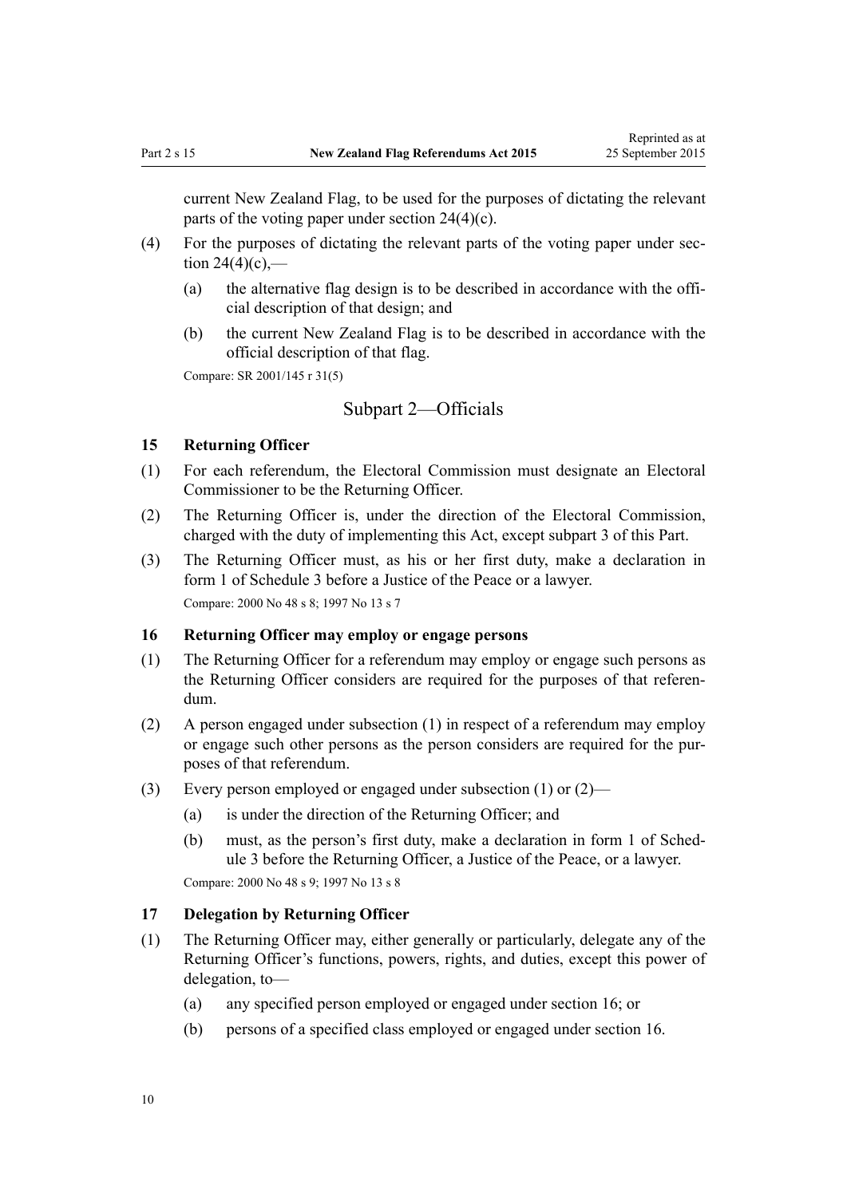current New Zealand Flag, to be used for the purposes of dictating the relevant parts of the voting paper under section 24(4)(c).

(4) For the purposes of dictating the relevant parts of the voting paper under section 24(4)(c),—

(a) the alternative flag design is to be described in accordance with the official description of that design; and

(b) the current New Zealand Flag is to be described in accordance with the official description of that flag.

Compare: SR 2001/145 r 31(5)

## Subpart 2—Officials

### 15 Returning Officer

(1) For each referendum, the Electoral Commission must designate an Electoral Commissioner to be the Returning Officer.

(2) The Returning Officer is, under the direction of the Electoral Commission, charged with the duty of implementing this Act, except subpart 3 of this Part.

(3) The Returning Officer must, as his or her first duty, make a declaration in form 1 of Schedule 3 before a Justice of the Peace or a lawyer.

Compare: 2000 No 48 s 8; 1997 No 13 s 7

### 16 Returning Officer may employ or engage persons

(1) The Returning Officer for a referendum may employ or engage such persons as the Returning Officer considers are required for the purposes of that referendum.

(2) A person engaged under subsection (1) in respect of a referendum may employ or engage such other persons as the person considers are required for the purposes of that referendum.

(3) Every person employed or engaged under subsection (1) or (2)—

(a) is under the direction of the Returning Officer; and

(b) must, as the person's first duty, make a declaration in form 1 of Schedule 3 before the Returning Officer, a Justice of the Peace, or a lawyer.

Compare: 2000 No 48 s 9; 1997 No 13 s 8

### 17 Delegation by Returning Officer

(1) The Returning Officer may, either generally or particularly, delegate any of the Returning Officer's functions, powers, rights, and duties, except this power of delegation, to—

(a) any specified person employed or engaged under section 16; or

(b) persons of a specified class employed or engaged under section 16.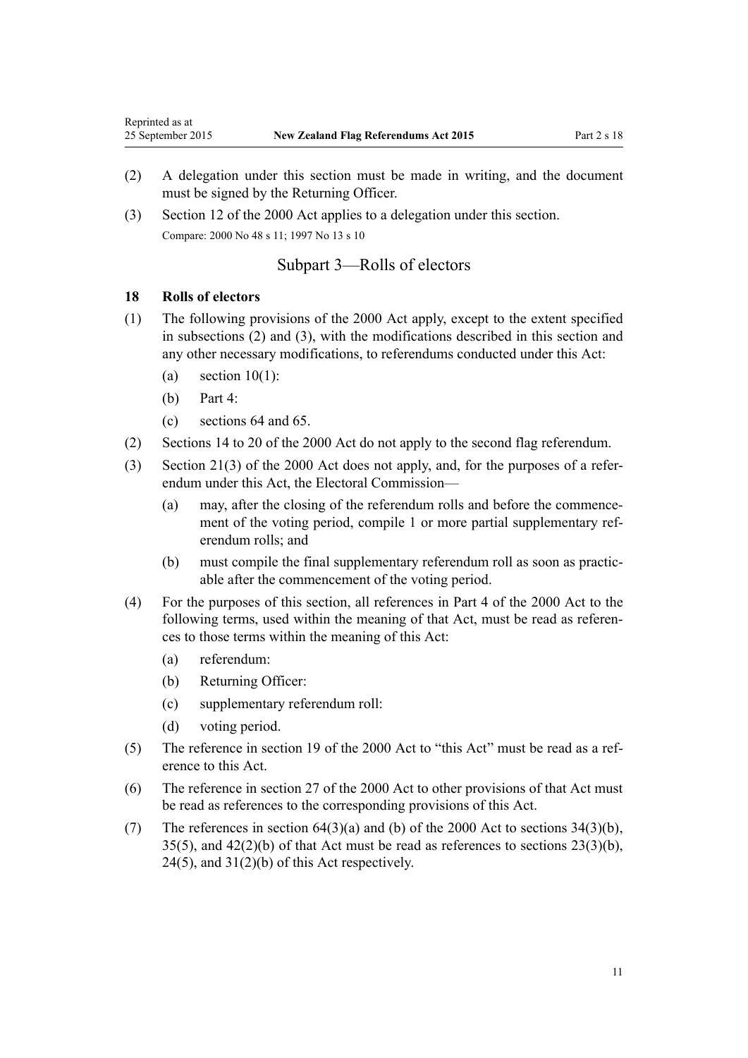(2) A delegation under this section must be made in writing, and the document must be signed by the Returning Officer.

(3) Section 12 of the 2000 Act applies to a delegation under this section.

Compare: 2000 No 48 s 11; 1997 No 13 s 10

## Subpart 3—Rolls of electors

### 18 Rolls of electors

(1) The following provisions of the 2000 Act apply, except to the extent specified in subsections (2) and (3), with the modifications described in this section and any other necessary modifications, to referendums conducted under this Act:

- (a) section 10(1):
- (b) Part 4:
- (c) sections 64 and 65.

(2) Sections 14 to 20 of the 2000 Act do not apply to the second flag referendum.

(3) Section 21(3) of the 2000 Act does not apply, and, for the purposes of a referendum under this Act, the Electoral Commission—

- (a) may, after the closing of the referendum rolls and before the commencement of the voting period, compile 1 or more partial supplementary referendum rolls; and
- (b) must compile the final supplementary referendum roll as soon as practicable after the commencement of the voting period.

(4) For the purposes of this section, all references in Part 4 of the 2000 Act to the following terms, used within the meaning of that Act, must be read as references to those terms within the meaning of this Act:

- (a) referendum:
- (b) Returning Officer:
- (c) supplementary referendum roll:
- (d) voting period.

(5) The reference in section 19 of the 2000 Act to "this Act" must be read as a reference to this Act.

(6) The reference in section 27 of the 2000 Act to other provisions of that Act must be read as references to the corresponding provisions of this Act.

(7) The references in section 64(3)(a) and (b) of the 2000 Act to sections 34(3)(b), 35(5), and 42(2)(b) of that Act must be read as references to sections 23(3)(b), 24(5), and 31(2)(b) of this Act respectively.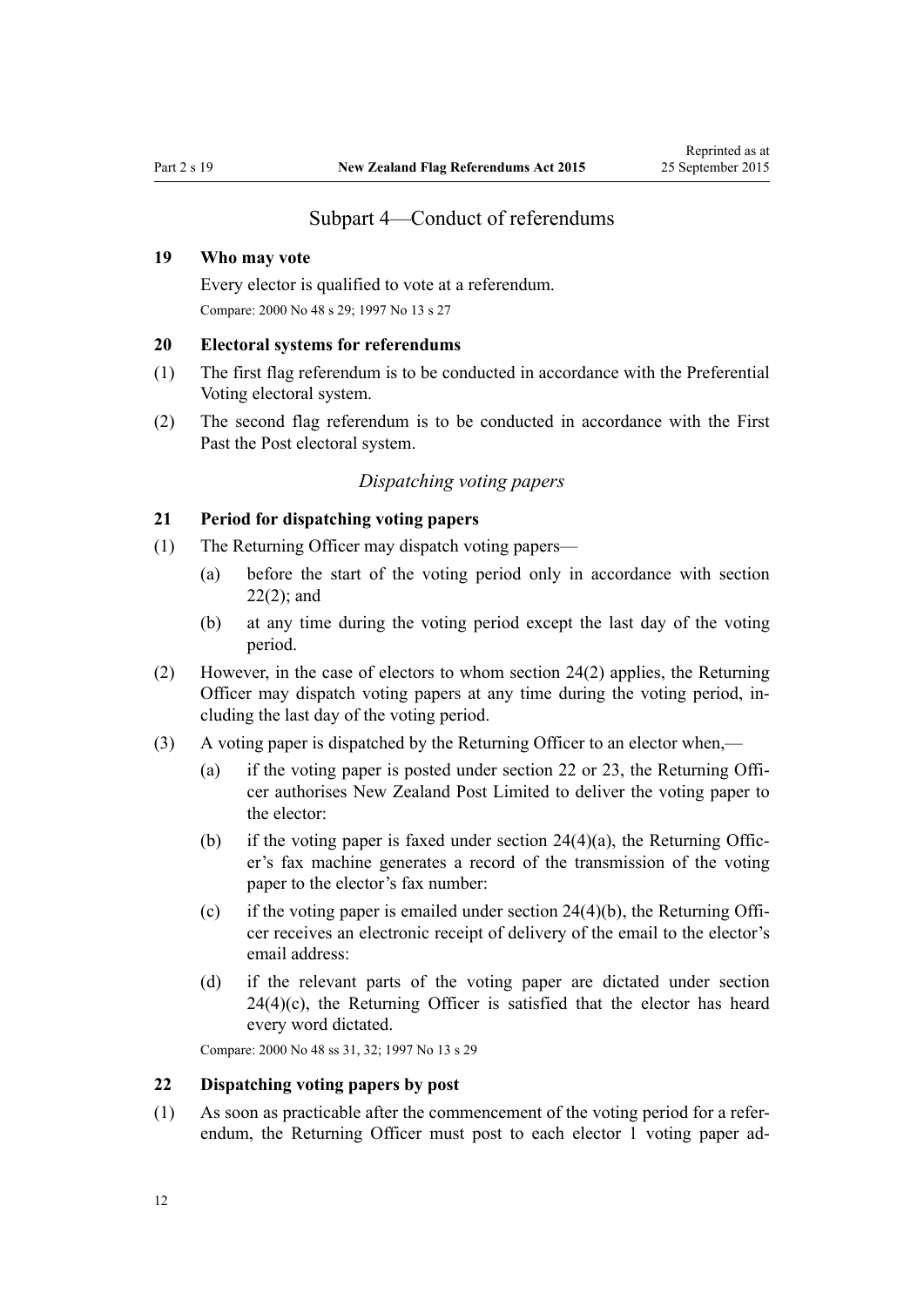## Subpart 4—Conduct of referendums

### 19 Who may vote

Every elector is qualified to vote at a referendum.

Compare: 2000 No 48 s 29; 1997 No 13 s 27

### 20 Electoral systems for referendums

(1) The first flag referendum is to be conducted in accordance with the Preferential Voting electoral system.

(2) The second flag referendum is to be conducted in accordance with the First Past the Post electoral system.

*Dispatching voting papers*

### 21 Period for dispatching voting papers

(1) The Returning Officer may dispatch voting papers—

(a) before the start of the voting period only in accordance with section 22(2); and

(b) at any time during the voting period except the last day of the voting period.

(2) However, in the case of electors to whom section 24(2) applies, the Returning Officer may dispatch voting papers at any time during the voting period, including the last day of the voting period.

(3) A voting paper is dispatched by the Returning Officer to an elector when,—

(a) if the voting paper is posted under section 22 or 23, the Returning Officer authorises New Zealand Post Limited to deliver the voting paper to the elector:

(b) if the voting paper is faxed under section 24(4)(a), the Returning Officer's fax machine generates a record of the transmission of the voting paper to the elector's fax number:

(c) if the voting paper is emailed under section 24(4)(b), the Returning Officer receives an electronic receipt of delivery of the email to the elector's email address:

(d) if the relevant parts of the voting paper are dictated under section 24(4)(c), the Returning Officer is satisfied that the elector has heard every word dictated.

Compare: 2000 No 48 ss 31, 32; 1997 No 13 s 29

### 22 Dispatching voting papers by post

(1) As soon as practicable after the commencement of the voting period for a referendum, the Returning Officer must post to each elector 1 voting paper ad-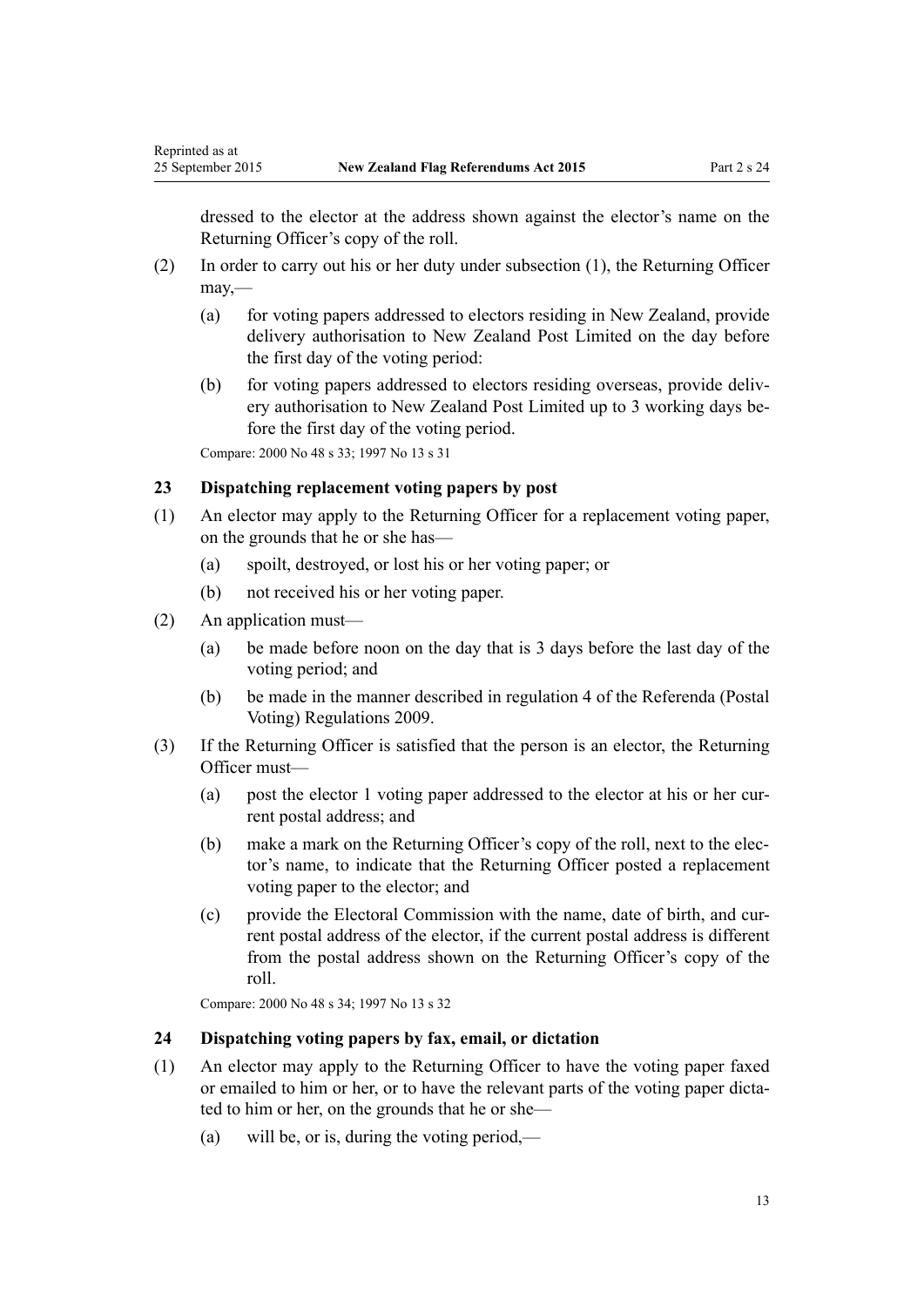dressed to the elector at the address shown against the elector's name on the Returning Officer's copy of the roll.

(2) In order to carry out his or her duty under subsection (1), the Returning Officer may,—

(a) for voting papers addressed to electors residing in New Zealand, provide delivery authorisation to New Zealand Post Limited on the day before the first day of the voting period:

(b) for voting papers addressed to electors residing overseas, provide delivery authorisation to New Zealand Post Limited up to 3 working days before the first day of the voting period.

Compare: 2000 No 48 s 33; 1997 No 13 s 31

### 23 Dispatching replacement voting papers by post

(1) An elector may apply to the Returning Officer for a replacement voting paper, on the grounds that he or she has—

(a) spoilt, destroyed, or lost his or her voting paper; or

(b) not received his or her voting paper.

(2) An application must—

(a) be made before noon on the day that is 3 days before the last day of the voting period; and

(b) be made in the manner described in regulation 4 of the Referenda (Postal Voting) Regulations 2009.

(3) If the Returning Officer is satisfied that the person is an elector, the Returning Officer must—

(a) post the elector 1 voting paper addressed to the elector at his or her current postal address; and

(b) make a mark on the Returning Officer's copy of the roll, next to the elector's name, to indicate that the Returning Officer posted a replacement voting paper to the elector; and

(c) provide the Electoral Commission with the name, date of birth, and current postal address of the elector, if the current postal address is different from the postal address shown on the Returning Officer's copy of the roll.

Compare: 2000 No 48 s 34; 1997 No 13 s 32

### 24 Dispatching voting papers by fax, email, or dictation

(1) An elector may apply to the Returning Officer to have the voting paper faxed or emailed to him or her, or to have the relevant parts of the voting paper dictated to him or her, on the grounds that he or she—

(a) will be, or is, during the voting period,—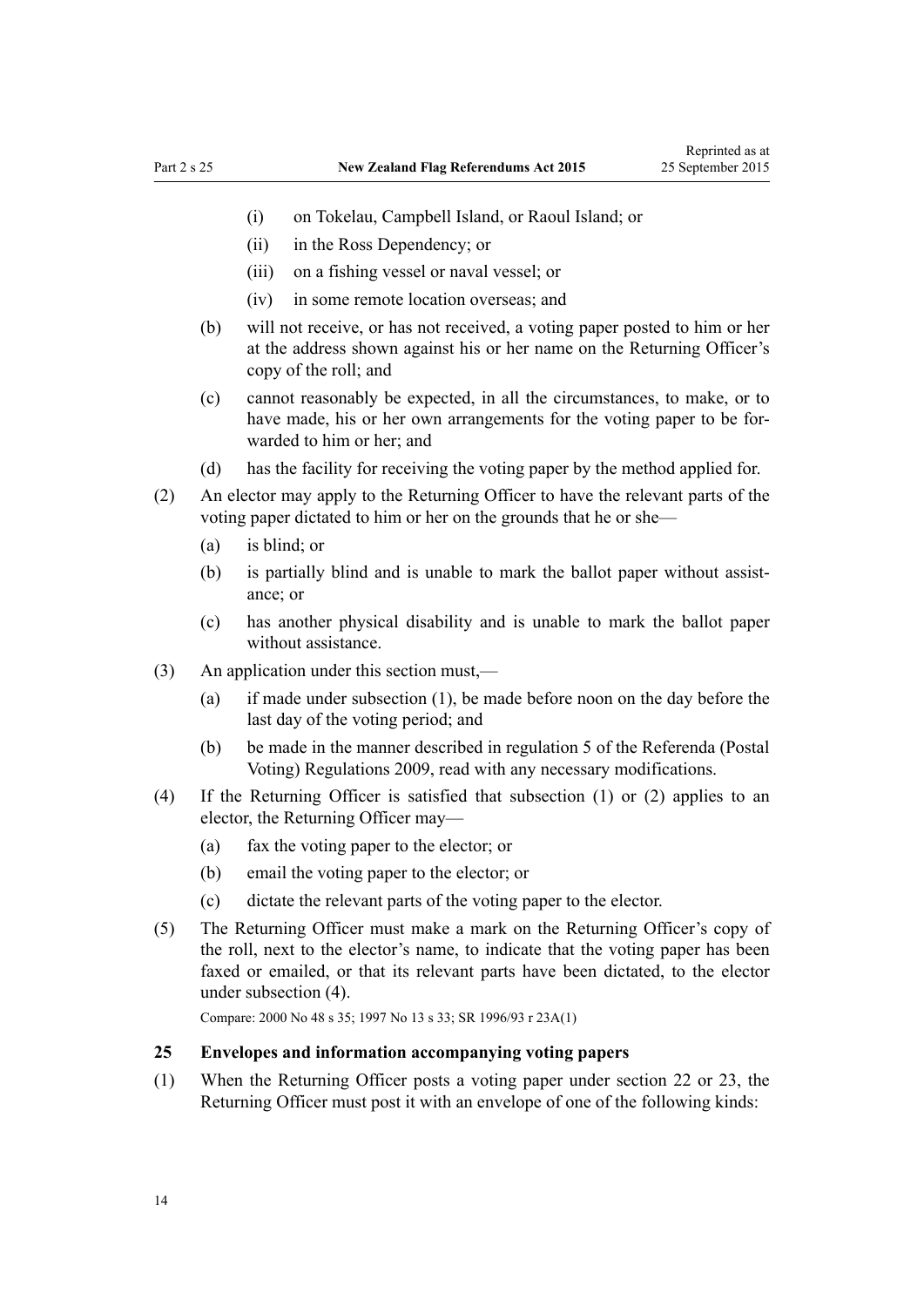(i) on Tokelau, Campbell Island, or Raoul Island; or

(ii) in the Ross Dependency; or

(iii) on a fishing vessel or naval vessel; or

(iv) in some remote location overseas; and

(b) will not receive, or has not received, a voting paper posted to him or her at the address shown against his or her name on the Returning Officer's copy of the roll; and

(c) cannot reasonably be expected, in all the circumstances, to make, or to have made, his or her own arrangements for the voting paper to be forwarded to him or her; and

(d) has the facility for receiving the voting paper by the method applied for.

(2) An elector may apply to the Returning Officer to have the relevant parts of the voting paper dictated to him or her on the grounds that he or she—

(a) is blind; or

(b) is partially blind and is unable to mark the ballot paper without assistance; or

(c) has another physical disability and is unable to mark the ballot paper without assistance.

(3) An application under this section must,—

(a) if made under subsection (1), be made before noon on the day before the last day of the voting period; and

(b) be made in the manner described in regulation 5 of the Referenda (Postal Voting) Regulations 2009, read with any necessary modifications.

(4) If the Returning Officer is satisfied that subsection (1) or (2) applies to an elector, the Returning Officer may—

(a) fax the voting paper to the elector; or

(b) email the voting paper to the elector; or

(c) dictate the relevant parts of the voting paper to the elector.

(5) The Returning Officer must make a mark on the Returning Officer's copy of the roll, next to the elector's name, to indicate that the voting paper has been faxed or emailed, or that its relevant parts have been dictated, to the elector under subsection (4).

Compare: 2000 No 48 s 35; 1997 No 13 s 33; SR 1996/93 r 23A(1)

### 25 Envelopes and information accompanying voting papers

(1) When the Returning Officer posts a voting paper under section 22 or 23, the Returning Officer must post it with an envelope of one of the following kinds: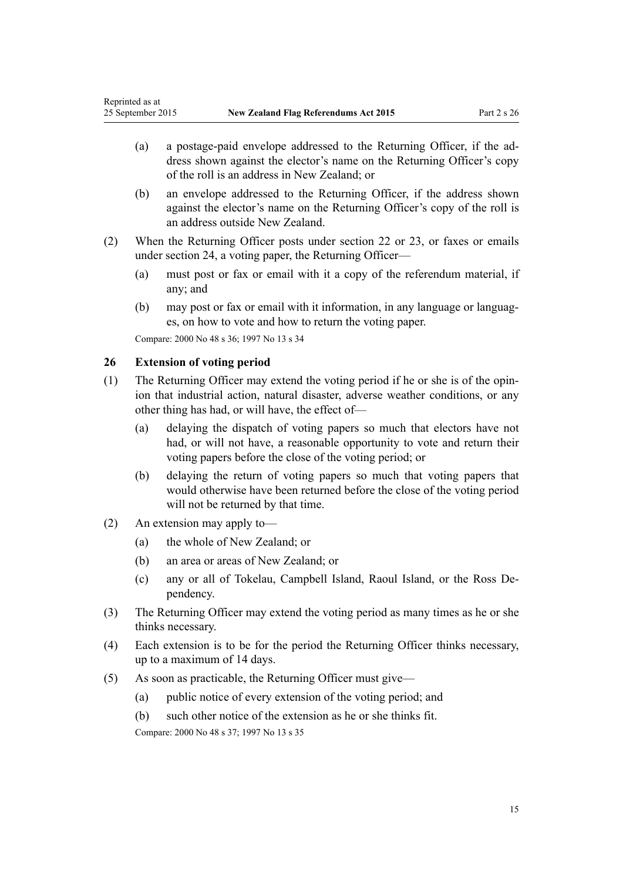(a) a postage-paid envelope addressed to the Returning Officer, if the address shown against the elector's name on the Returning Officer's copy of the roll is an address in New Zealand; or

(b) an envelope addressed to the Returning Officer, if the address shown against the elector's name on the Returning Officer's copy of the roll is an address outside New Zealand.

(2) When the Returning Officer posts under section 22 or 23, or faxes or emails under section 24, a voting paper, the Returning Officer—

(a) must post or fax or email with it a copy of the referendum material, if any; and

(b) may post or fax or email with it information, in any language or languages, on how to vote and how to return the voting paper.

Compare: 2000 No 48 s 36; 1997 No 13 s 34

### 26 Extension of voting period

(1) The Returning Officer may extend the voting period if he or she is of the opinion that industrial action, natural disaster, adverse weather conditions, or any other thing has had, or will have, the effect of—

(a) delaying the dispatch of voting papers so much that electors have not had, or will not have, a reasonable opportunity to vote and return their voting papers before the close of the voting period; or

(b) delaying the return of voting papers so much that voting papers that would otherwise have been returned before the close of the voting period will not be returned by that time.

(2) An extension may apply to—

(a) the whole of New Zealand; or

(b) an area or areas of New Zealand; or

(c) any or all of Tokelau, Campbell Island, Raoul Island, or the Ross Dependency.

(3) The Returning Officer may extend the voting period as many times as he or she thinks necessary.

(4) Each extension is to be for the period the Returning Officer thinks necessary, up to a maximum of 14 days.

(5) As soon as practicable, the Returning Officer must give—

(a) public notice of every extension of the voting period; and

(b) such other notice of the extension as he or she thinks fit.

Compare: 2000 No 48 s 37; 1997 No 13 s 35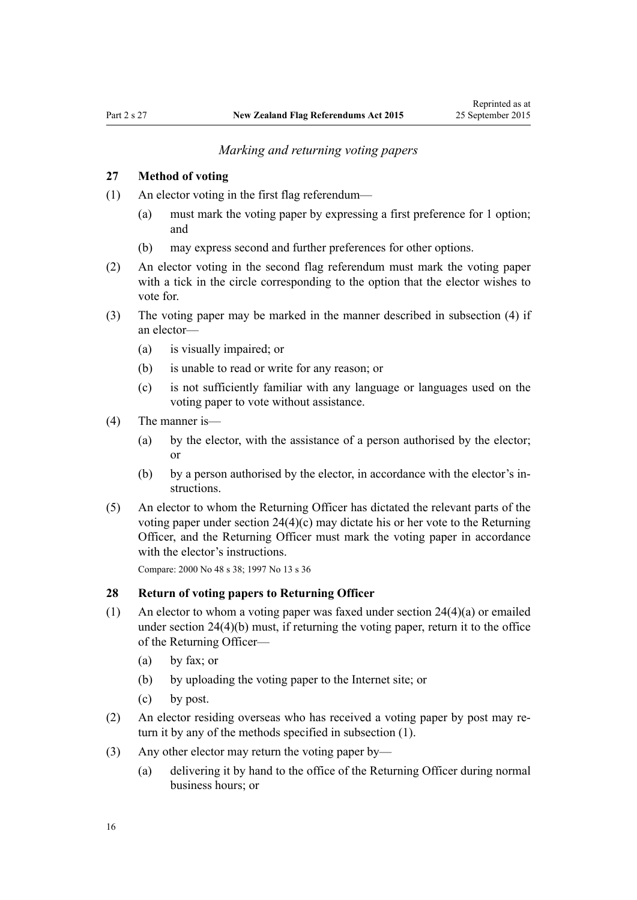### *Marking and returning voting papers*

### 27 Method of voting

(1) An elector voting in the first flag referendum—

(a) must mark the voting paper by expressing a first preference for 1 option; and

(b) may express second and further preferences for other options.

(2) An elector voting in the second flag referendum must mark the voting paper with a tick in the circle corresponding to the option that the elector wishes to vote for.

(3) The voting paper may be marked in the manner described in subsection (4) if an elector—

(a) is visually impaired; or

(b) is unable to read or write for any reason; or

(c) is not sufficiently familiar with any language or languages used on the voting paper to vote without assistance.

(4) The manner is—

(a) by the elector, with the assistance of a person authorised by the elector; or

(b) by a person authorised by the elector, in accordance with the elector's instructions.

(5) An elector to whom the Returning Officer has dictated the relevant parts of the voting paper under section 24(4)(c) may dictate his or her vote to the Returning Officer, and the Returning Officer must mark the voting paper in accordance with the elector's instructions.

Compare: 2000 No 48 s 38; 1997 No 13 s 36

### 28 Return of voting papers to Returning Officer

(1) An elector to whom a voting paper was faxed under section 24(4)(a) or emailed under section 24(4)(b) must, if returning the voting paper, return it to the office of the Returning Officer—

(a) by fax; or

(b) by uploading the voting paper to the Internet site; or

(c) by post.

(2) An elector residing overseas who has received a voting paper by post may return it by any of the methods specified in subsection (1).

(3) Any other elector may return the voting paper by—

(a) delivering it by hand to the office of the Returning Officer during normal business hours; or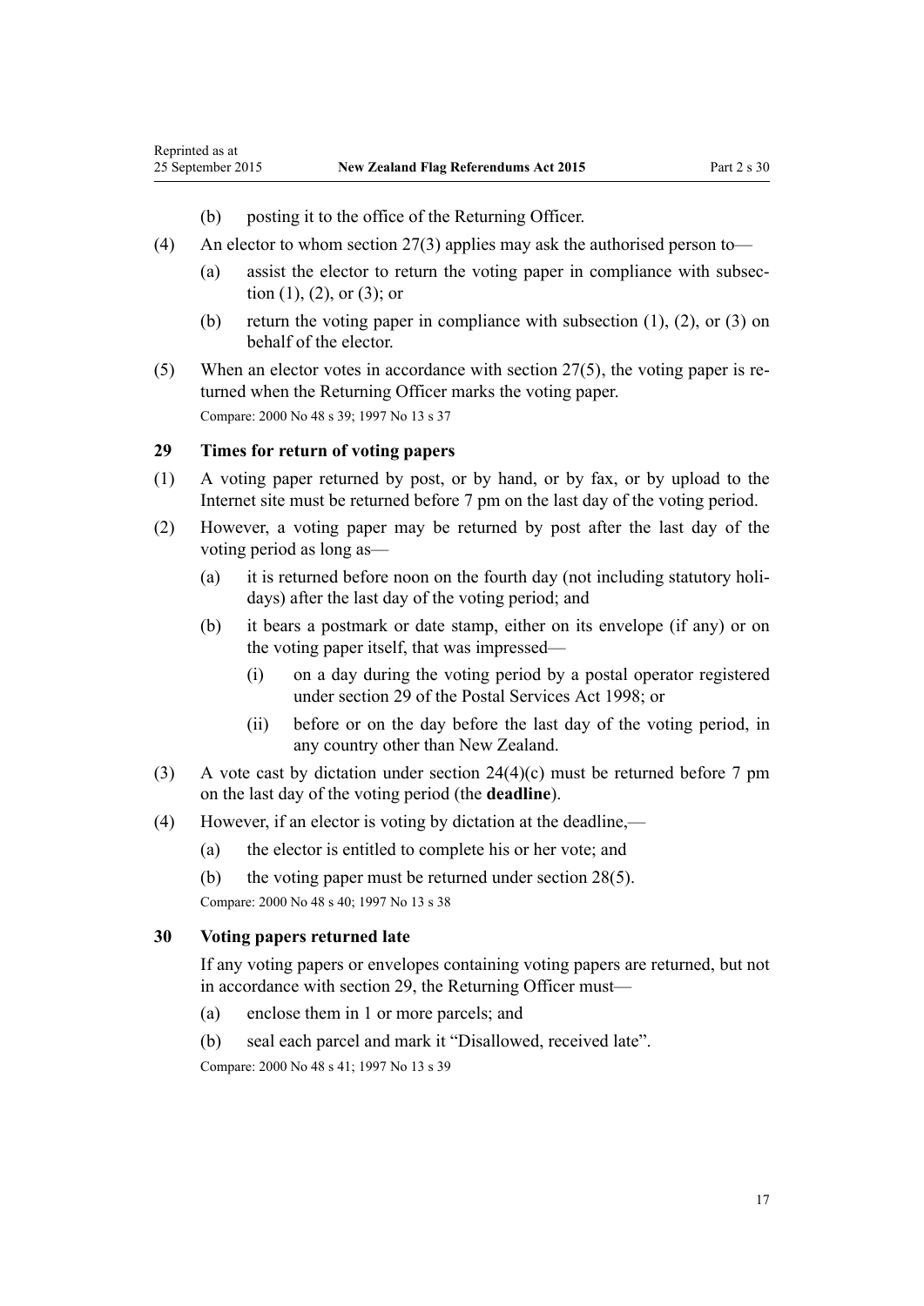(b) posting it to the office of the Returning Officer.

(4) An elector to whom section 27(3) applies may ask the authorised person to—

(a) assist the elector to return the voting paper in compliance with subsection (1), (2), or (3); or

(b) return the voting paper in compliance with subsection (1), (2), or (3) on behalf of the elector.

(5) When an elector votes in accordance with section 27(5), the voting paper is returned when the Returning Officer marks the voting paper.

Compare: 2000 No 48 s 39; 1997 No 13 s 37

### 29 Times for return of voting papers

(1) A voting paper returned by post, or by hand, or by fax, or by upload to the Internet site must be returned before 7 pm on the last day of the voting period.

(2) However, a voting paper may be returned by post after the last day of the voting period as long as—

(a) it is returned before noon on the fourth day (not including statutory holidays) after the last day of the voting period; and

(b) it bears a postmark or date stamp, either on its envelope (if any) or on the voting paper itself, that was impressed—

(i) on a day during the voting period by a postal operator registered under section 29 of the Postal Services Act 1998; or

(ii) before or on the day before the last day of the voting period, in any country other than New Zealand.

(3) A vote cast by dictation under section 24(4)(c) must be returned before 7 pm on the last day of the voting period (the **deadline**).

(4) However, if an elector is voting by dictation at the deadline,—

(a) the elector is entitled to complete his or her vote; and

(b) the voting paper must be returned under section 28(5).

Compare: 2000 No 48 s 40; 1997 No 13 s 38

### 30 Voting papers returned late

If any voting papers or envelopes containing voting papers are returned, but not in accordance with section 29, the Returning Officer must—

(a) enclose them in 1 or more parcels; and

(b) seal each parcel and mark it "Disallowed, received late".

Compare: 2000 No 48 s 41; 1997 No 13 s 39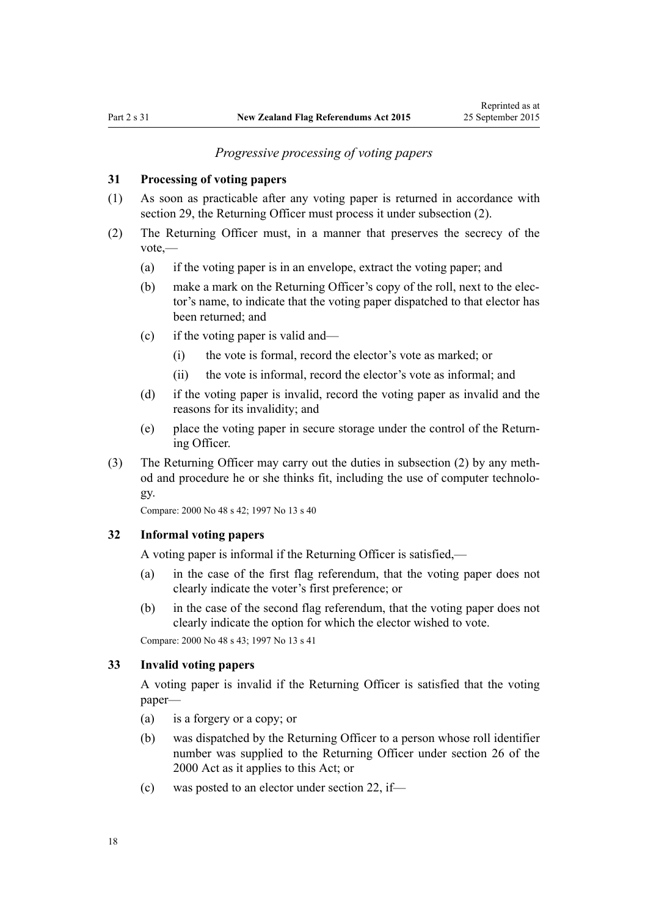*Progressive processing of voting papers*

### 31 Processing of voting papers

(1) As soon as practicable after any voting paper is returned in accordance with section 29, the Returning Officer must process it under subsection (2).

(2) The Returning Officer must, in a manner that preserves the secrecy of the vote,—

- (a) if the voting paper is in an envelope, extract the voting paper; and
- (b) make a mark on the Returning Officer's copy of the roll, next to the elector's name, to indicate that the voting paper dispatched to that elector has been returned; and
- (c) if the voting paper is valid and—
  - (i) the vote is formal, record the elector's vote as marked; or
  - (ii) the vote is informal, record the elector's vote as informal; and
- (d) if the voting paper is invalid, record the voting paper as invalid and the reasons for its invalidity; and
- (e) place the voting paper in secure storage under the control of the Returning Officer.

(3) The Returning Officer may carry out the duties in subsection (2) by any method and procedure he or she thinks fit, including the use of computer technology.

Compare: 2000 No 48 s 42; 1997 No 13 s 40

### 32 Informal voting papers

A voting paper is informal if the Returning Officer is satisfied,—

- (a) in the case of the first flag referendum, that the voting paper does not clearly indicate the voter's first preference; or
- (b) in the case of the second flag referendum, that the voting paper does not clearly indicate the option for which the elector wished to vote.

Compare: 2000 No 48 s 43; 1997 No 13 s 41

### 33 Invalid voting papers

A voting paper is invalid if the Returning Officer is satisfied that the voting paper—

- (a) is a forgery or a copy; or
- (b) was dispatched by the Returning Officer to a person whose roll identifier number was supplied to the Returning Officer under section 26 of the 2000 Act as it applies to this Act; or
- (c) was posted to an elector under section 22, if—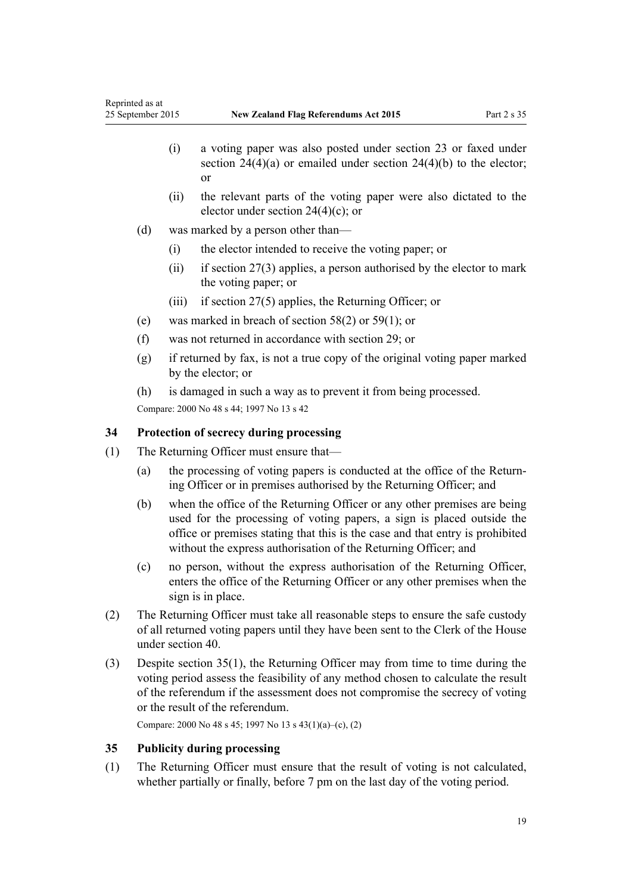- (i) a voting paper was also posted under section 23 or faxed under section 24(4)(a) or emailed under section 24(4)(b) to the elector; or
- (ii) the relevant parts of the voting paper were also dictated to the elector under section 24(4)(c); or

(d) was marked by a person other than—

- (i) the elector intended to receive the voting paper; or
- (ii) if section 27(3) applies, a person authorised by the elector to mark the voting paper; or
- (iii) if section 27(5) applies, the Returning Officer; or

(e) was marked in breach of section 58(2) or 59(1); or

(f) was not returned in accordance with section 29; or

(g) if returned by fax, is not a true copy of the original voting paper marked by the elector; or

(h) is damaged in such a way as to prevent it from being processed.

Compare: 2000 No 48 s 44; 1997 No 13 s 42

### 34 Protection of secrecy during processing

(1) The Returning Officer must ensure that—

- (a) the processing of voting papers is conducted at the office of the Returning Officer or in premises authorised by the Returning Officer; and
- (b) when the office of the Returning Officer or any other premises are being used for the processing of voting papers, a sign is placed outside the office or premises stating that this is the case and that entry is prohibited without the express authorisation of the Returning Officer; and
- (c) no person, without the express authorisation of the Returning Officer, enters the office of the Returning Officer or any other premises when the sign is in place.

(2) The Returning Officer must take all reasonable steps to ensure the safe custody of all returned voting papers until they have been sent to the Clerk of the House under section 40.

(3) Despite section 35(1), the Returning Officer may from time to time during the voting period assess the feasibility of any method chosen to calculate the result of the referendum if the assessment does not compromise the secrecy of voting or the result of the referendum.

Compare: 2000 No 48 s 45; 1997 No 13 s 43(1)(a)–(c), (2)

### 35 Publicity during processing

(1) The Returning Officer must ensure that the result of voting is not calculated, whether partially or finally, before 7 pm on the last day of the voting period.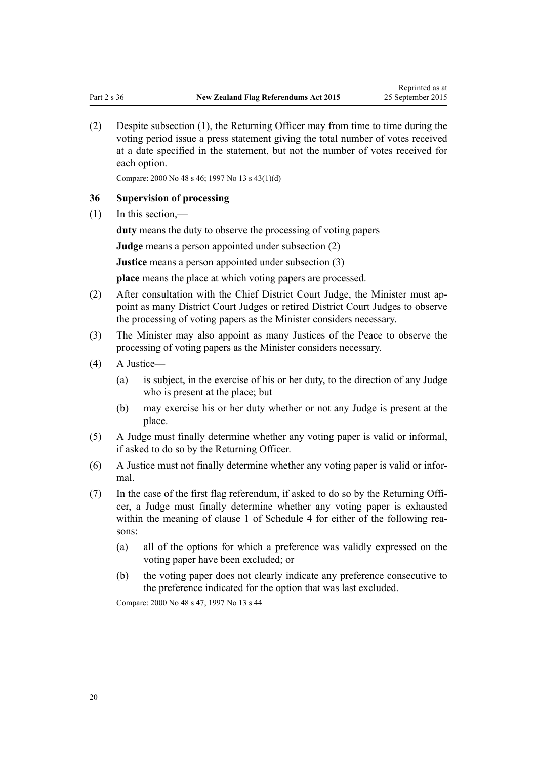(2) Despite subsection (1), the Returning Officer may from time to time during the voting period issue a press statement giving the total number of votes received at a date specified in the statement, but not the number of votes received for each option.

Compare: 2000 No 48 s 46; 1997 No 13 s 43(1)(d)

### 36 Supervision of processing

(1) In this section,—

**duty** means the duty to observe the processing of voting papers

**Judge** means a person appointed under subsection (2)

**Justice** means a person appointed under subsection (3)

**place** means the place at which voting papers are processed.

(2) After consultation with the Chief District Court Judge, the Minister must appoint as many District Court Judges or retired District Court Judges to observe the processing of voting papers as the Minister considers necessary.

(3) The Minister may also appoint as many Justices of the Peace to observe the processing of voting papers as the Minister considers necessary.

(4) A Justice—

- (a) is subject, in the exercise of his or her duty, to the direction of any Judge who is present at the place; but
- (b) may exercise his or her duty whether or not any Judge is present at the place.

(5) A Judge must finally determine whether any voting paper is valid or informal, if asked to do so by the Returning Officer.

(6) A Justice must not finally determine whether any voting paper is valid or informal.

(7) In the case of the first flag referendum, if asked to do so by the Returning Officer, a Judge must finally determine whether any voting paper is exhausted within the meaning of clause 1 of Schedule 4 for either of the following reasons:

- (a) all of the options for which a preference was validly expressed on the voting paper have been excluded; or
- (b) the voting paper does not clearly indicate any preference consecutive to the preference indicated for the option that was last excluded.

Compare: 2000 No 48 s 47; 1997 No 13 s 44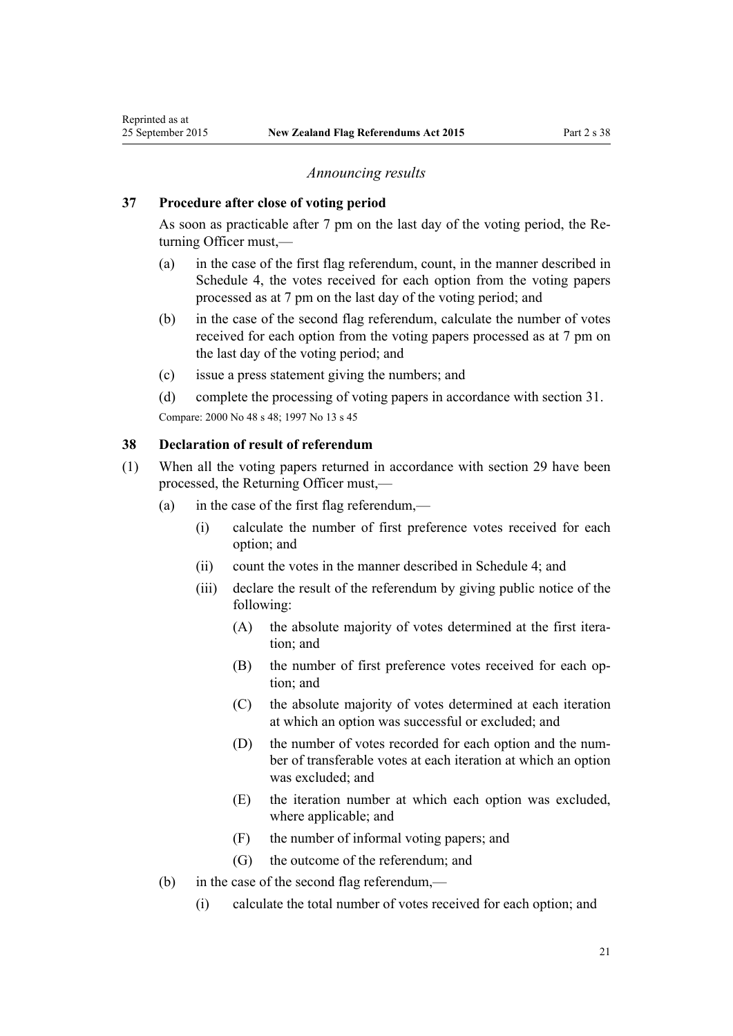*Announcing results*

### 37 Procedure after close of voting period

As soon as practicable after 7 pm on the last day of the voting period, the Returning Officer must,—

- (a) in the case of the first flag referendum, count, in the manner described in Schedule 4, the votes received for each option from the voting papers processed as at 7 pm on the last day of the voting period; and
- (b) in the case of the second flag referendum, calculate the number of votes received for each option from the voting papers processed as at 7 pm on the last day of the voting period; and
- (c) issue a press statement giving the numbers; and
- (d) complete the processing of voting papers in accordance with section 31.

Compare: 2000 No 48 s 48; 1997 No 13 s 45

### 38 Declaration of result of referendum

(1) When all the voting papers returned in accordance with section 29 have been processed, the Returning Officer must,—

- (a) in the case of the first flag referendum,—
  - (i) calculate the number of first preference votes received for each option; and
  - (ii) count the votes in the manner described in Schedule 4; and
  - (iii) declare the result of the referendum by giving public notice of the following:
    - (A) the absolute majority of votes determined at the first iteration; and
    - (B) the number of first preference votes received for each option; and
    - (C) the absolute majority of votes determined at each iteration at which an option was successful or excluded; and
    - (D) the number of votes recorded for each option and the number of transferable votes at each iteration at which an option was excluded; and
    - (E) the iteration number at which each option was excluded, where applicable; and
    - (F) the number of informal voting papers; and
    - (G) the outcome of the referendum; and
- (b) in the case of the second flag referendum,—
  - (i) calculate the total number of votes received for each option; and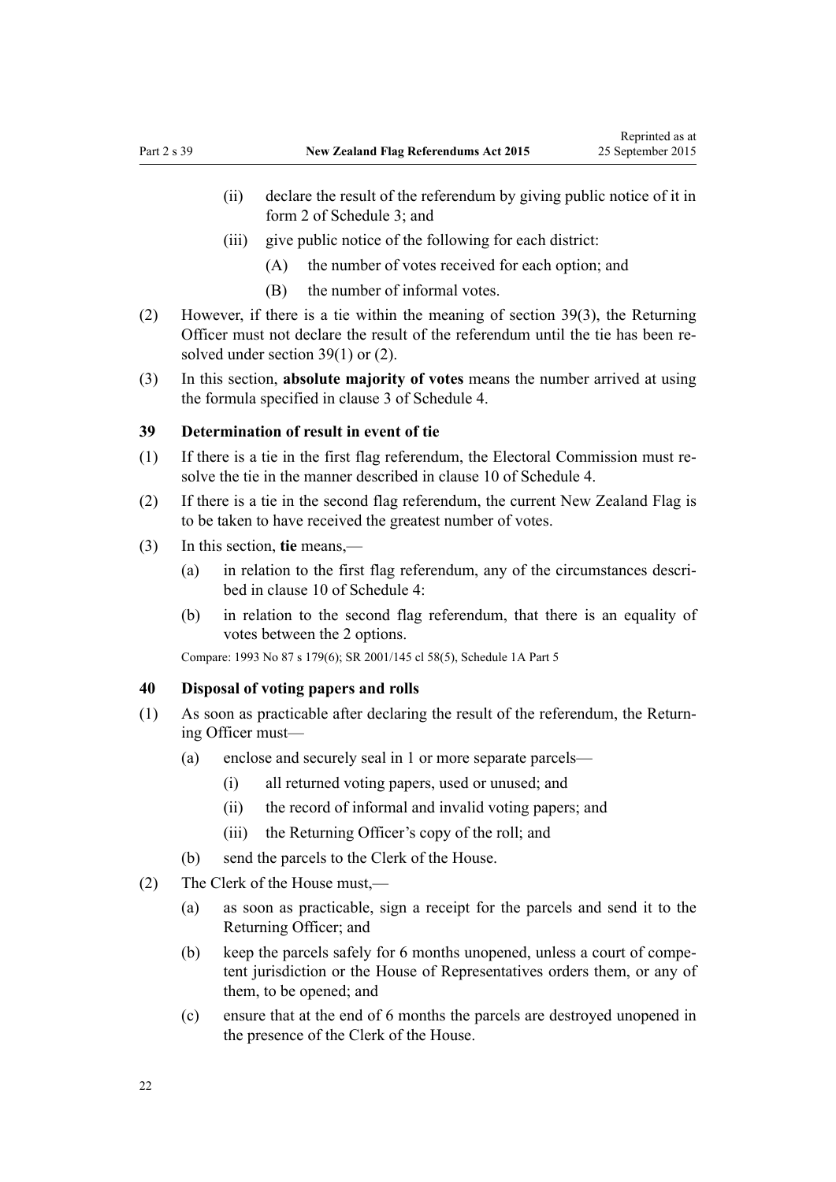(ii) declare the result of the referendum by giving public notice of it in form 2 of Schedule 3; and

(iii) give public notice of the following for each district:

(A) the number of votes received for each option; and

(B) the number of informal votes.

(2) However, if there is a tie within the meaning of section 39(3), the Returning Officer must not declare the result of the referendum until the tie has been resolved under section 39(1) or (2).

(3) In this section, **absolute majority of votes** means the number arrived at using the formula specified in clause 3 of Schedule 4.

### 39 Determination of result in event of tie

(1) If there is a tie in the first flag referendum, the Electoral Commission must resolve the tie in the manner described in clause 10 of Schedule 4.

(2) If there is a tie in the second flag referendum, the current New Zealand Flag is to be taken to have received the greatest number of votes.

(3) In this section, **tie** means,—

(a) in relation to the first flag referendum, any of the circumstances described in clause 10 of Schedule 4:

(b) in relation to the second flag referendum, that there is an equality of votes between the 2 options.

Compare: 1993 No 87 s 179(6); SR 2001/145 cl 58(5), Schedule 1A Part 5

### 40 Disposal of voting papers and rolls

(1) As soon as practicable after declaring the result of the referendum, the Returning Officer must—

(a) enclose and securely seal in 1 or more separate parcels—

(i) all returned voting papers, used or unused; and

(ii) the record of informal and invalid voting papers; and

(iii) the Returning Officer's copy of the roll; and

(b) send the parcels to the Clerk of the House.

(2) The Clerk of the House must,—

(a) as soon as practicable, sign a receipt for the parcels and send it to the Returning Officer; and

(b) keep the parcels safely for 6 months unopened, unless a court of competent jurisdiction or the House of Representatives orders them, or any of them, to be opened; and

(c) ensure that at the end of 6 months the parcels are destroyed unopened in the presence of the Clerk of the House.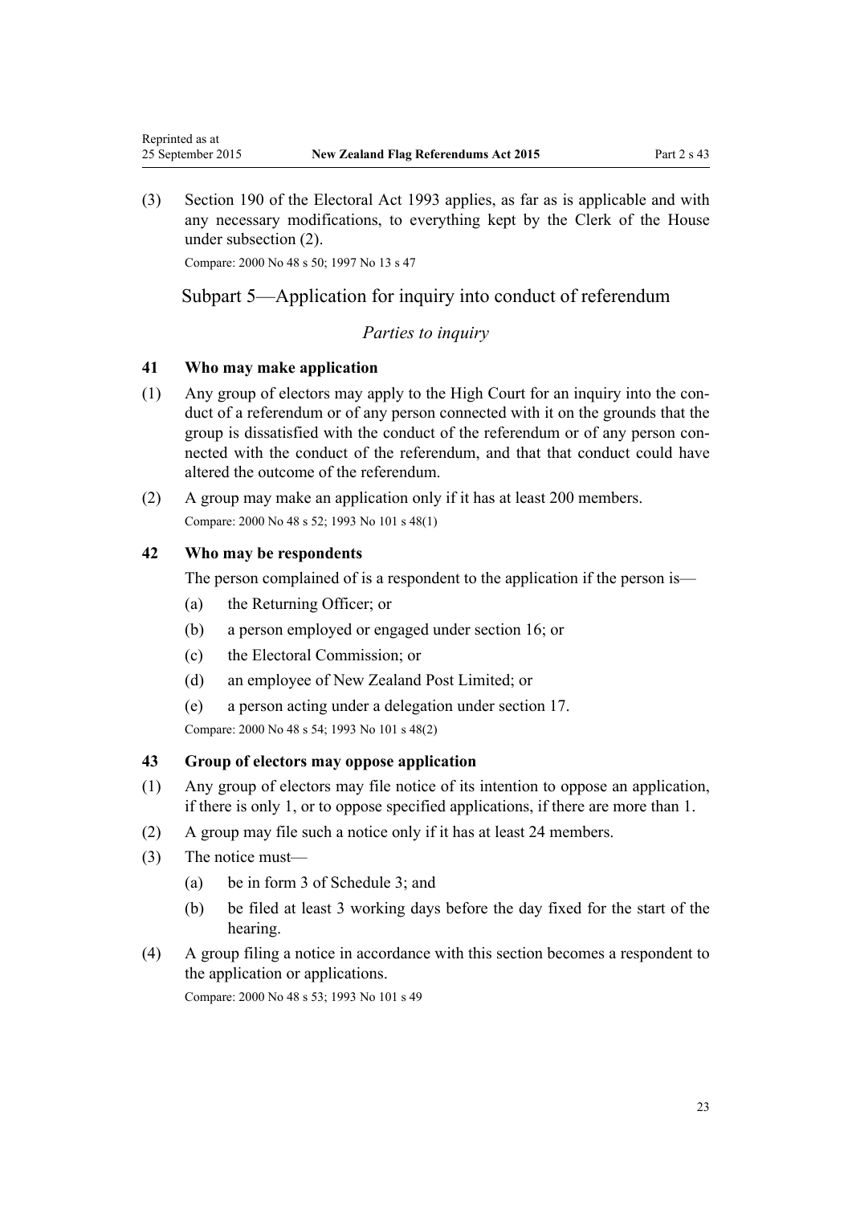(3) Section 190 of the Electoral Act 1993 applies, as far as is applicable and with any necessary modifications, to everything kept by the Clerk of the House under subsection (2).

Compare: 2000 No 48 s 50; 1997 No 13 s 47

## Subpart 5—Application for inquiry into conduct of referendum

### *Parties to inquiry*

#### 41 Who may make application

(1) Any group of electors may apply to the High Court for an inquiry into the conduct of a referendum or of any person connected with it on the grounds that the group is dissatisfied with the conduct of the referendum or of any person connected with the conduct of the referendum, and that that conduct could have altered the outcome of the referendum.

(2) A group may make an application only if it has at least 200 members.

Compare: 2000 No 48 s 52; 1993 No 101 s 48(1)

#### 42 Who may be respondents

The person complained of is a respondent to the application if the person is—

(a) the Returning Officer; or

(b) a person employed or engaged under section 16; or

(c) the Electoral Commission; or

(d) an employee of New Zealand Post Limited; or

(e) a person acting under a delegation under section 17.

Compare: 2000 No 48 s 54; 1993 No 101 s 48(2)

#### 43 Group of electors may oppose application

(1) Any group of electors may file notice of its intention to oppose an application, if there is only 1, or to oppose specified applications, if there are more than 1.

(2) A group may file such a notice only if it has at least 24 members.

(3) The notice must—

(a) be in form 3 of Schedule 3; and

(b) be filed at least 3 working days before the day fixed for the start of the hearing.

(4) A group filing a notice in accordance with this section becomes a respondent to the application or applications.

Compare: 2000 No 48 s 53; 1993 No 101 s 49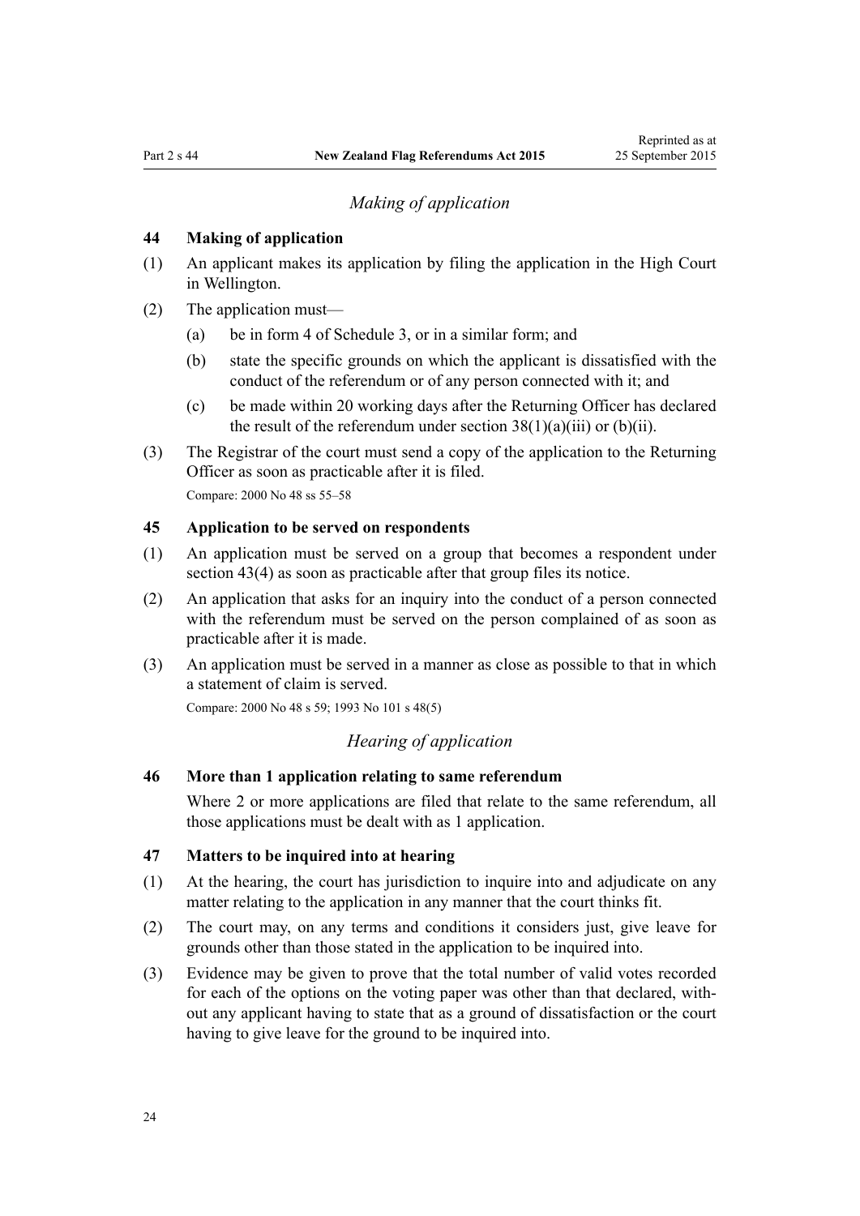*Making of application*

### 44 Making of application

(1) An applicant makes its application by filing the application in the High Court in Wellington.

(2) The application must—

- (a) be in form 4 of Schedule 3, or in a similar form; and
- (b) state the specific grounds on which the applicant is dissatisfied with the conduct of the referendum or of any person connected with it; and
- (c) be made within 20 working days after the Returning Officer has declared the result of the referendum under section 38(1)(a)(iii) or (b)(ii).

(3) The Registrar of the court must send a copy of the application to the Returning Officer as soon as practicable after it is filed.

Compare: 2000 No 48 ss 55–58

### 45 Application to be served on respondents

(1) An application must be served on a group that becomes a respondent under section 43(4) as soon as practicable after that group files its notice.

(2) An application that asks for an inquiry into the conduct of a person connected with the referendum must be served on the person complained of as soon as practicable after it is made.

(3) An application must be served in a manner as close as possible to that in which a statement of claim is served.

Compare: 2000 No 48 s 59; 1993 No 101 s 48(5)

*Hearing of application*

### 46 More than 1 application relating to same referendum

Where 2 or more applications are filed that relate to the same referendum, all those applications must be dealt with as 1 application.

### 47 Matters to be inquired into at hearing

(1) At the hearing, the court has jurisdiction to inquire into and adjudicate on any matter relating to the application in any manner that the court thinks fit.

(2) The court may, on any terms and conditions it considers just, give leave for grounds other than those stated in the application to be inquired into.

(3) Evidence may be given to prove that the total number of valid votes recorded for each of the options on the voting paper was other than that declared, without any applicant having to state that as a ground of dissatisfaction or the court having to give leave for the ground to be inquired into.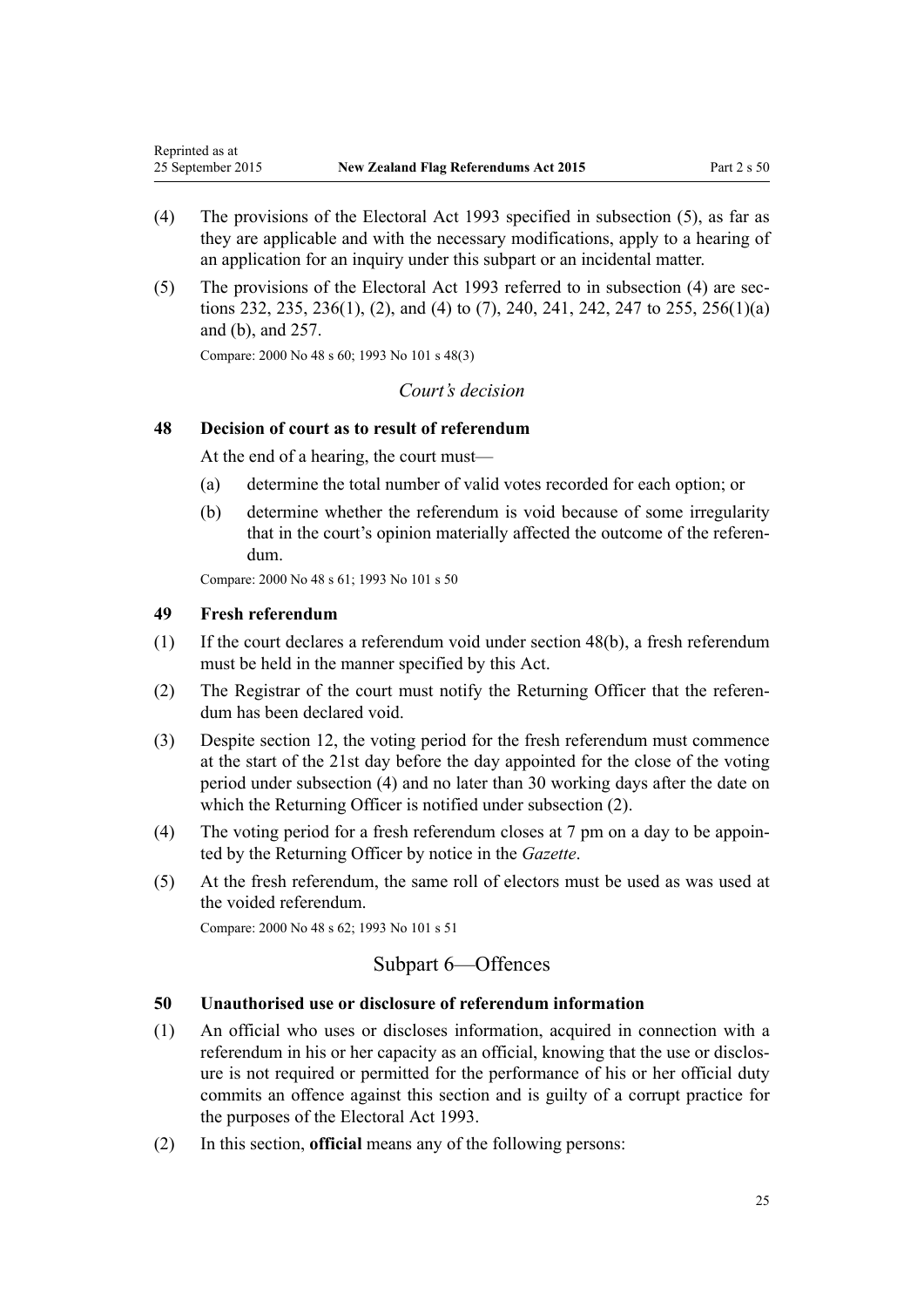(4) The provisions of the Electoral Act 1993 specified in subsection (5), as far as they are applicable and with the necessary modifications, apply to a hearing of an application for an inquiry under this subpart or an incidental matter.

(5) The provisions of the Electoral Act 1993 referred to in subsection (4) are sections 232, 235, 236(1), (2), and (4) to (7), 240, 241, 242, 247 to 255, 256(1)(a) and (b), and 257.

Compare: 2000 No 48 s 60; 1993 No 101 s 48(3)

### *Court's decision*

### 48 Decision of court as to result of referendum

At the end of a hearing, the court must—

(a) determine the total number of valid votes recorded for each option; or

(b) determine whether the referendum is void because of some irregularity that in the court's opinion materially affected the outcome of the referendum.

Compare: 2000 No 48 s 61; 1993 No 101 s 50

### 49 Fresh referendum

(1) If the court declares a referendum void under section 48(b), a fresh referendum must be held in the manner specified by this Act.

(2) The Registrar of the court must notify the Returning Officer that the referendum has been declared void.

(3) Despite section 12, the voting period for the fresh referendum must commence at the start of the 21st day before the day appointed for the close of the voting period under subsection (4) and no later than 30 working days after the date on which the Returning Officer is notified under subsection (2).

(4) The voting period for a fresh referendum closes at 7 pm on a day to be appointed by the Returning Officer by notice in the *Gazette*.

(5) At the fresh referendum, the same roll of electors must be used as was used at the voided referendum.

Compare: 2000 No 48 s 62; 1993 No 101 s 51

## Subpart 6—Offences

### 50 Unauthorised use or disclosure of referendum information

(1) An official who uses or discloses information, acquired in connection with a referendum in his or her capacity as an official, knowing that the use or disclosure is not required or permitted for the performance of his or her official duty commits an offence against this section and is guilty of a corrupt practice for the purposes of the Electoral Act 1993.

(2) In this section, **official** means any of the following persons: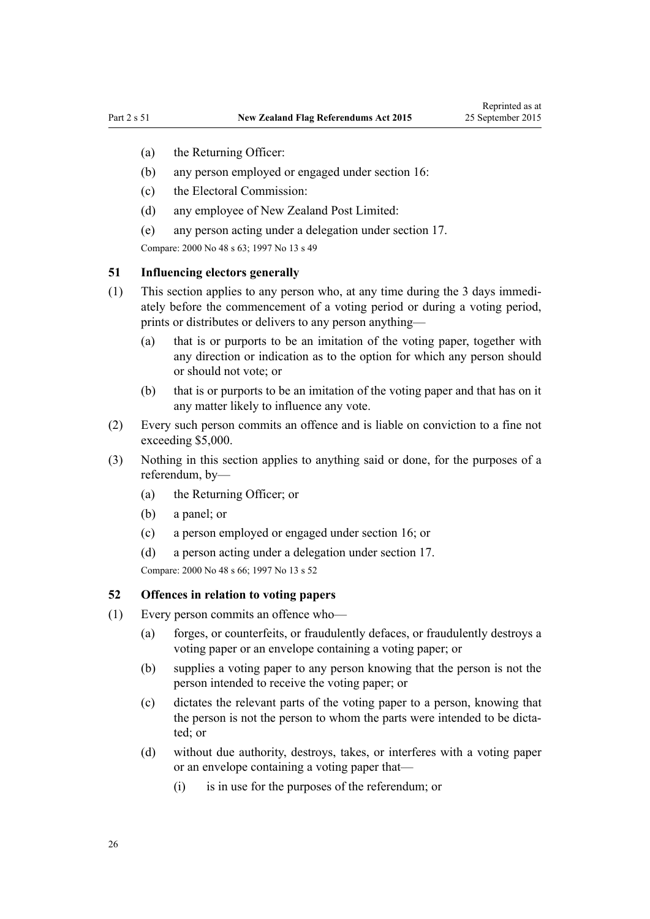(a) the Returning Officer:

(b) any person employed or engaged under section 16:

(c) the Electoral Commission:

(d) any employee of New Zealand Post Limited:

(e) any person acting under a delegation under section 17.

Compare: 2000 No 48 s 63; 1997 No 13 s 49

### 51 Influencing electors generally

(1) This section applies to any person who, at any time during the 3 days immediately before the commencement of a voting period or during a voting period, prints or distributes or delivers to any person anything—

(a) that is or purports to be an imitation of the voting paper, together with any direction or indication as to the option for which any person should or should not vote; or

(b) that is or purports to be an imitation of the voting paper and that has on it any matter likely to influence any vote.

(2) Every such person commits an offence and is liable on conviction to a fine not exceeding $5,000.

(3) Nothing in this section applies to anything said or done, for the purposes of a referendum, by—

(a) the Returning Officer; or

(b) a panel; or

(c) a person employed or engaged under section 16; or

(d) a person acting under a delegation under section 17.

Compare: 2000 No 48 s 66; 1997 No 13 s 52

### 52 Offences in relation to voting papers

(1) Every person commits an offence who—

(a) forges, or counterfeits, or fraudulently defaces, or fraudulently destroys a voting paper or an envelope containing a voting paper; or

(b) supplies a voting paper to any person knowing that the person is not the person intended to receive the voting paper; or

(c) dictates the relevant parts of the voting paper to a person, knowing that the person is not the person to whom the parts were intended to be dictated; or

(d) without due authority, destroys, takes, or interferes with a voting paper or an envelope containing a voting paper that—

(i) is in use for the purposes of the referendum; or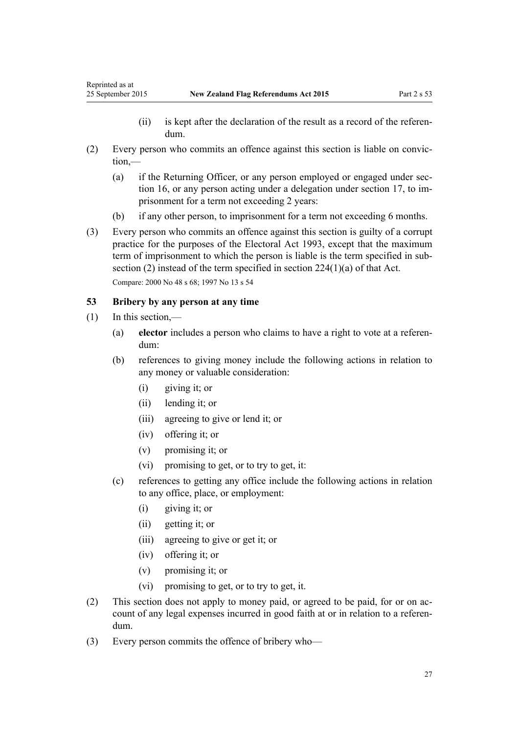(ii) is kept after the declaration of the result as a record of the referendum.

(2) Every person who commits an offence against this section is liable on conviction,—

(a) if the Returning Officer, or any person employed or engaged under section 16, or any person acting under a delegation under section 17, to imprisonment for a term not exceeding 2 years:

(b) if any other person, to imprisonment for a term not exceeding 6 months.

(3) Every person who commits an offence against this section is guilty of a corrupt practice for the purposes of the Electoral Act 1993, except that the maximum term of imprisonment to which the person is liable is the term specified in subsection (2) instead of the term specified in section 224(1)(a) of that Act.

Compare: 2000 No 48 s 68; 1997 No 13 s 54

### 53 Bribery by any person at any time

(1) In this section,—

(a) **elector** includes a person who claims to have a right to vote at a referendum:

(b) references to giving money include the following actions in relation to any money or valuable consideration:

(i) giving it; or

(ii) lending it; or

(iii) agreeing to give or lend it; or

(iv) offering it; or

(v) promising it; or

(vi) promising to get, or to try to get, it:

(c) references to getting any office include the following actions in relation to any office, place, or employment:

(i) giving it; or

(ii) getting it; or

(iii) agreeing to give or get it; or

(iv) offering it; or

(v) promising it; or

(vi) promising to get, or to try to get, it.

(2) This section does not apply to money paid, or agreed to be paid, for or on account of any legal expenses incurred in good faith at or in relation to a referendum.

(3) Every person commits the offence of bribery who—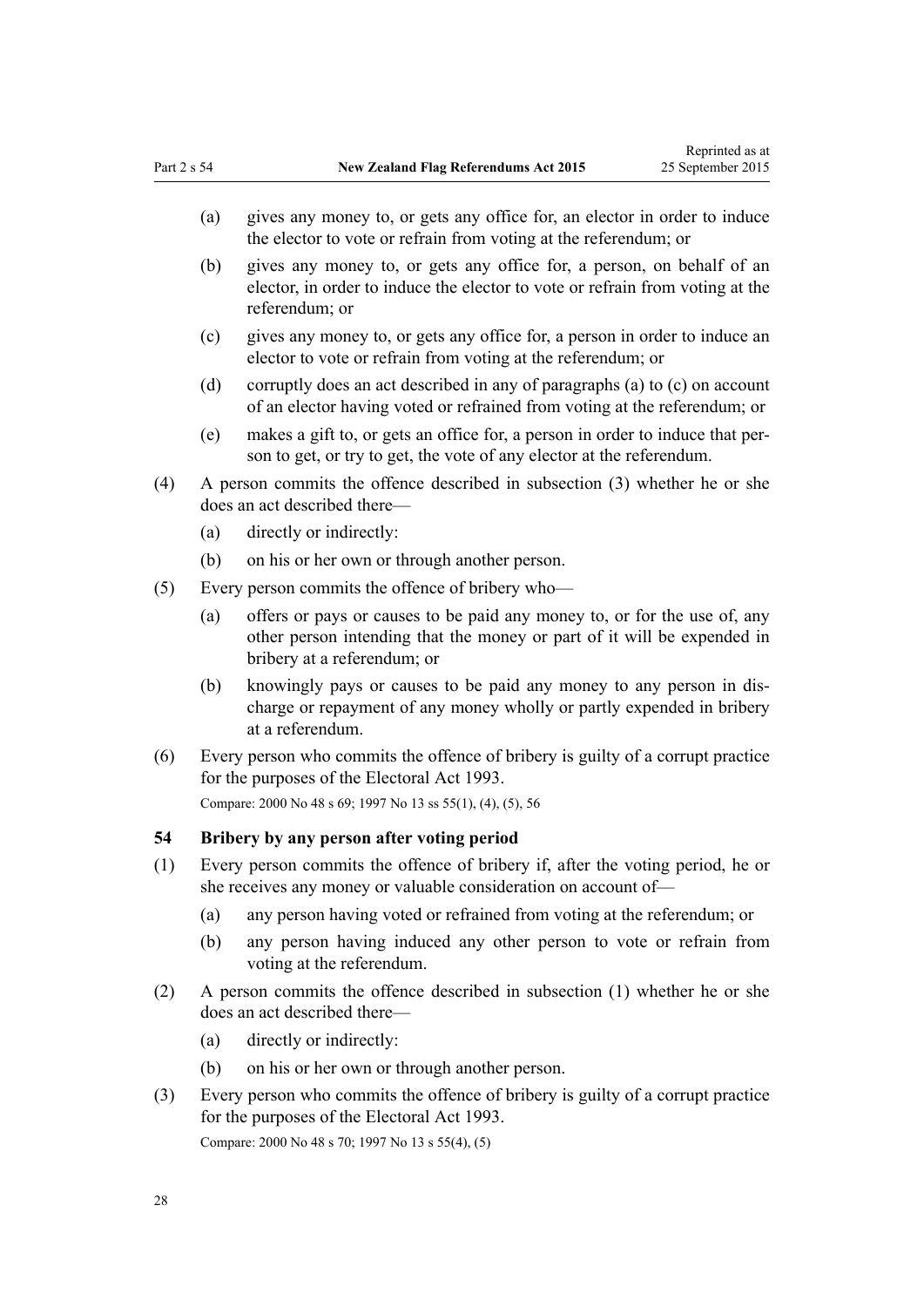(a) gives any money to, or gets any office for, an elector in order to induce the elector to vote or refrain from voting at the referendum; or

(b) gives any money to, or gets any office for, a person, on behalf of an elector, in order to induce the elector to vote or refrain from voting at the referendum; or

(c) gives any money to, or gets any office for, a person in order to induce an elector to vote or refrain from voting at the referendum; or

(d) corruptly does an act described in any of paragraphs (a) to (c) on account of an elector having voted or refrained from voting at the referendum; or

(e) makes a gift to, or gets an office for, a person in order to induce that person to get, or try to get, the vote of any elector at the referendum.

(4) A person commits the offence described in subsection (3) whether he or she does an act described there—

(a) directly or indirectly:

(b) on his or her own or through another person.

(5) Every person commits the offence of bribery who—

(a) offers or pays or causes to be paid any money to, or for the use of, any other person intending that the money or part of it will be expended in bribery at a referendum; or

(b) knowingly pays or causes to be paid any money to any person in discharge or repayment of any money wholly or partly expended in bribery at a referendum.

(6) Every person who commits the offence of bribery is guilty of a corrupt practice for the purposes of the Electoral Act 1993.

Compare: 2000 No 48 s 69; 1997 No 13 ss 55(1), (4), (5), 56

### 54 Bribery by any person after voting period

(1) Every person commits the offence of bribery if, after the voting period, he or she receives any money or valuable consideration on account of—

(a) any person having voted or refrained from voting at the referendum; or

(b) any person having induced any other person to vote or refrain from voting at the referendum.

(2) A person commits the offence described in subsection (1) whether he or she does an act described there—

(a) directly or indirectly:

(b) on his or her own or through another person.

(3) Every person who commits the offence of bribery is guilty of a corrupt practice for the purposes of the Electoral Act 1993.

Compare: 2000 No 48 s 70; 1997 No 13 s 55(4), (5)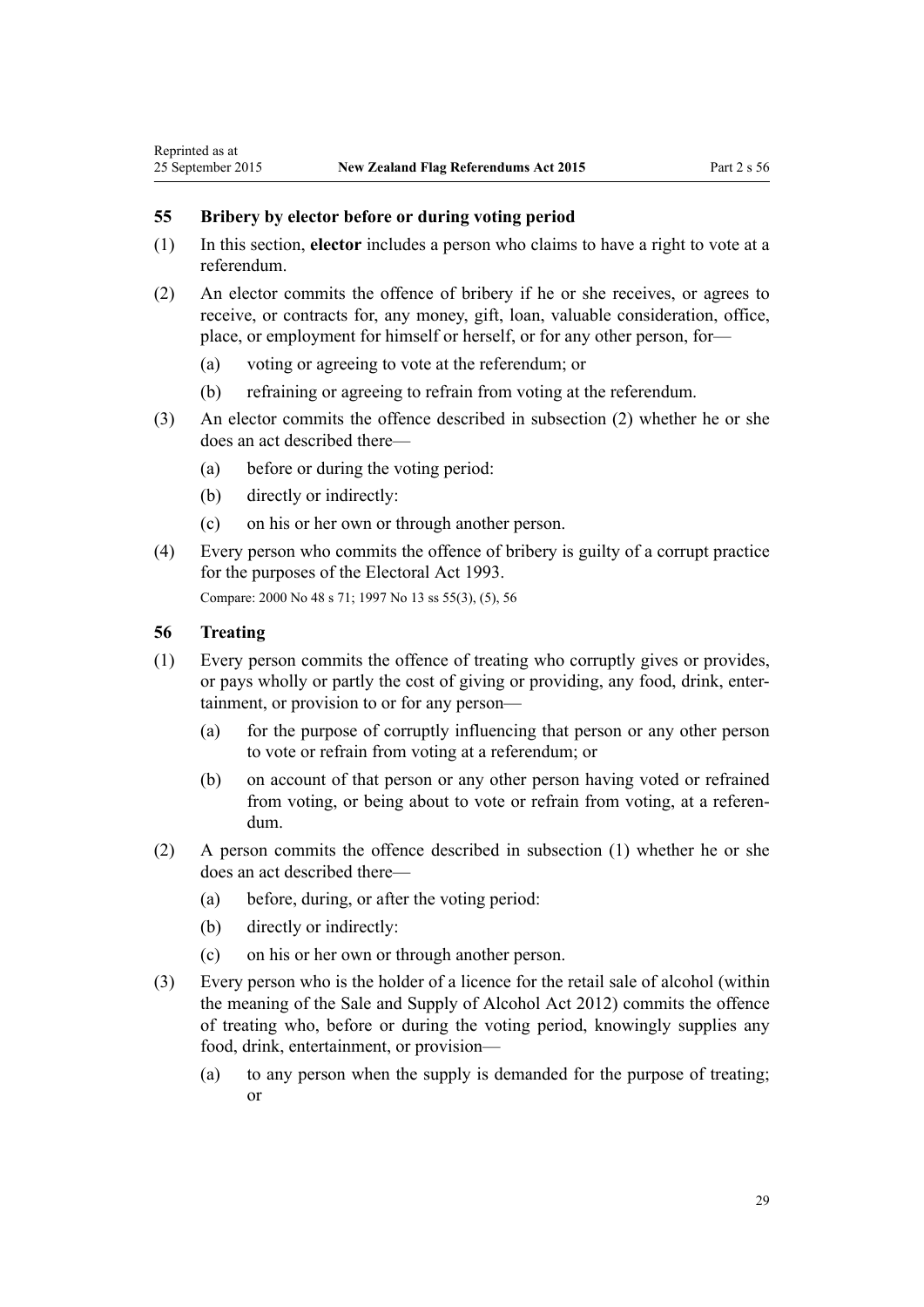## 55 Bribery by elector before or during voting period

(1) In this section, **elector** includes a person who claims to have a right to vote at a referendum.

(2) An elector commits the offence of bribery if he or she receives, or agrees to receive, or contracts for, any money, gift, loan, valuable consideration, office, place, or employment for himself or herself, or for any other person, for—

- (a) voting or agreeing to vote at the referendum; or
- (b) refraining or agreeing to refrain from voting at the referendum.

(3) An elector commits the offence described in subsection (2) whether he or she does an act described there—

- (a) before or during the voting period:
- (b) directly or indirectly:
- (c) on his or her own or through another person.

(4) Every person who commits the offence of bribery is guilty of a corrupt practice for the purposes of the Electoral Act 1993.

Compare: 2000 No 48 s 71; 1997 No 13 ss 55(3), (5), 56

## 56 Treating

(1) Every person commits the offence of treating who corruptly gives or provides, or pays wholly or partly the cost of giving or providing, any food, drink, entertainment, or provision to or for any person—

- (a) for the purpose of corruptly influencing that person or any other person to vote or refrain from voting at a referendum; or
- (b) on account of that person or any other person having voted or refrained from voting, or being about to vote or refrain from voting, at a referendum.

(2) A person commits the offence described in subsection (1) whether he or she does an act described there—

- (a) before, during, or after the voting period:
- (b) directly or indirectly:
- (c) on his or her own or through another person.

(3) Every person who is the holder of a licence for the retail sale of alcohol (within the meaning of the Sale and Supply of Alcohol Act 2012) commits the offence of treating who, before or during the voting period, knowingly supplies any food, drink, entertainment, or provision—

- (a) to any person when the supply is demanded for the purpose of treating; or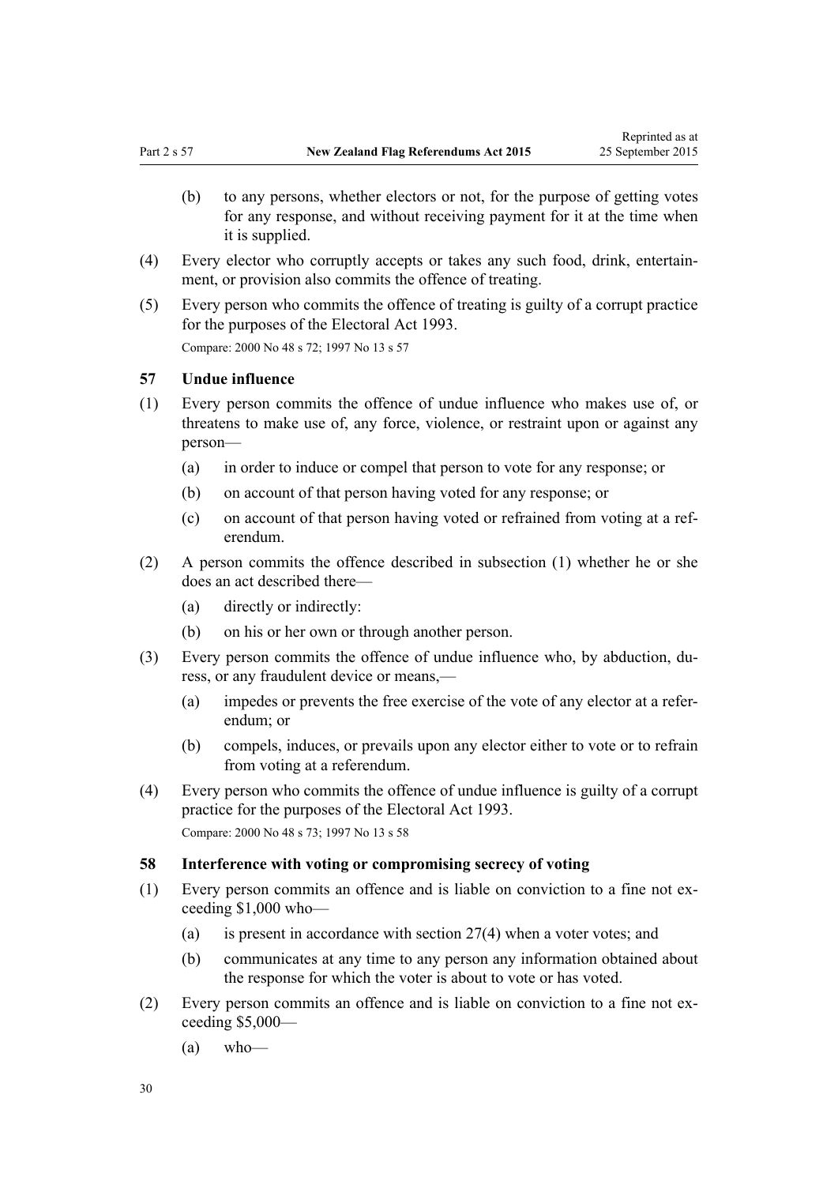(b) to any persons, whether electors or not, for the purpose of getting votes for any response, and without receiving payment for it at the time when it is supplied.

(4) Every elector who corruptly accepts or takes any such food, drink, entertainment, or provision also commits the offence of treating.

(5) Every person who commits the offence of treating is guilty of a corrupt practice for the purposes of the Electoral Act 1993.

Compare: 2000 No 48 s 72; 1997 No 13 s 57

### 57 Undue influence

(1) Every person commits the offence of undue influence who makes use of, or threatens to make use of, any force, violence, or restraint upon or against any person—

(a) in order to induce or compel that person to vote for any response; or

(b) on account of that person having voted for any response; or

(c) on account of that person having voted or refrained from voting at a referendum.

(2) A person commits the offence described in subsection (1) whether he or she does an act described there—

(a) directly or indirectly:

(b) on his or her own or through another person.

(3) Every person commits the offence of undue influence who, by abduction, duress, or any fraudulent device or means,—

(a) impedes or prevents the free exercise of the vote of any elector at a referendum; or

(b) compels, induces, or prevails upon any elector either to vote or to refrain from voting at a referendum.

(4) Every person who commits the offence of undue influence is guilty of a corrupt practice for the purposes of the Electoral Act 1993.

Compare: 2000 No 48 s 73; 1997 No 13 s 58

### 58 Interference with voting or compromising secrecy of voting

(1) Every person commits an offence and is liable on conviction to a fine not exceeding $1,000 who—

(a) is present in accordance with section 27(4) when a voter votes; and

(b) communicates at any time to any person any information obtained about the response for which the voter is about to vote or has voted.

(2) Every person commits an offence and is liable on conviction to a fine not exceeding $5,000—

(a) who—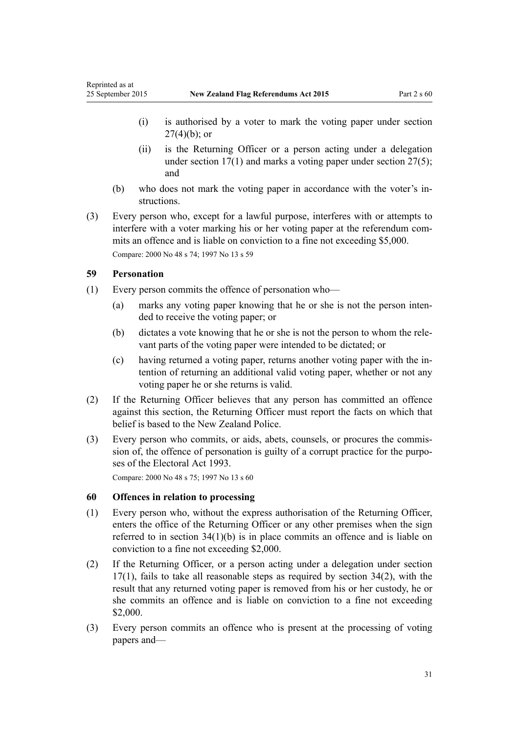(i) is authorised by a voter to mark the voting paper under section 27(4)(b); or

(ii) is the Returning Officer or a person acting under a delegation under section 17(1) and marks a voting paper under section 27(5); and

(b) who does not mark the voting paper in accordance with the voter's instructions.

(3) Every person who, except for a lawful purpose, interferes with or attempts to interfere with a voter marking his or her voting paper at the referendum commits an offence and is liable on conviction to a fine not exceeding $5,000.

Compare: 2000 No 48 s 74; 1997 No 13 s 59

### 59 Personation

(1) Every person commits the offence of personation who—

(a) marks any voting paper knowing that he or she is not the person intended to receive the voting paper; or

(b) dictates a vote knowing that he or she is not the person to whom the relevant parts of the voting paper were intended to be dictated; or

(c) having returned a voting paper, returns another voting paper with the intention of returning an additional valid voting paper, whether or not any voting paper he or she returns is valid.

(2) If the Returning Officer believes that any person has committed an offence against this section, the Returning Officer must report the facts on which that belief is based to the New Zealand Police.

(3) Every person who commits, or aids, abets, counsels, or procures the commission of, the offence of personation is guilty of a corrupt practice for the purposes of the Electoral Act 1993.

Compare: 2000 No 48 s 75; 1997 No 13 s 60

### 60 Offences in relation to processing

(1) Every person who, without the express authorisation of the Returning Officer, enters the office of the Returning Officer or any other premises when the sign referred to in section 34(1)(b) is in place commits an offence and is liable on conviction to a fine not exceeding $2,000.

(2) If the Returning Officer, or a person acting under a delegation under section 17(1), fails to take all reasonable steps as required by section 34(2), with the result that any returned voting paper is removed from his or her custody, he or she commits an offence and is liable on conviction to a fine not exceeding $2,000.

(3) Every person commits an offence who is present at the processing of voting papers and—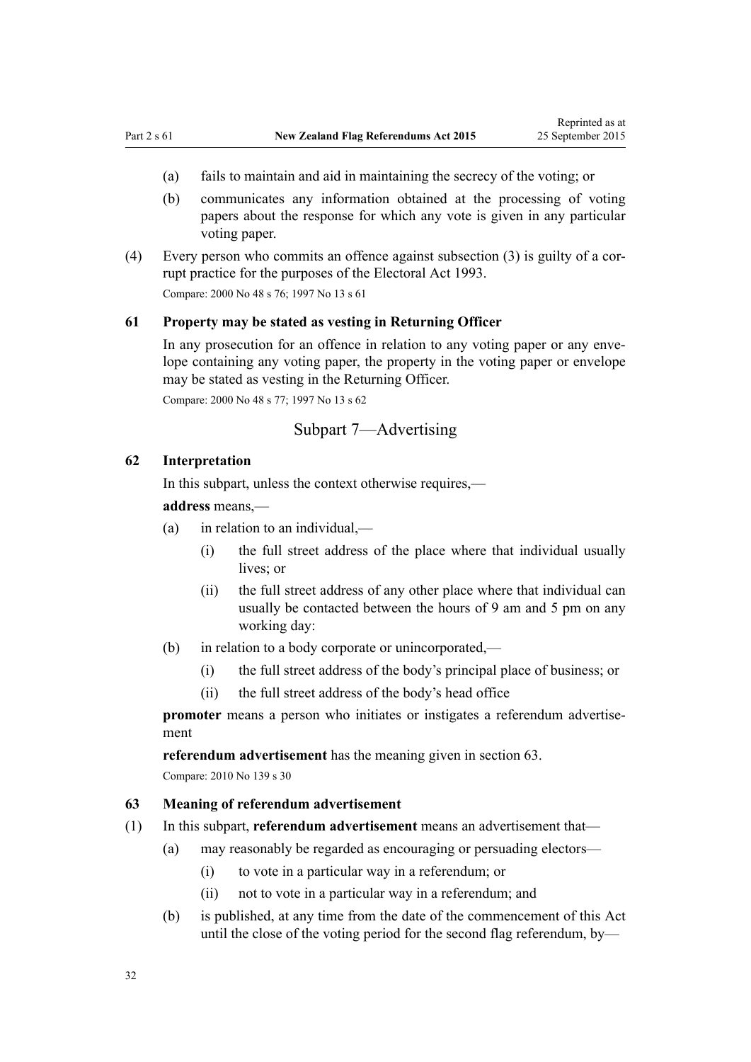(a) fails to maintain and aid in maintaining the secrecy of the voting; or

(b) communicates any information obtained at the processing of voting papers about the response for which any vote is given in any particular voting paper.

(4) Every person who commits an offence against subsection (3) is guilty of a corrupt practice for the purposes of the Electoral Act 1993.

Compare: 2000 No 48 s 76; 1997 No 13 s 61

### 61 Property may be stated as vesting in Returning Officer

In any prosecution for an offence in relation to any voting paper or any envelope containing any voting paper, the property in the voting paper or envelope may be stated as vesting in the Returning Officer.

Compare: 2000 No 48 s 77; 1997 No 13 s 62

## Subpart 7—Advertising

### 62 Interpretation

In this subpart, unless the context otherwise requires,—

**address** means,—

(a) in relation to an individual,—

   (i) the full street address of the place where that individual usually lives; or

   (ii) the full street address of any other place where that individual can usually be contacted between the hours of 9 am and 5 pm on any working day:

(b) in relation to a body corporate or unincorporated,—

   (i) the full street address of the body's principal place of business; or

   (ii) the full street address of the body's head office

**promoter** means a person who initiates or instigates a referendum advertisement

**referendum advertisement** has the meaning given in section 63.

Compare: 2010 No 139 s 30

### 63 Meaning of referendum advertisement

(1) In this subpart, **referendum advertisement** means an advertisement that—

(a) may reasonably be regarded as encouraging or persuading electors—

   (i) to vote in a particular way in a referendum; or

   (ii) not to vote in a particular way in a referendum; and

(b) is published, at any time from the date of the commencement of this Act until the close of the voting period for the second flag referendum, by—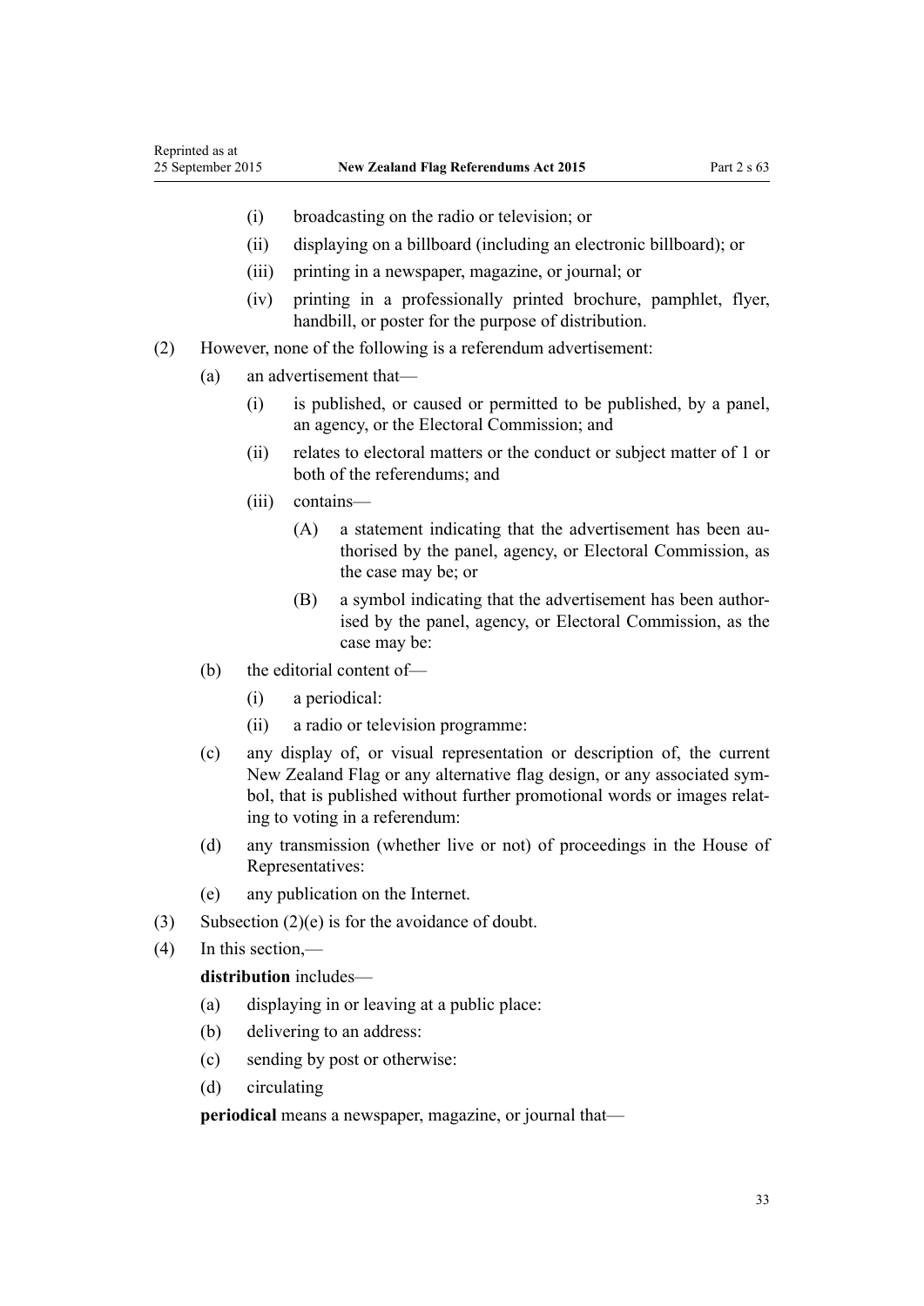(i) broadcasting on the radio or television; or

(ii) displaying on a billboard (including an electronic billboard); or

(iii) printing in a newspaper, magazine, or journal; or

(iv) printing in a professionally printed brochure, pamphlet, flyer, handbill, or poster for the purpose of distribution.

(2) However, none of the following is a referendum advertisement:

(a) an advertisement that—

(i) is published, or caused or permitted to be published, by a panel, an agency, or the Electoral Commission; and

(ii) relates to electoral matters or the conduct or subject matter of 1 or both of the referendums; and

(iii) contains—

(A) a statement indicating that the advertisement has been authorised by the panel, agency, or Electoral Commission, as the case may be; or

(B) a symbol indicating that the advertisement has been authorised by the panel, agency, or Electoral Commission, as the case may be:

(b) the editorial content of—

(i) a periodical:

(ii) a radio or television programme:

(c) any display of, or visual representation or description of, the current New Zealand Flag or any alternative flag design, or any associated symbol, that is published without further promotional words or images relating to voting in a referendum:

(d) any transmission (whether live or not) of proceedings in the House of Representatives:

(e) any publication on the Internet.

(3) Subsection (2)(e) is for the avoidance of doubt.

(4) In this section,—

**distribution** includes—

(a) displaying in or leaving at a public place:

(b) delivering to an address:

(c) sending by post or otherwise:

(d) circulating

**periodical** means a newspaper, magazine, or journal that—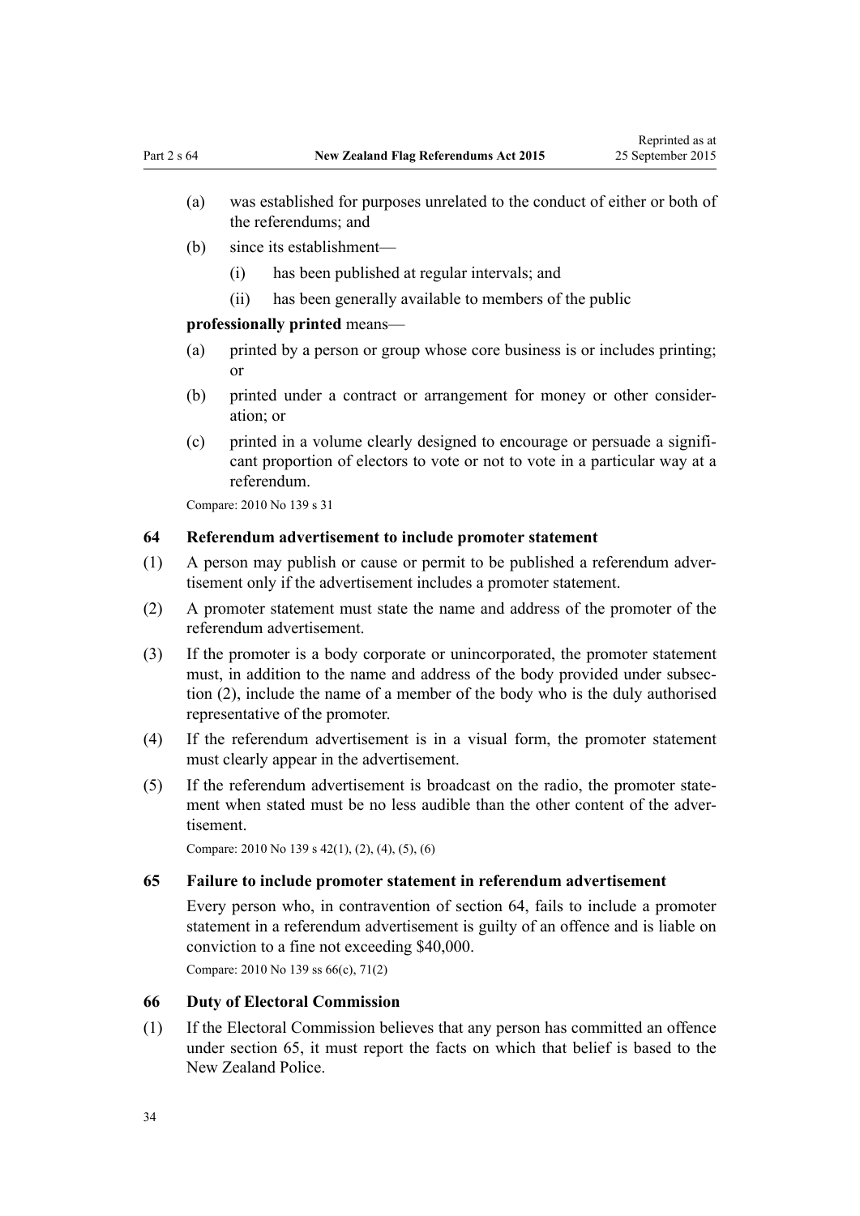(a) was established for purposes unrelated to the conduct of either or both of the referendums; and

(b) since its establishment—

  (i) has been published at regular intervals; and

  (ii) has been generally available to members of the public

**professionally printed** means—

(a) printed by a person or group whose core business is or includes printing; or

(b) printed under a contract or arrangement for money or other consideration; or

(c) printed in a volume clearly designed to encourage or persuade a significant proportion of electors to vote or not to vote in a particular way at a referendum.

Compare: 2010 No 139 s 31

### 64 Referendum advertisement to include promoter statement

(1) A person may publish or cause or permit to be published a referendum advertisement only if the advertisement includes a promoter statement.

(2) A promoter statement must state the name and address of the promoter of the referendum advertisement.

(3) If the promoter is a body corporate or unincorporated, the promoter statement must, in addition to the name and address of the body provided under subsection (2), include the name of a member of the body who is the duly authorised representative of the promoter.

(4) If the referendum advertisement is in a visual form, the promoter statement must clearly appear in the advertisement.

(5) If the referendum advertisement is broadcast on the radio, the promoter statement when stated must be no less audible than the other content of the advertisement.

Compare: 2010 No 139 s 42(1), (2), (4), (5), (6)

### 65 Failure to include promoter statement in referendum advertisement

Every person who, in contravention of section 64, fails to include a promoter statement in a referendum advertisement is guilty of an offence and is liable on conviction to a fine not exceeding $40,000.

Compare: 2010 No 139 ss 66(c), 71(2)

### 66 Duty of Electoral Commission

(1) If the Electoral Commission believes that any person has committed an offence under section 65, it must report the facts on which that belief is based to the New Zealand Police.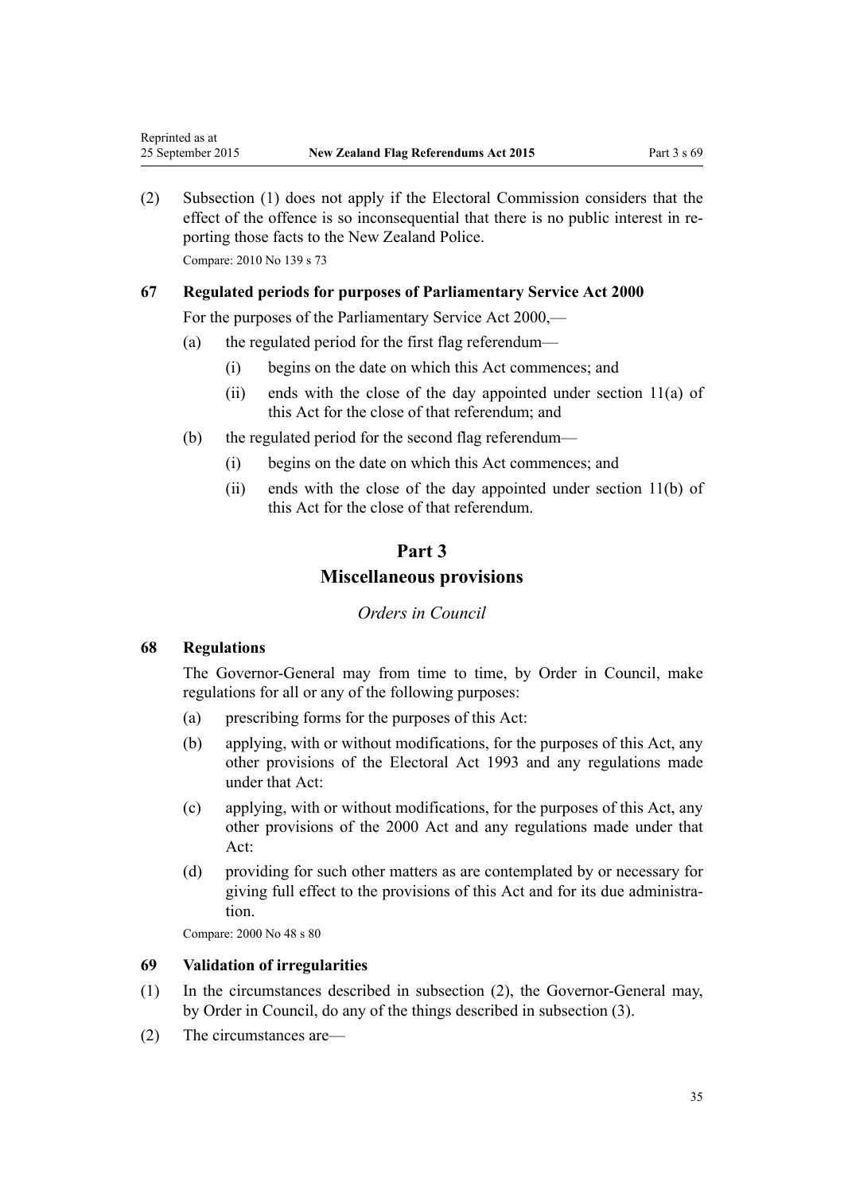(2) Subsection (1) does not apply if the Electoral Commission considers that the effect of the offence is so inconsequential that there is no public interest in reporting those facts to the New Zealand Police.

Compare: 2010 No 139 s 73

### 67 Regulated periods for purposes of Parliamentary Service Act 2000

For the purposes of the Parliamentary Service Act 2000,—

(a) the regulated period for the first flag referendum—

(i) begins on the date on which this Act commences; and

(ii) ends with the close of the day appointed under section 11(a) of this Act for the close of that referendum; and

(b) the regulated period for the second flag referendum—

(i) begins on the date on which this Act commences; and

(ii) ends with the close of the day appointed under section 11(b) of this Act for the close of that referendum.

## Part 3
## Miscellaneous provisions

*Orders in Council*

### 68 Regulations

The Governor-General may from time to time, by Order in Council, make regulations for all or any of the following purposes:

(a) prescribing forms for the purposes of this Act:

(b) applying, with or without modifications, for the purposes of this Act, any other provisions of the Electoral Act 1993 and any regulations made under that Act:

(c) applying, with or without modifications, for the purposes of this Act, any other provisions of the 2000 Act and any regulations made under that Act:

(d) providing for such other matters as are contemplated by or necessary for giving full effect to the provisions of this Act and for its due administration.

Compare: 2000 No 48 s 80

### 69 Validation of irregularities

(1) In the circumstances described in subsection (2), the Governor-General may, by Order in Council, do any of the things described in subsection (3).

(2) The circumstances are—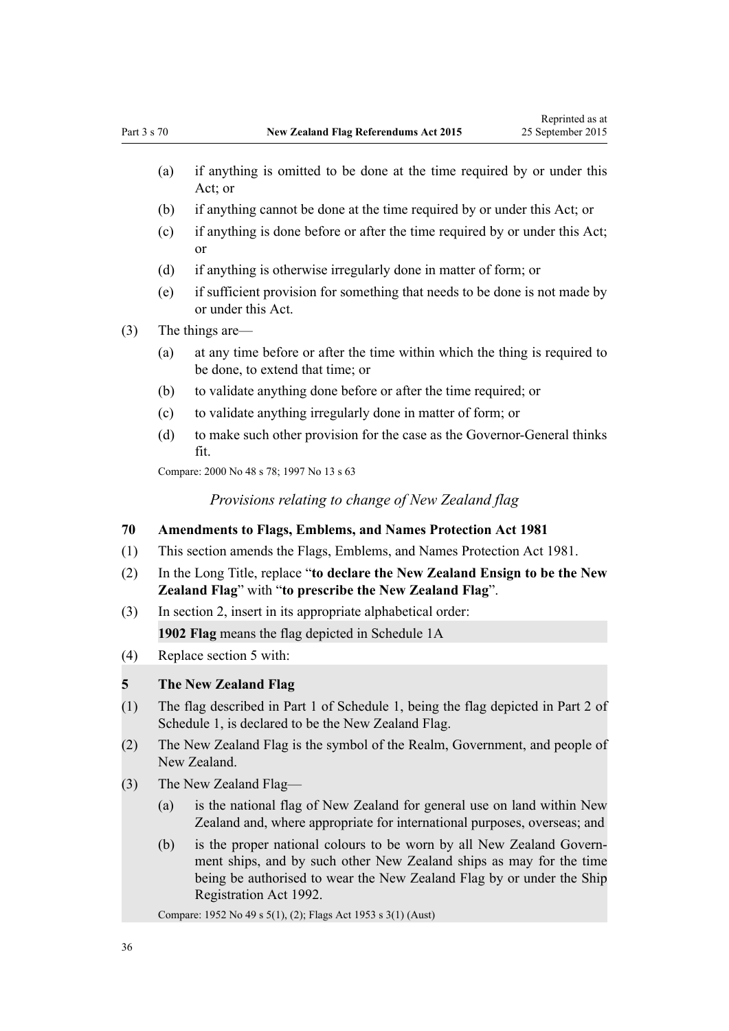(a) if anything is omitted to be done at the time required by or under this Act; or

(b) if anything cannot be done at the time required by or under this Act; or

(c) if anything is done before or after the time required by or under this Act; or

(d) if anything is otherwise irregularly done in matter of form; or

(e) if sufficient provision for something that needs to be done is not made by or under this Act.

(3) The things are—

(a) at any time before or after the time within which the thing is required to be done, to extend that time; or

(b) to validate anything done before or after the time required; or

(c) to validate anything irregularly done in matter of form; or

(d) to make such other provision for the case as the Governor-General thinks fit.

Compare: 2000 No 48 s 78; 1997 No 13 s 63

*Provisions relating to change of New Zealand flag*

**70 Amendments to Flags, Emblems, and Names Protection Act 1981**

(1) This section amends the Flags, Emblems, and Names Protection Act 1981.

(2) In the Long Title, replace "**to declare the New Zealand Ensign to be the New Zealand Flag**" with "**to prescribe the New Zealand Flag**".

(3) In section 2, insert in its appropriate alphabetical order:

**1902 Flag** means the flag depicted in Schedule 1A

(4) Replace section 5 with:

**5 The New Zealand Flag**

(1) The flag described in Part 1 of Schedule 1, being the flag depicted in Part 2 of Schedule 1, is declared to be the New Zealand Flag.

(2) The New Zealand Flag is the symbol of the Realm, Government, and people of New Zealand.

(3) The New Zealand Flag—

(a) is the national flag of New Zealand for general use on land within New Zealand and, where appropriate for international purposes, overseas; and

(b) is the proper national colours to be worn by all New Zealand Government ships, and by such other New Zealand ships as may for the time being be authorised to wear the New Zealand Flag by or under the Ship Registration Act 1992.

Compare: 1952 No 49 s 5(1), (2); Flags Act 1953 s 3(1) (Aust)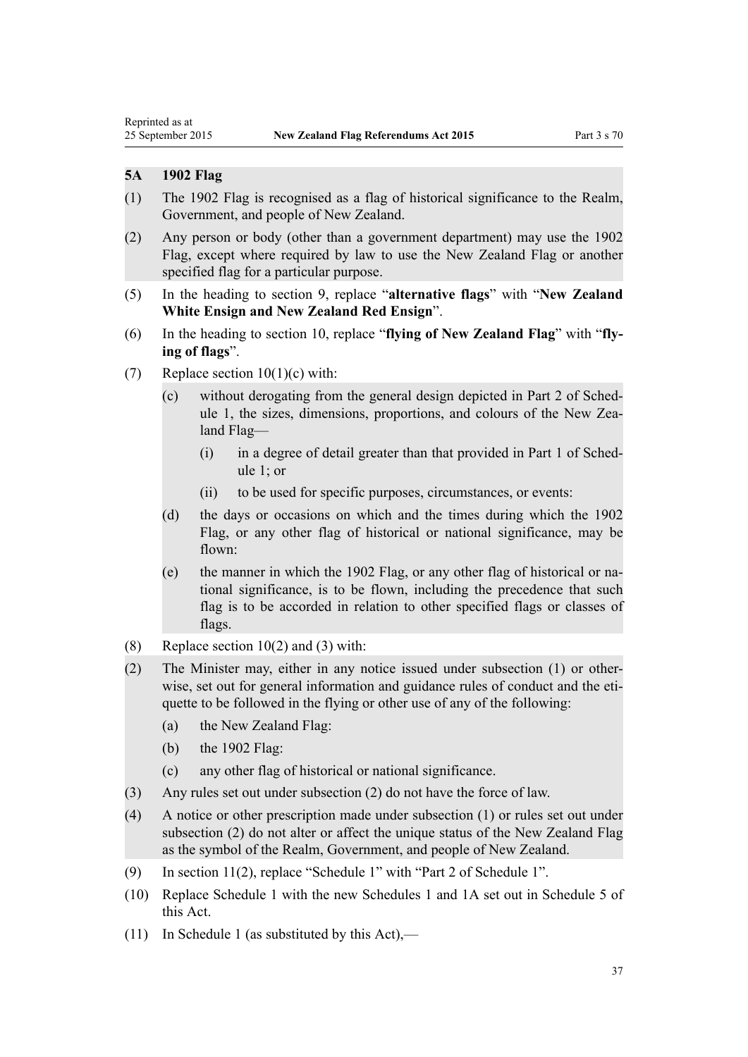**5A 1902 Flag**

(1) The 1902 Flag is recognised as a flag of historical significance to the Realm, Government, and people of New Zealand.

(2) Any person or body (other than a government department) may use the 1902 Flag, except where required by law to use the New Zealand Flag or another specified flag for a particular purpose.

(5) In the heading to section 9, replace "**alternative flags**" with "**New Zealand White Ensign and New Zealand Red Ensign**".

(6) In the heading to section 10, replace "**flying of New Zealand Flag**" with "**flying of flags**".

(7) Replace section 10(1)(c) with:

- (c) without derogating from the general design depicted in Part 2 of Schedule 1, the sizes, dimensions, proportions, and colours of the New Zealand Flag—
  - (i) in a degree of detail greater than that provided in Part 1 of Schedule 1; or
  - (ii) to be used for specific purposes, circumstances, or events:
- (d) the days or occasions on which and the times during which the 1902 Flag, or any other flag of historical or national significance, may be flown:
- (e) the manner in which the 1902 Flag, or any other flag of historical or national significance, is to be flown, including the precedence that such flag is to be accorded in relation to other specified flags or classes of flags.

(8) Replace section 10(2) and (3) with:

(2) The Minister may, either in any notice issued under subsection (1) or otherwise, set out for general information and guidance rules of conduct and the etiquette to be followed in the flying or other use of any of the following:

- (a) the New Zealand Flag:
- (b) the 1902 Flag:
- (c) any other flag of historical or national significance.

(3) Any rules set out under subsection (2) do not have the force of law.

(4) A notice or other prescription made under subsection (1) or rules set out under subsection (2) do not alter or affect the unique status of the New Zealand Flag as the symbol of the Realm, Government, and people of New Zealand.

(9) In section 11(2), replace "Schedule 1" with "Part 2 of Schedule 1".

(10) Replace Schedule 1 with the new Schedules 1 and 1A set out in Schedule 5 of this Act.

(11) In Schedule 1 (as substituted by this Act),—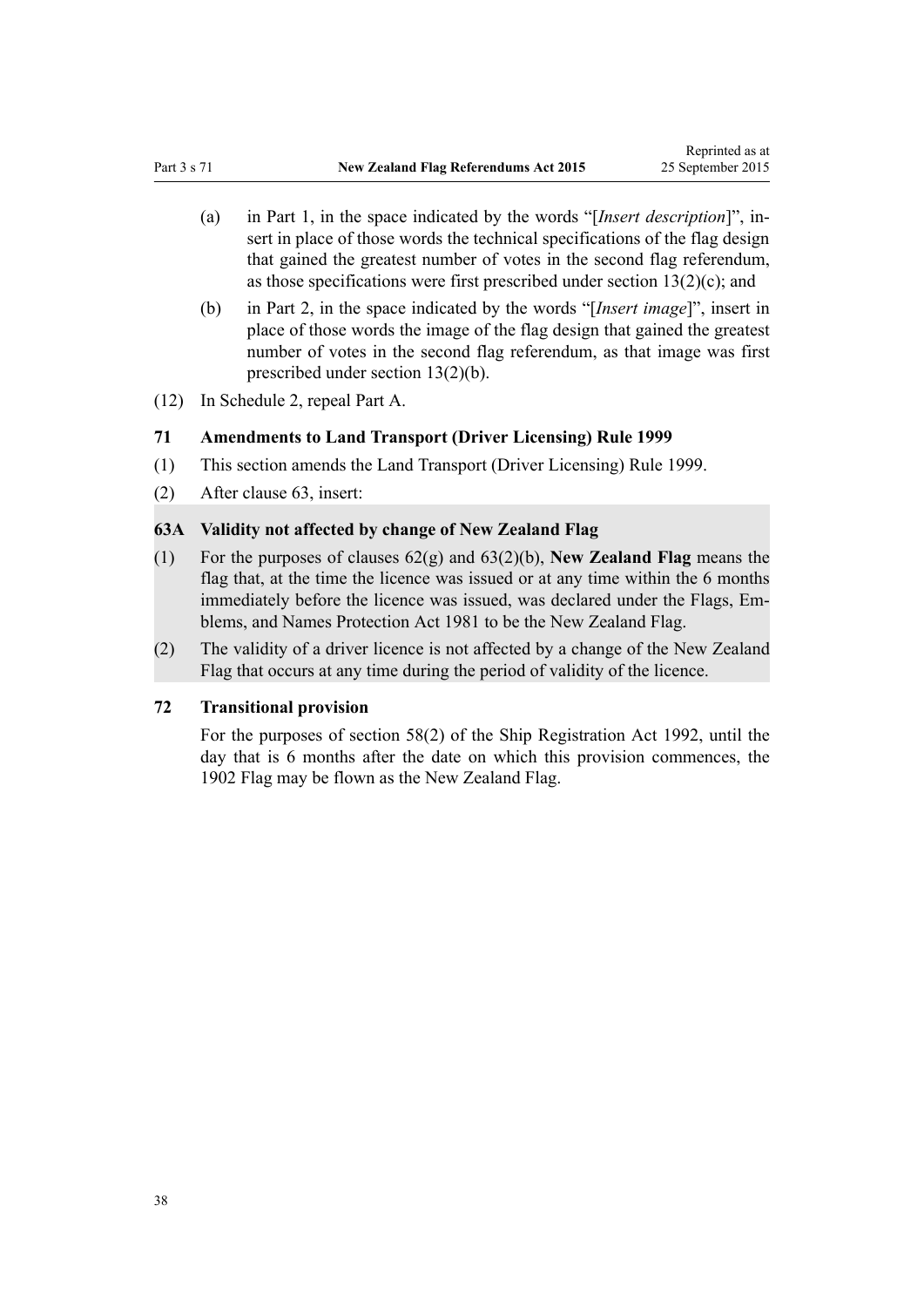(a) in Part 1, in the space indicated by the words "[*Insert description*]", insert in place of those words the technical specifications of the flag design that gained the greatest number of votes in the second flag referendum, as those specifications were first prescribed under section 13(2)(c); and

(b) in Part 2, in the space indicated by the words "[*Insert image*]", insert in place of those words the image of the flag design that gained the greatest number of votes in the second flag referendum, as that image was first prescribed under section 13(2)(b).

(12) In Schedule 2, repeal Part A.

### 71 Amendments to Land Transport (Driver Licensing) Rule 1999

(1) This section amends the Land Transport (Driver Licensing) Rule 1999.

(2) After clause 63, insert:

> **63A Validity not affected by change of New Zealand Flag**
>
> (1) For the purposes of clauses 62(g) and 63(2)(b), **New Zealand Flag** means the flag that, at the time the licence was issued or at any time within the 6 months immediately before the licence was issued, was declared under the Flags, Emblems, and Names Protection Act 1981 to be the New Zealand Flag.
>
> (2) The validity of a driver licence is not affected by a change of the New Zealand Flag that occurs at any time during the period of validity of the licence.

### 72 Transitional provision

For the purposes of section 58(2) of the Ship Registration Act 1992, until the day that is 6 months after the date on which this provision commences, the 1902 Flag may be flown as the New Zealand Flag.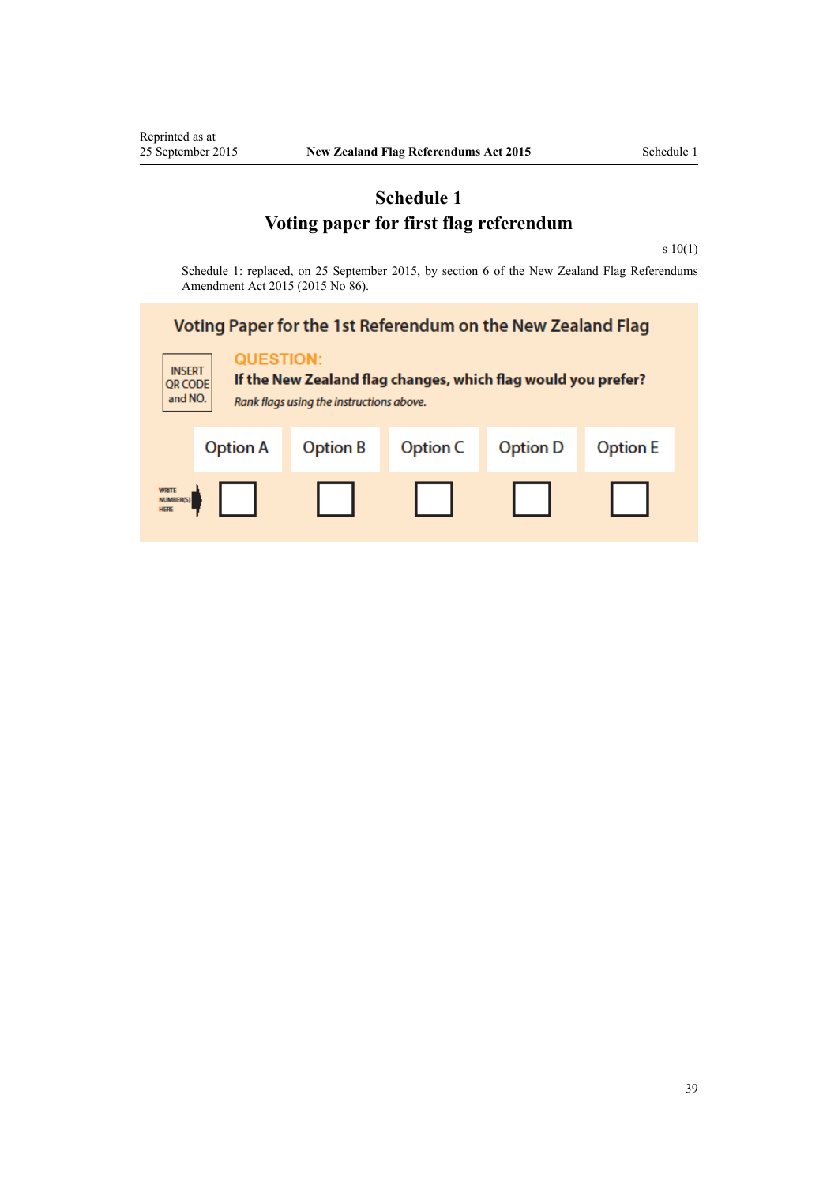# Schedule 1
## Voting paper for first flag referendum

s 10(1)

Schedule 1: replaced, on 25 September 2015, by section 6 of the New Zealand Flag Referendums Amendment Act 2015 (2015 No 86).

### Voting Paper for the 1st Referendum on the New Zealand Flag

INSERT QR CODE and NO.

**QUESTION:**

**If the New Zealand flag changes, which flag would you prefer?**

*Rank flags using the instructions above.*

| | Option A | Option B | Option C | Option D | Option E |
|---|---|---|---|---|---|
| WRITE NUMBER(S) HERE | ☐ | ☐ | ☐ | ☐ | ☐ |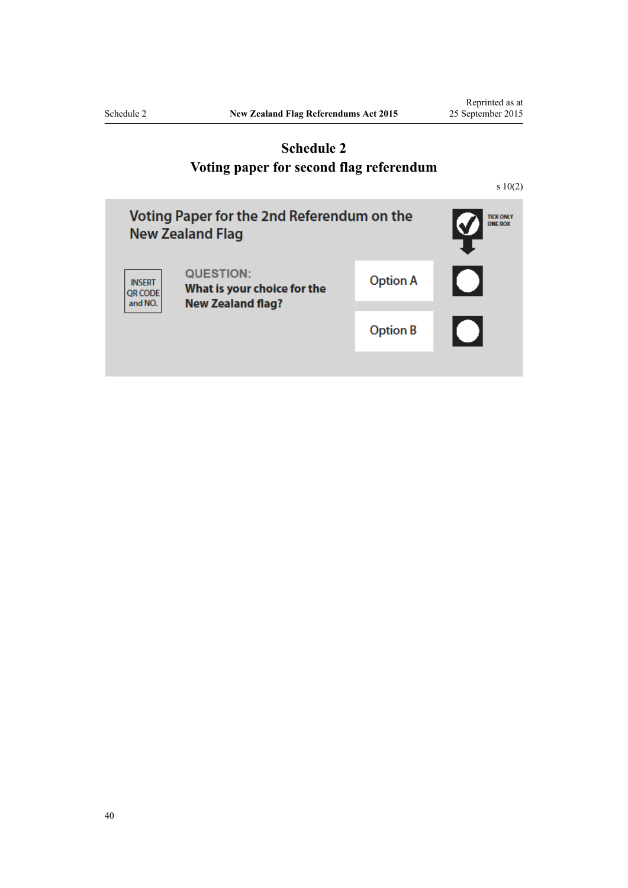# Schedule 2
## Voting paper for second flag referendum

s 10(2)

**Voting Paper for the 2nd Referendum on the New Zealand Flag**

TICK ONLY ONE BOX

INSERT QR CODE and NO.

**QUESTION:**
**What is your choice for the New Zealand flag?**

| | |
|---|---|
| Option A | ○ |
| Option B | ○ |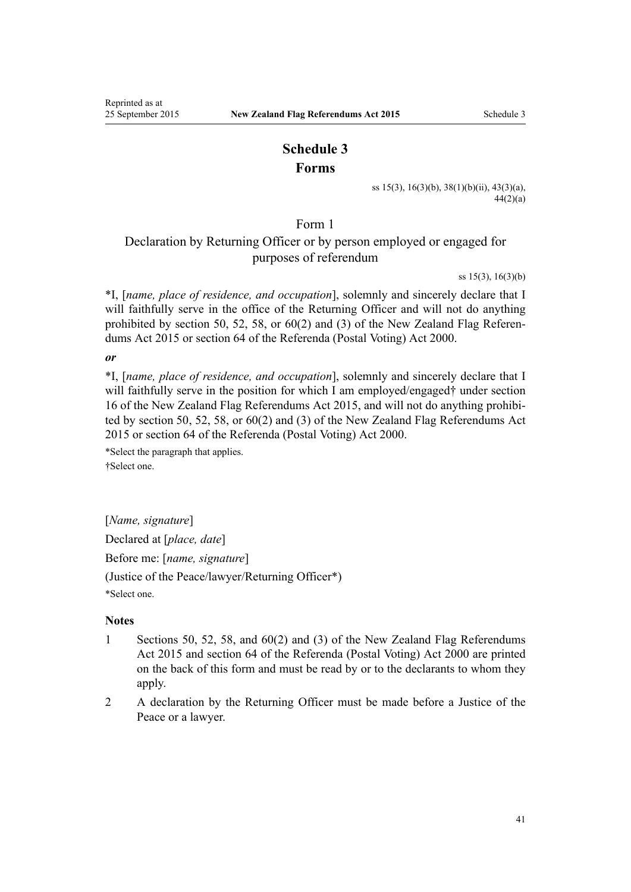# Schedule 3
## Forms

ss 15(3), 16(3)(b), 38(1)(b)(ii), 43(3)(a), 44(2)(a)

### Form 1
### Declaration by Returning Officer or by person employed or engaged for purposes of referendum

ss 15(3), 16(3)(b)

*I, [*name, place of residence, and occupation*], solemnly and sincerely declare that I will faithfully serve in the office of the Returning Officer and will not do anything prohibited by section 50, 52, 58, or 60(2) and (3) of the New Zealand Flag Referendums Act 2015 or section 64 of the Referenda (Postal Voting) Act 2000.

***or***

*I, [*name, place of residence, and occupation*], solemnly and sincerely declare that I will faithfully serve in the position for which I am employed/engaged† under section 16 of the New Zealand Flag Referendums Act 2015, and will not do anything prohibited by section 50, 52, 58, or 60(2) and (3) of the New Zealand Flag Referendums Act 2015 or section 64 of the Referenda (Postal Voting) Act 2000.

*Select the paragraph that applies.

†Select one.

[*Name, signature*]

Declared at [*place, date*]

Before me: [*name, signature*]

(Justice of the Peace/lawyer/Returning Officer*)

*Select one.

**Notes**

1. Sections 50, 52, 58, and 60(2) and (3) of the New Zealand Flag Referendums Act 2015 and section 64 of the Referenda (Postal Voting) Act 2000 are printed on the back of this form and must be read by or to the declarants to whom they apply.
2. A declaration by the Returning Officer must be made before a Justice of the Peace or a lawyer.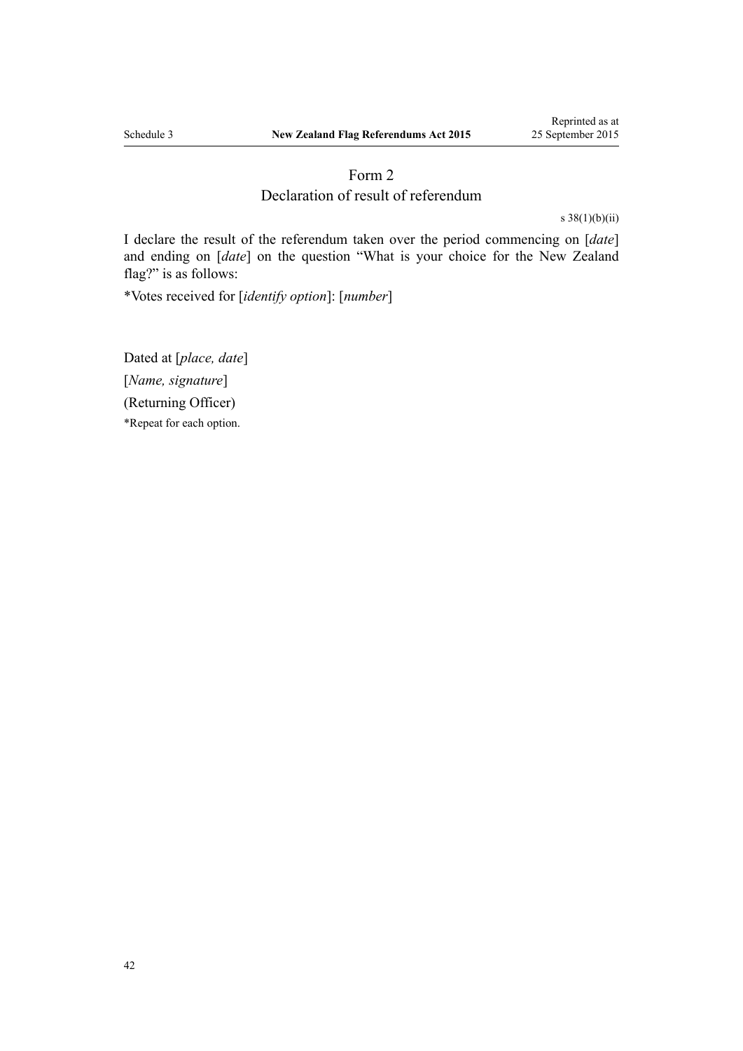## Form 2
## Declaration of result of referendum

s 38(1)(b)(ii)

I declare the result of the referendum taken over the period commencing on [*date*] and ending on [*date*] on the question "What is your choice for the New Zealand flag?" is as follows:

*Votes received for [*identify option*]: [*number*]

Dated at [*place, date*]

[*Name, signature*]

(Returning Officer)

*Repeat for each option.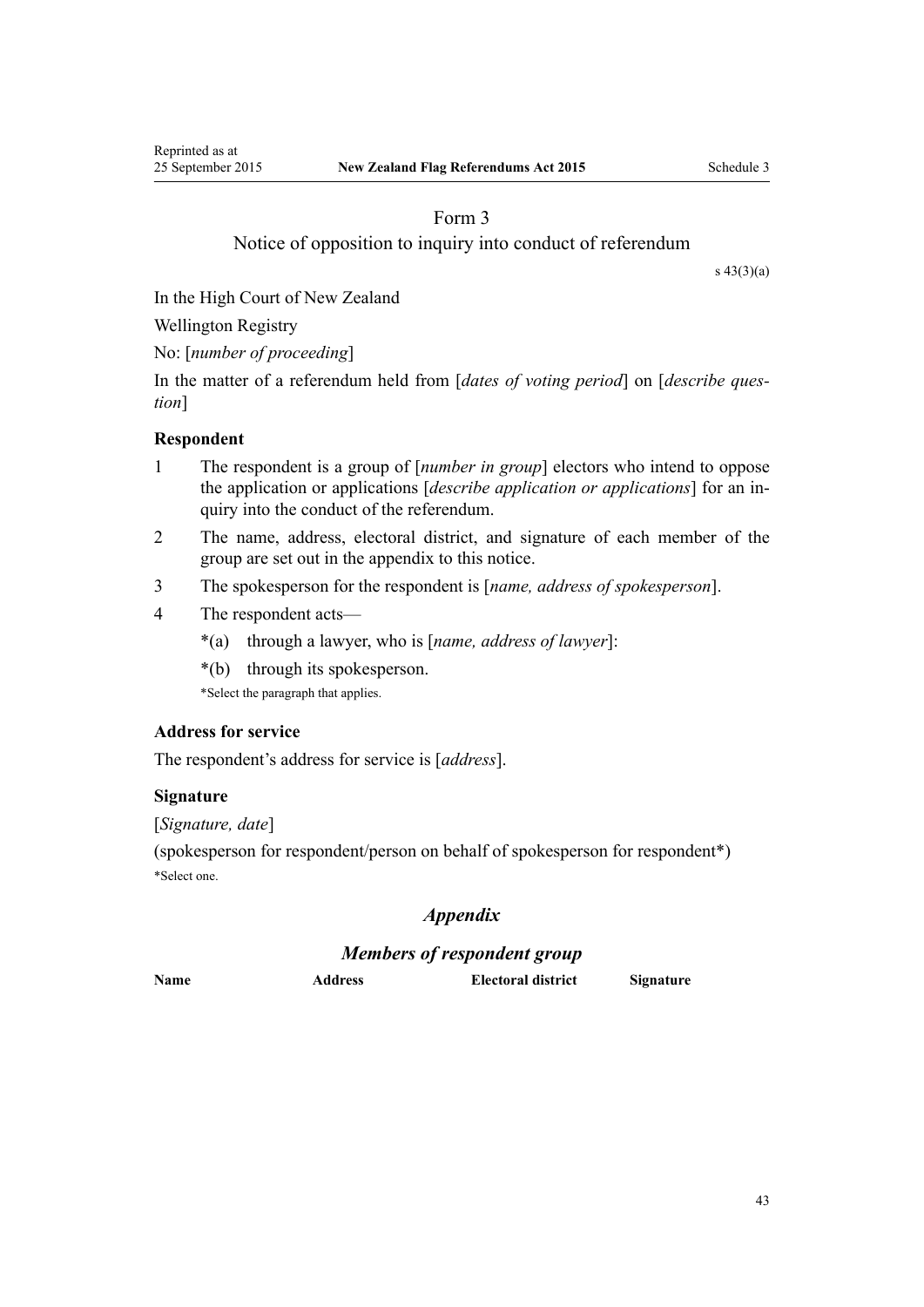## Form 3

### Notice of opposition to inquiry into conduct of referendum

s 43(3)(a)

In the High Court of New Zealand

Wellington Registry

No: [*number of proceeding*]

In the matter of a referendum held from [*dates of voting period*] on [*describe question*]

#### Respondent

1 The respondent is a group of [*number in group*] electors who intend to oppose the application or applications [*describe application or applications*] for an inquiry into the conduct of the referendum.

2 The name, address, electoral district, and signature of each member of the group are set out in the appendix to this notice.

3 The spokesperson for the respondent is [*name, address of spokesperson*].

4 The respondent acts—

*(a) through a lawyer, who is [*name, address of lawyer*]:

*(b) through its spokesperson.

*Select the paragraph that applies.

#### Address for service

The respondent's address for service is [*address*].

#### Signature

[*Signature, date*]

(spokesperson for respondent/person on behalf of spokesperson for respondent*)

*Select one.

### *Appendix*

### *Members of respondent group*

| Name | Address | Electoral district | Signature |
| --- | --- | --- | --- |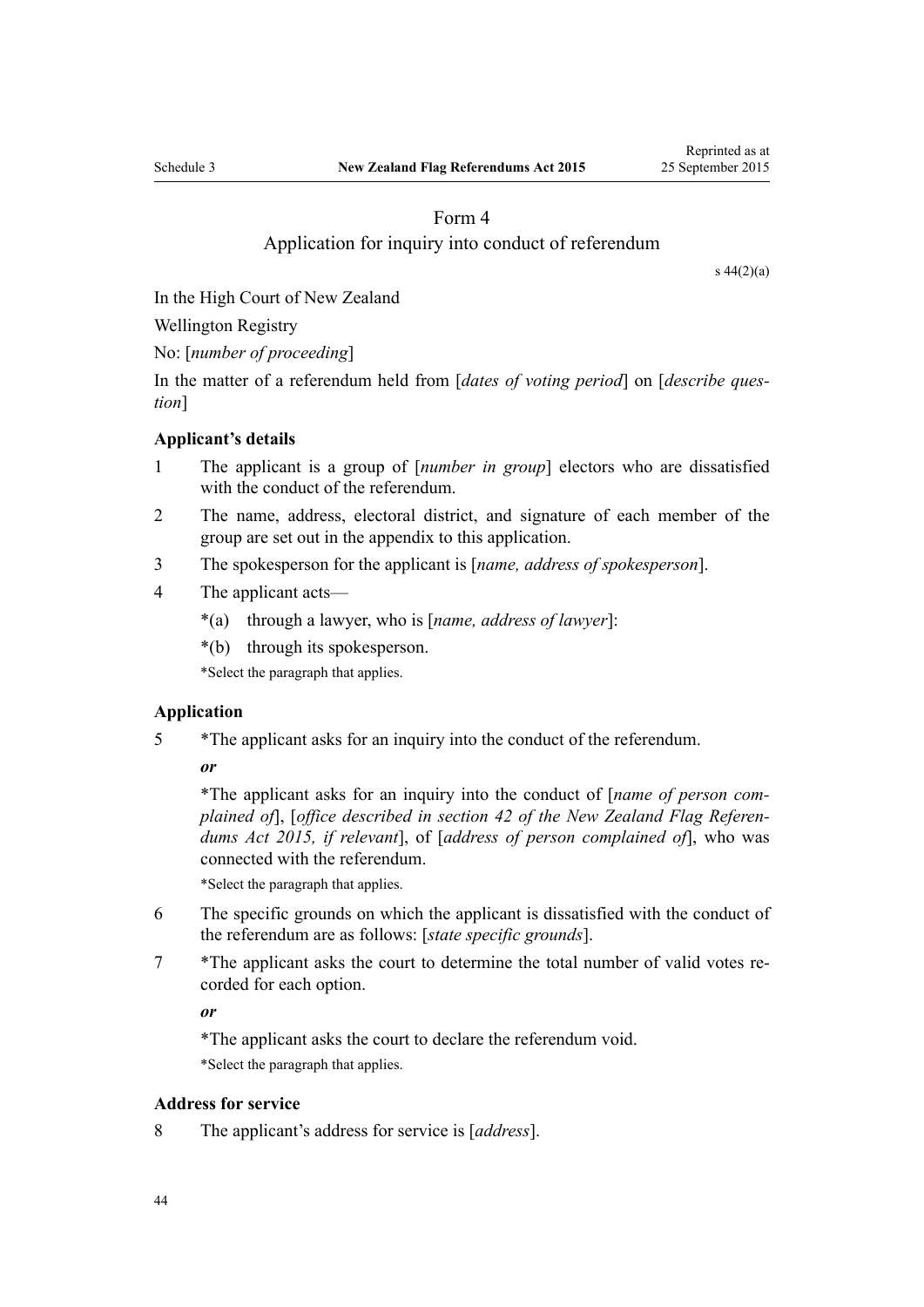## Form 4

### Application for inquiry into conduct of referendum

s 44(2)(a)

In the High Court of New Zealand

Wellington Registry

No: [*number of proceeding*]

In the matter of a referendum held from [*dates of voting period*] on [*describe question*]

**Applicant's details**

1 The applicant is a group of [*number in group*] electors who are dissatisfied with the conduct of the referendum.

2 The name, address, electoral district, and signature of each member of the group are set out in the appendix to this application.

3 The spokesperson for the applicant is [*name, address of spokesperson*].

4 The applicant acts—

*(a) through a lawyer, who is [*name, address of lawyer*]:

*(b) through its spokesperson.

*Select the paragraph that applies.

**Application**

5 *The applicant asks for an inquiry into the conduct of the referendum.

***or***

*The applicant asks for an inquiry into the conduct of [*name of person complained of*], [*office described in section 42 of the New Zealand Flag Referendums Act 2015, if relevant*], of [*address of person complained of*], who was connected with the referendum.

*Select the paragraph that applies.

6 The specific grounds on which the applicant is dissatisfied with the conduct of the referendum are as follows: [*state specific grounds*].

7 *The applicant asks the court to determine the total number of valid votes recorded for each option.

***or***

*The applicant asks the court to declare the referendum void.

*Select the paragraph that applies.

**Address for service**

8 The applicant's address for service is [*address*].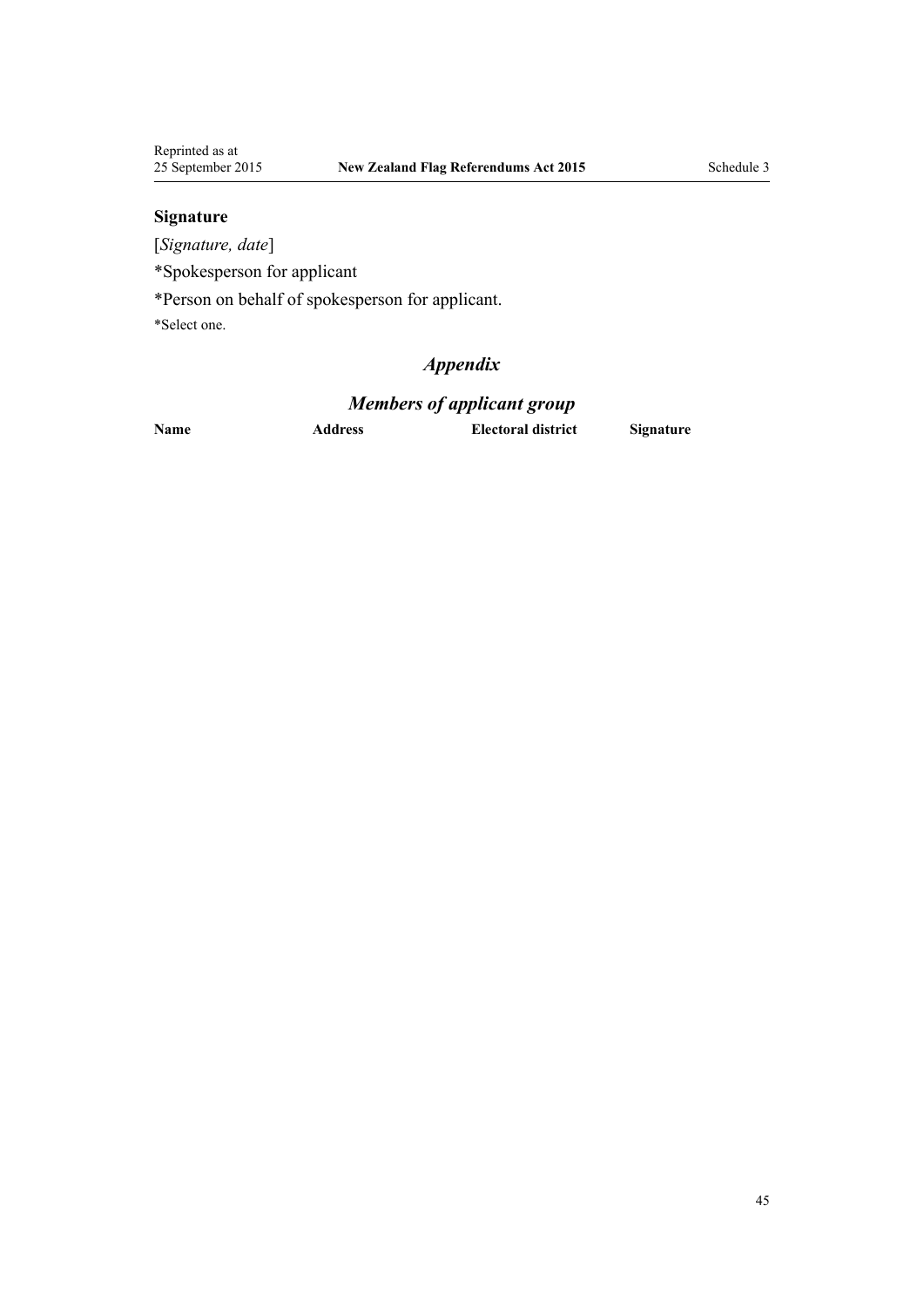### Signature

[*Signature, date*]

*Spokesperson for applicant

*Person on behalf of spokesperson for applicant.

*Select one.

## *Appendix*

## *Members of applicant group*

| Name | Address | Electoral district | Signature |
| --- | --- | --- | --- |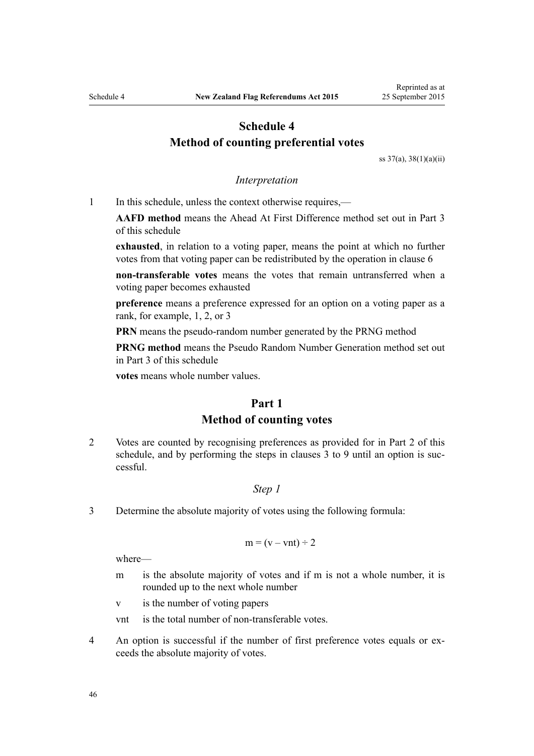# Schedule 4
## Method of counting preferential votes

ss 37(a), 38(1)(a)(ii)

*Interpretation*

1 In this schedule, unless the context otherwise requires,—

**AAFD method** means the Ahead At First Difference method set out in Part 3 of this schedule

**exhausted**, in relation to a voting paper, means the point at which no further votes from that voting paper can be redistributed by the operation in clause 6

**non-transferable votes** means the votes that remain untransferred when a voting paper becomes exhausted

**preference** means a preference expressed for an option on a voting paper as a rank, for example, 1, 2, or 3

**PRN** means the pseudo-random number generated by the PRNG method

**PRNG method** means the Pseudo Random Number Generation method set out in Part 3 of this schedule

**votes** means whole number values.

## Part 1
## Method of counting votes

2 Votes are counted by recognising preferences as provided for in Part 2 of this schedule, and by performing the steps in clauses 3 to 9 until an option is successful.

*Step 1*

3 Determine the absolute majority of votes using the following formula:

$$m = (v - vnt) \div 2$$

where—

$m$ is the absolute majority of votes and if $m$ is not a whole number, it is rounded up to the next whole number

$v$ is the number of voting papers

$vnt$ is the total number of non-transferable votes.

4 An option is successful if the number of first preference votes equals or exceeds the absolute majority of votes.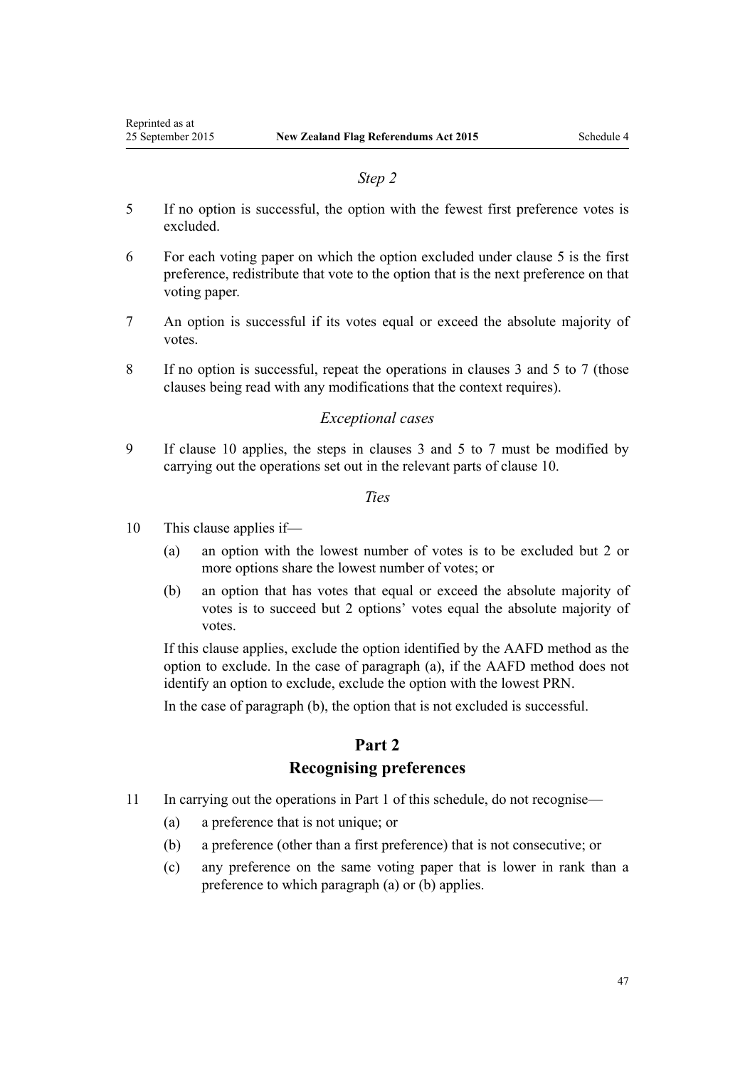*Step 2*

5 If no option is successful, the option with the fewest first preference votes is excluded.

6 For each voting paper on which the option excluded under clause 5 is the first preference, redistribute that vote to the option that is the next preference on that voting paper.

7 An option is successful if its votes equal or exceed the absolute majority of votes.

8 If no option is successful, repeat the operations in clauses 3 and 5 to 7 (those clauses being read with any modifications that the context requires).

*Exceptional cases*

9 If clause 10 applies, the steps in clauses 3 and 5 to 7 must be modified by carrying out the operations set out in the relevant parts of clause 10.

*Ties*

10 This clause applies if—

- (a) an option with the lowest number of votes is to be excluded but 2 or more options share the lowest number of votes; or
- (b) an option that has votes that equal or exceed the absolute majority of votes is to succeed but 2 options' votes equal the absolute majority of votes.

If this clause applies, exclude the option identified by the AAFD method as the option to exclude. In the case of paragraph (a), if the AAFD method does not identify an option to exclude, exclude the option with the lowest PRN.

In the case of paragraph (b), the option that is not excluded is successful.

## Part 2
## Recognising preferences

11 In carrying out the operations in Part 1 of this schedule, do not recognise—

- (a) a preference that is not unique; or
- (b) a preference (other than a first preference) that is not consecutive; or
- (c) any preference on the same voting paper that is lower in rank than a preference to which paragraph (a) or (b) applies.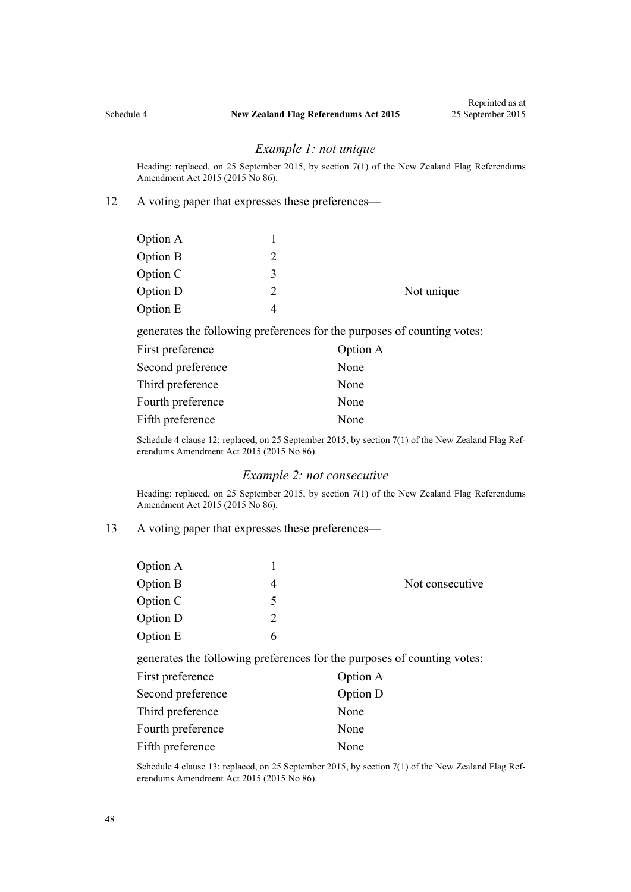### *Example 1: not unique*

Heading: replaced, on 25 September 2015, by section 7(1) of the New Zealand Flag Referendums Amendment Act 2015 (2015 No 86).

12 A voting paper that expresses these preferences—

| | | |
|---|---|---|
| Option A | 1 | |
| Option B | 2 | |
| Option C | 3 | |
| Option D | 2 | Not unique |
| Option E | 4 | |

generates the following preferences for the purposes of counting votes:

| | |
|---|---|
| First preference | Option A |
| Second preference | None |
| Third preference | None |
| Fourth preference | None |
| Fifth preference | None |

Schedule 4 clause 12: replaced, on 25 September 2015, by section 7(1) of the New Zealand Flag Referendums Amendment Act 2015 (2015 No 86).

### *Example 2: not consecutive*

Heading: replaced, on 25 September 2015, by section 7(1) of the New Zealand Flag Referendums Amendment Act 2015 (2015 No 86).

13 A voting paper that expresses these preferences—

| | | |
|---|---|---|
| Option A | 1 | |
| Option B | 4 | Not consecutive |
| Option C | 5 | |
| Option D | 2 | |
| Option E | 6 | |

generates the following preferences for the purposes of counting votes:

| | |
|---|---|
| First preference | Option A |
| Second preference | Option D |
| Third preference | None |
| Fourth preference | None |
| Fifth preference | None |

Schedule 4 clause 13: replaced, on 25 September 2015, by section 7(1) of the New Zealand Flag Referendums Amendment Act 2015 (2015 No 86).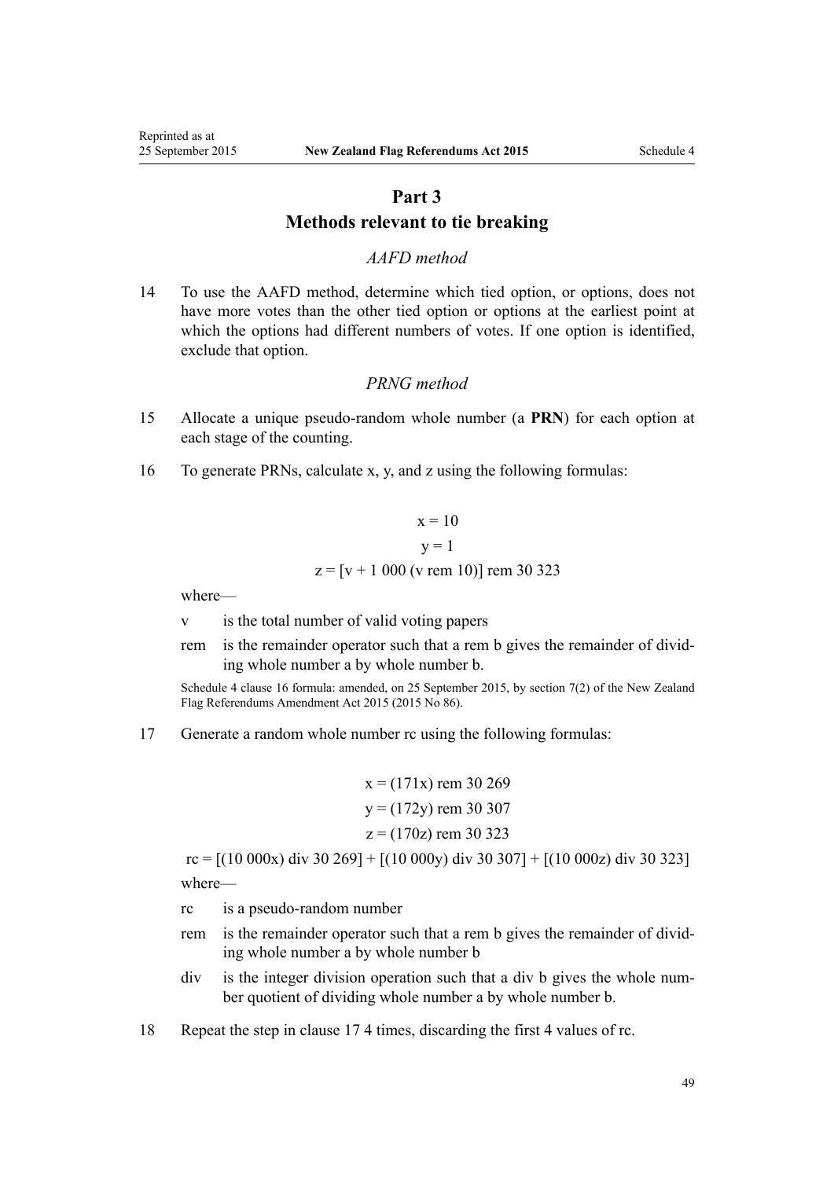## Part 3
## Methods relevant to tie breaking

*AAFD method*

14 To use the AAFD method, determine which tied option, or options, does not have more votes than the other tied option or options at the earliest point at which the options had different numbers of votes. If one option is identified, exclude that option.

*PRNG method*

15 Allocate a unique pseudo-random whole number (a **PRN**) for each option at each stage of the counting.

16 To generate PRNs, calculate x, y, and z using the following formulas:

$$x = 10$$

$$y = 1$$

$$z = [v + 1\ 000\ (v \text{ rem } 10)] \text{ rem } 30\ 323$$

where—

v is the total number of valid voting papers

rem is the remainder operator such that a rem b gives the remainder of dividing whole number a by whole number b.

Schedule 4 clause 16 formula: amended, on 25 September 2015, by section 7(2) of the New Zealand Flag Referendums Amendment Act 2015 (2015 No 86).

17 Generate a random whole number rc using the following formulas:

$$x = (171x) \text{ rem } 30\ 269$$

$$y = (172y) \text{ rem } 30\ 307$$

$$z = (170z) \text{ rem } 30\ 323$$

$$rc = [(10\ 000x) \text{ div } 30\ 269] + [(10\ 000y) \text{ div } 30\ 307] + [(10\ 000z) \text{ div } 30\ 323]$$

where—

rc is a pseudo-random number

rem is the remainder operator such that a rem b gives the remainder of dividing whole number a by whole number b

div is the integer division operation such that a div b gives the whole number quotient of dividing whole number a by whole number b.

18 Repeat the step in clause 17 4 times, discarding the first 4 values of rc.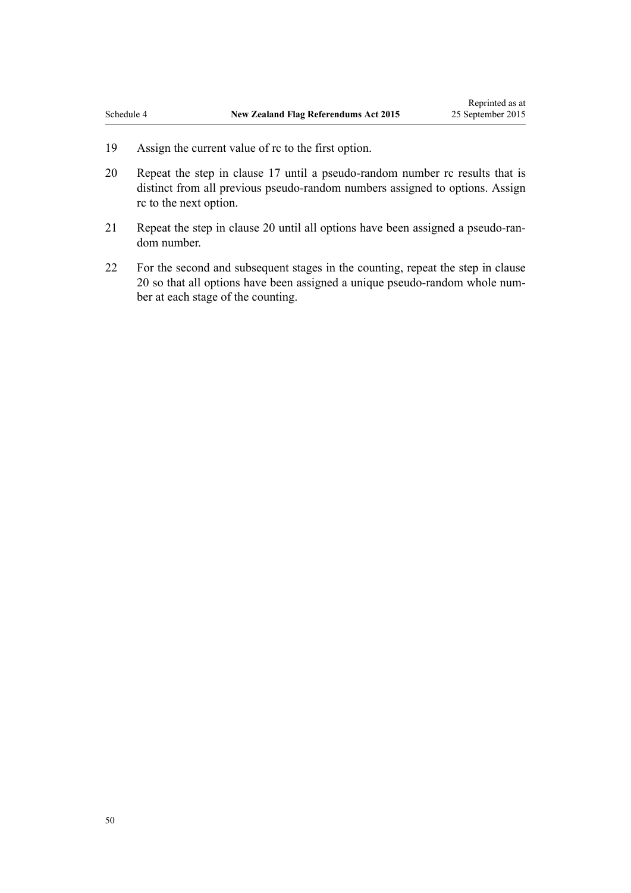19 Assign the current value of rc to the first option.

20 Repeat the step in clause 17 until a pseudo-random number rc results that is distinct from all previous pseudo-random numbers assigned to options. Assign rc to the next option.

21 Repeat the step in clause 20 until all options have been assigned a pseudo-random number.

22 For the second and subsequent stages in the counting, repeat the step in clause 20 so that all options have been assigned a unique pseudo-random whole number at each stage of the counting.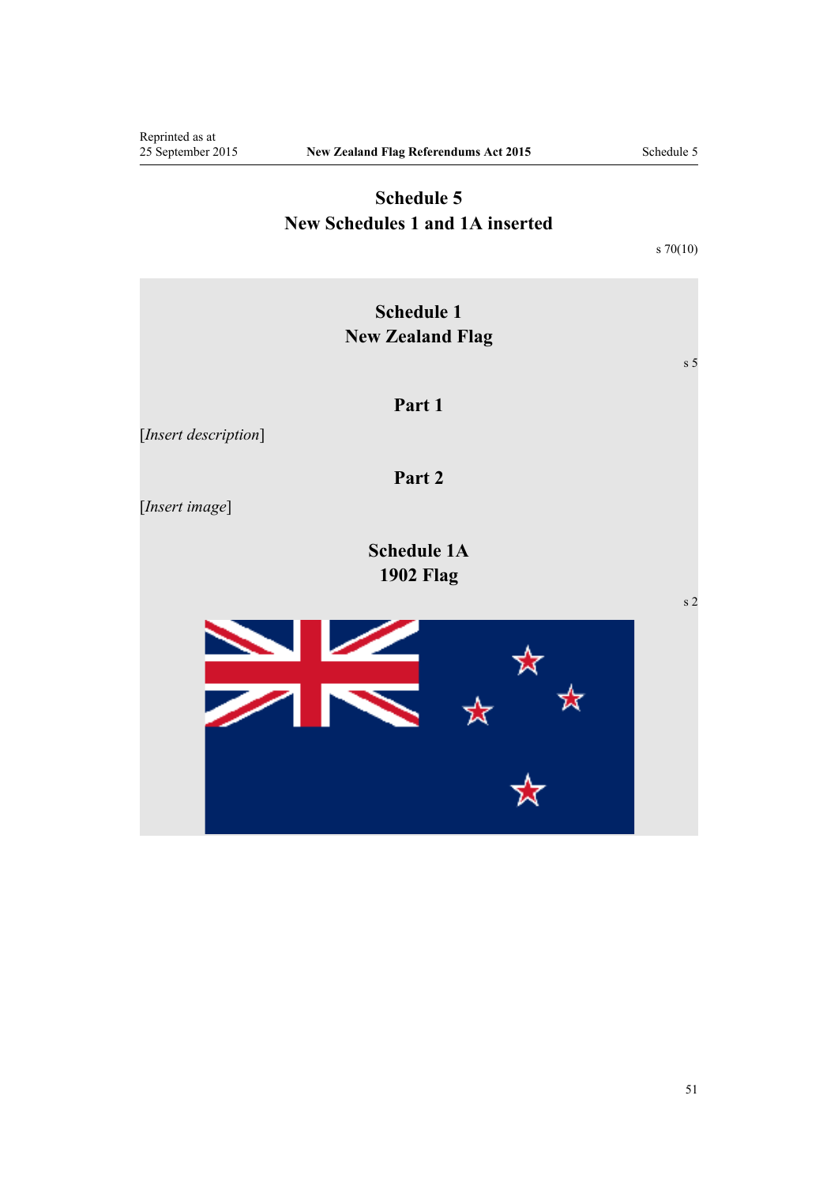# Schedule 5
## New Schedules 1 and 1A inserted

s 70(10)

### Schedule 1
### New Zealand Flag

s 5

#### Part 1

[*Insert description*]

#### Part 2

[*Insert image*]

### Schedule 1A
### 1902 Flag

s 2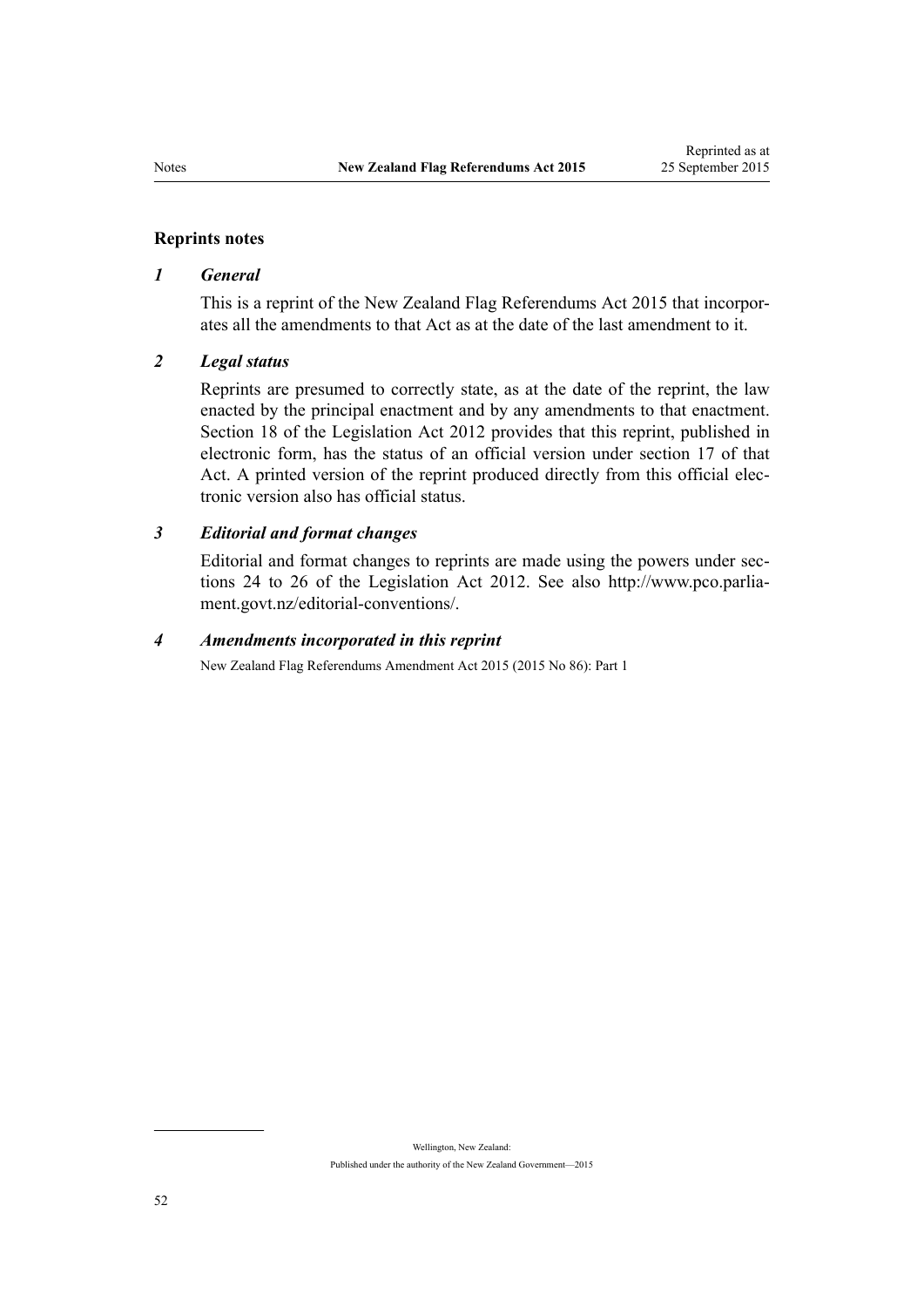## Reprints notes

### *1 General*

This is a reprint of the New Zealand Flag Referendums Act 2015 that incorporates all the amendments to that Act as at the date of the last amendment to it.

### *2 Legal status*

Reprints are presumed to correctly state, as at the date of the reprint, the law enacted by the principal enactment and by any amendments to that enactment. Section 18 of the Legislation Act 2012 provides that this reprint, published in electronic form, has the status of an official version under section 17 of that Act. A printed version of the reprint produced directly from this official electronic version also has official status.

### *3 Editorial and format changes*

Editorial and format changes to reprints are made using the powers under sections 24 to 26 of the Legislation Act 2012. See also http://www.pco.parliament.govt.nz/editorial-conventions/.

### *4 Amendments incorporated in this reprint*

New Zealand Flag Referendums Amendment Act 2015 (2015 No 86): Part 1

Wellington, New Zealand:

Published under the authority of the New Zealand Government—2015